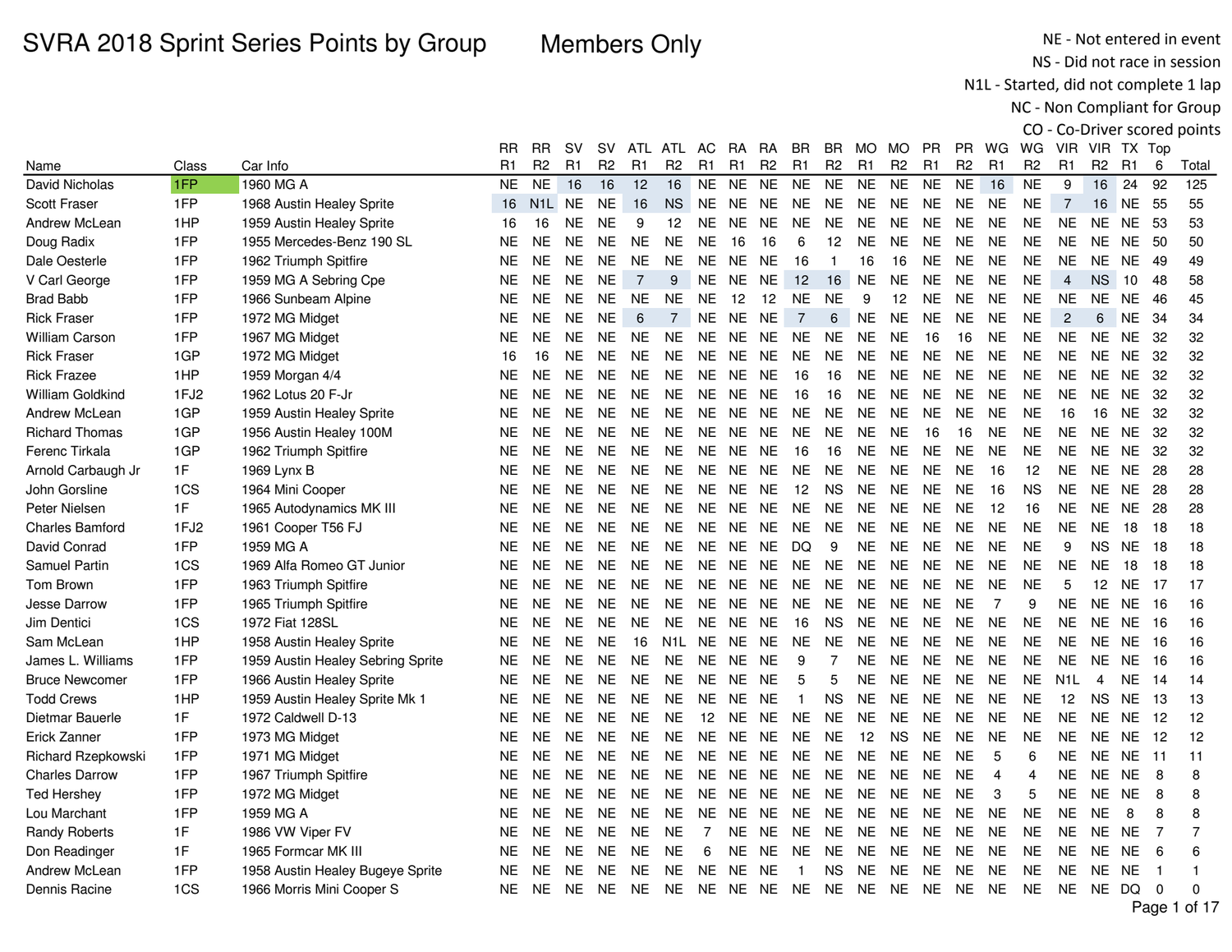# SVRA 2018 Sprint Series Points by Group

## Members Only

NE - Not entered in event
NS - Did not race in session
N1L - Started, did not complete 1 lap
NC - Non Compliant for Group
CO - Co-Driver scored points

| Name | Class | Car Info | RR R1 | RR R2 | SV R1 | SV R2 | ATL R1 | ATL R2 | AC R1 | RA R1 | RA R2 | BR R1 | BR R2 | MO R1 | MO R2 | PR R1 | PR R2 | WG R1 | WG R2 | VIR R1 | VIR R2 | TX R1 | Top 6 | Total |
|---|---|---|---|---|---|---|---|---|---|---|---|---|---|---|---|---|---|---|---|---|---|---|---|---|
| David Nicholas | 1FP | 1960 MG A | NE | NE | 16 | 16 | 12 | 16 | NE | NE | NE | NE | NE | NE | NE | NE | NE | 16 | NE | 9 | 16 | 24 | 92 | 125 |
| Scott Fraser | 1FP | 1968 Austin Healey Sprite | 16 | N1L | NE | NE | 16 | NS | NE | NE | NE | NE | NE | NE | NE | NE | NE | NE | NE | 7 | 16 | NE | 55 | 55 |
| Andrew McLean | 1HP | 1959 Austin Healey Sprite | 16 | 16 | NE | NE | 9 | 12 | NE | NE | NE | NE | NE | NE | NE | NE | NE | NE | NE | NE | NE | NE | 53 | 53 |
| Doug Radix | 1FP | 1955 Mercedes-Benz 190 SL | NE | NE | NE | NE | NE | NE | NE | 16 | 16 | 6 | 12 | NE | NE | NE | NE | NE | NE | NE | NE | NE | 50 | 50 |
| Dale Oesterle | 1FP | 1962 Triumph Spitfire | NE | NE | NE | NE | NE | NE | NE | NE | NE | 16 | 1 | 16 | 16 | NE | NE | NE | NE | NE | NE | NE | 49 | 49 |
| V Carl George | 1FP | 1959 MG A Sebring Cpe | NE | NE | NE | NE | 7 | 9 | NE | NE | NE | 12 | 16 | NE | NE | NE | NE | NE | NE | 4 | NS | 10 | 48 | 58 |
| Brad Babb | 1FP | 1966 Sunbeam Alpine | NE | NE | NE | NE | NE | NE | NE | 12 | 12 | NE | NE | 9 | 12 | NE | NE | NE | NE | NE | NE | NE | 46 | 45 |
| Rick Fraser | 1FP | 1972 MG Midget | NE | NE | NE | NE | 6 | 7 | NE | NE | NE | 7 | 6 | NE | NE | NE | NE | NE | NE | 2 | 6 | NE | 34 | 34 |
| William Carson | 1FP | 1967 MG Midget | NE | NE | NE | NE | NE | NE | NE | NE | NE | NE | NE | NE | NE | 16 | 16 | NE | NE | NE | NE | NE | 32 | 32 |
| Rick Fraser | 1GP | 1972 MG Midget | 16 | 16 | NE | NE | NE | NE | NE | NE | NE | NE | NE | NE | NE | NE | NE | NE | NE | NE | NE | NE | 32 | 32 |
| Rick Frazee | 1HP | 1959 Morgan 4/4 | NE | NE | NE | NE | NE | NE | NE | NE | NE | 16 | 16 | NE | NE | NE | NE | NE | NE | NE | NE | NE | 32 | 32 |
| William Goldkind | 1FJ2 | 1962 Lotus 20 F-Jr | NE | NE | NE | NE | NE | NE | NE | NE | NE | 16 | 16 | NE | NE | NE | NE | NE | NE | NE | NE | NE | 32 | 32 |
| Andrew McLean | 1GP | 1959 Austin Healey Sprite | NE | NE | NE | NE | NE | NE | NE | NE | NE | NE | NE | NE | NE | NE | NE | NE | NE | 16 | 16 | NE | 32 | 32 |
| Richard Thomas | 1GP | 1956 Austin Healey 100M | NE | NE | NE | NE | NE | NE | NE | NE | NE | NE | NE | NE | NE | 16 | 16 | NE | NE | NE | NE | NE | 32 | 32 |
| Ferenc Tirkala | 1GP | 1962 Triumph Spitfire | NE | NE | NE | NE | NE | NE | NE | NE | NE | 16 | 16 | NE | NE | NE | NE | NE | NE | NE | NE | NE | 32 | 32 |
| Arnold Carbaugh Jr | 1F | 1969 Lynx B | NE | NE | NE | NE | NE | NE | NE | NE | NE | NE | NE | NE | NE | NE | NE | 16 | 12 | NE | NE | NE | 28 | 28 |
| John Gorsline | 1CS | 1964 Mini Cooper | NE | NE | NE | NE | NE | NE | NE | NE | NE | 12 | NS | NE | NE | NE | NE | 16 | NS | NE | NE | NE | 28 | 28 |
| Peter Nielsen | 1F | 1965 Autodynamics MK III | NE | NE | NE | NE | NE | NE | NE | NE | NE | NE | NE | NE | NE | NE | NE | 12 | 16 | NE | NE | NE | 28 | 28 |
| Charles Bamford | 1FJ2 | 1961 Cooper T56 FJ | NE | NE | NE | NE | NE | NE | NE | NE | NE | NE | NE | NE | NE | NE | NE | NE | NE | NE | NE | 18 | 18 | 18 |
| David Conrad | 1FP | 1959 MG A | NE | NE | NE | NE | NE | NE | NE | NE | NE | DQ | 9 | NE | NE | NE | NE | NE | NE | 9 | NS | NE | 18 | 18 |
| Samuel Partin | 1CS | 1969 Alfa Romeo GT Junior | NE | NE | NE | NE | NE | NE | NE | NE | NE | NE | NE | NE | NE | NE | NE | NE | NE | NE | NE | 18 | 18 | 18 |
| Tom Brown | 1FP | 1963 Triumph Spitfire | NE | NE | NE | NE | NE | NE | NE | NE | NE | NE | NE | NE | NE | NE | NE | NE | NE | 5 | 12 | NE | 17 | 17 |
| Jesse Darrow | 1FP | 1965 Triumph Spitfire | NE | NE | NE | NE | NE | NE | NE | NE | NE | NE | NE | NE | NE | NE | NE | 7 | 9 | NE | NE | NE | 16 | 16 |
| Jim Dentici | 1CS | 1972 Fiat 128SL | NE | NE | NE | NE | NE | NE | NE | NE | NE | 16 | NS | NE | NE | NE | NE | NE | NE | NE | NE | NE | 16 | 16 |
| Sam McLean | 1HP | 1958 Austin Healey Sprite | NE | NE | NE | NE | 16 | N1L | NE | NE | NE | NE | NE | NE | NE | NE | NE | NE | NE | NE | NE | NE | 16 | 16 |
| James L. Williams | 1FP | 1959 Austin Healey Sebring Sprite | NE | NE | NE | NE | NE | NE | NE | NE | NE | 9 | 7 | NE | NE | NE | NE | NE | NE | NE | NE | NE | 16 | 16 |
| Bruce Newcomer | 1FP | 1966 Austin Healey Sprite | NE | NE | NE | NE | NE | NE | NE | NE | NE | 5 | 5 | NE | NE | NE | NE | NE | NE | N1L | 4 | NE | 14 | 14 |
| Todd Crews | 1HP | 1959 Austin Healey Sprite Mk 1 | NE | NE | NE | NE | NE | NE | NE | NE | NE | 1 | NS | NE | NE | NE | NE | NE | NE | 12 | NS | NE | 13 | 13 |
| Dietmar Bauerle | 1F | 1972 Caldwell D-13 | NE | NE | NE | NE | NE | NE | 12 | NE | NE | NE | NE | NE | NE | NE | NE | NE | NE | NE | NE | NE | 12 | 12 |
| Erick Zanner | 1FP | 1973 MG Midget | NE | NE | NE | NE | NE | NE | NE | NE | NE | NE | NE | 12 | NS | NE | NE | NE | NE | NE | NE | NE | 12 | 12 |
| Richard Rzepkowski | 1FP | 1971 MG Midget | NE | NE | NE | NE | NE | NE | NE | NE | NE | NE | NE | NE | NE | NE | NE | 5 | 6 | NE | NE | NE | 11 | 11 |
| Charles Darrow | 1FP | 1967 Triumph Spitfire | NE | NE | NE | NE | NE | NE | NE | NE | NE | NE | NE | NE | NE | NE | NE | 4 | 4 | NE | NE | NE | 8 | 8 |
| Ted Hershey | 1FP | 1972 MG Midget | NE | NE | NE | NE | NE | NE | NE | NE | NE | NE | NE | NE | NE | NE | NE | 3 | 5 | NE | NE | NE | 8 | 8 |
| Lou Marchant | 1FP | 1959 MG A | NE | NE | NE | NE | NE | NE | NE | NE | NE | NE | NE | NE | NE | NE | NE | NE | NE | NE | NE | 8 | 8 | 8 |
| Randy Roberts | 1F | 1986 VW Viper FV | NE | NE | NE | NE | NE | NE | 7 | NE | NE | NE | NE | NE | NE | NE | NE | NE | NE | NE | NE | NE | 7 | 7 |
| Don Readinger | 1F | 1965 Formcar MK III | NE | NE | NE | NE | NE | NE | 6 | NE | NE | NE | NE | NE | NE | NE | NE | NE | NE | NE | NE | NE | 6 | 6 |
| Andrew McLean | 1FP | 1958 Austin Healey Bugeye Sprite | NE | NE | NE | NE | NE | NE | NE | NE | NE | 1 | NS | NE | NE | NE | NE | NE | NE | NE | NE | NE | 1 | 1 |
| Dennis Racine | 1CS | 1966 Morris Mini Cooper S | NE | NE | NE | NE | NE | NE | NE | NE | NE | NE | NE | NE | NE | NE | NE | NE | NE | NE | NE | DQ | 0 | 0 |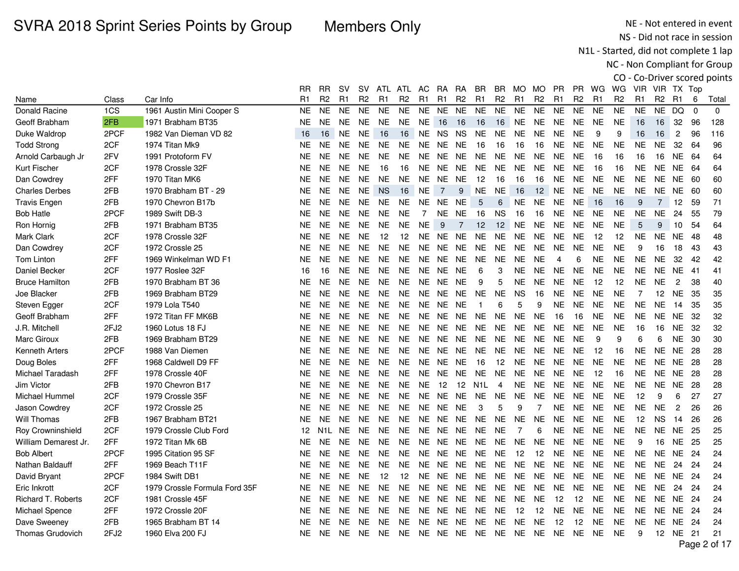# SVRA 2018 Sprint Series Points by Group

## Members Only

NE - Not entered in event
NS - Did not race in session
N1L - Started, did not complete 1 lap
NC - Non Compliant for Group
CO - Co-Driver scored points

| Name | Class | Car Info | RR R1 | RR R2 | SV R1 | SV R2 | ATL R1 | ATL R2 | AC R1 | RA R1 | RA R2 | BR R1 | BR R2 | MO R1 | MO R2 | PR R1 | PR R2 | WG R1 | WG R2 | VIR R1 | VIR R2 | TX R1 | Top 6 | Total |
|---|---|---|---|---|---|---|---|---|---|---|---|---|---|---|---|---|---|---|---|---|---|---|---|---|
| Donald Racine | 1CS | 1961 Austin Mini Cooper S | NE | NE | NE | NE | NE | NE | NE | NE | NE | NE | NE | NE | NE | NE | NE | NE | NE | NE | NE | DQ | 0 | 0 |
| Geoff Brabham | 2FB | 1971 Brabham BT35 | NE | NE | NE | NE | NE | NE | NE | 16 | 16 | 16 | 16 | NE | NE | NE | NE | NE | NE | 16 | 16 | 32 | 96 | 128 |
| Duke Waldrop | 2PCF | 1982 Van Dieman VD 82 | 16 | 16 | NE | NE | 16 | 16 | NE | NS | NS | NE | NE | NE | NE | NE | NE | 9 | 9 | 16 | 16 | 2 | 96 | 116 |
| Todd Strong | 2CF | 1974 Titan Mk9 | NE | NE | NE | NE | NE | NE | NE | NE | NE | 16 | 16 | 16 | 16 | NE | NE | NE | NE | NE | NE | 32 | 64 | 96 |
| Arnold Carbaugh Jr | 2FV | 1991 Protoform FV | NE | NE | NE | NE | NE | NE | NE | NE | NE | NE | NE | NE | NE | NE | NE | 16 | 16 | 16 | 16 | NE | 64 | 64 |
| Kurt Fischer | 2CF | 1978 Crossle 32F | NE | NE | NE | NE | 16 | 16 | NE | NE | NE | NE | NE | NE | NE | NE | NE | 16 | 16 | NE | NE | NE | 64 | 64 |
| Dan Cowdrey | 2FF | 1970 Titan MK6 | NE | NE | NE | NE | NE | NE | NE | NE | NE | 12 | 16 | 16 | 16 | NE | NE | NE | NE | NE | NE | NE | 60 | 60 |
| Charles Derbes | 2FB | 1970 Brabham BT - 29 | NE | NE | NE | NE | NS | 16 | NE | 7 | 9 | NE | NE | 16 | 12 | NE | NE | NE | NE | NE | NE | NE | 60 | 60 |
| Travis Engen | 2FB | 1970 Chevron B17b | NE | NE | NE | NE | NE | NE | NE | NE | NE | 5 | 6 | NE | NE | NE | NE | 16 | 16 | 9 | 7 | 12 | 59 | 71 |
| Bob Hatle | 2PCF | 1989 Swift DB-3 | NE | NE | NE | NE | NE | NE | 7 | NE | NE | 16 | NS | 16 | 16 | NE | NE | NE | NE | NE | NE | 24 | 55 | 79 |
| Ron Hornig | 2FB | 1971 Brabham BT35 | NE | NE | NE | NE | NE | NE | NE | 9 | 7 | 12 | 12 | NE | NE | NE | NE | NE | NE | 5 | 9 | 10 | 54 | 64 |
| Mark Clark | 2CF | 1978 Crossle 32F | NE | NE | NE | NE | 12 | 12 | NE | NE | NE | NE | NE | NE | NE | NE | NE | 12 | 12 | NE | NE | NE | 48 | 48 |
| Dan Cowdrey | 2CF | 1972 Crossle 25 | NE | NE | NE | NE | NE | NE | NE | NE | NE | NE | NE | NE | NE | NE | NE | NE | NE | 9 | 16 | 18 | 43 | 43 |
| Tom Linton | 2FF | 1969 Winkelman WD F1 | NE | NE | NE | NE | NE | NE | NE | NE | NE | NE | NE | NE | NE | 4 | 6 | NE | NE | NE | NE | 32 | 42 | 42 |
| Daniel Becker | 2CF | 1977 Roslee 32F | 16 | 16 | NE | NE | NE | NE | NE | NE | NE | 6 | 3 | NE | NE | NE | NE | NE | NE | NE | NE | NE | 41 | 41 |
| Bruce Hamilton | 2FB | 1970 Brabham BT 36 | NE | NE | NE | NE | NE | NE | NE | NE | NE | 9 | 5 | NE | NE | NE | NE | 12 | 12 | NE | NE | 2 | 38 | 40 |
| Joe Blacker | 2FB | 1969 Brabham BT29 | NE | NE | NE | NE | NE | NE | NE | NE | NE | NE | NE | NS | 16 | NE | NE | NE | NE | 7 | 12 | NE | 35 | 35 |
| Steven Egger | 2CF | 1979 Lola T540 | NE | NE | NE | NE | NE | NE | NE | NE | NE | 1 | 6 | 5 | 9 | NE | NE | NE | NE | NE | NE | 14 | 35 | 35 |
| Geoff Brabham | 2FF | 1972 Titan FF MK6B | NE | NE | NE | NE | NE | NE | NE | NE | NE | NE | NE | NE | NE | 16 | 16 | NE | NE | NE | NE | NE | 32 | 32 |
| J.R. Mitchell | 2FJ2 | 1960 Lotus 18 FJ | NE | NE | NE | NE | NE | NE | NE | NE | NE | NE | NE | NE | NE | NE | NE | NE | NE | 16 | 16 | NE | 32 | 32 |
| Marc Giroux | 2FB | 1969 Brabham BT29 | NE | NE | NE | NE | NE | NE | NE | NE | NE | NE | NE | NE | NE | NE | NE | 9 | 9 | 6 | 6 | NE | 30 | 30 |
| Kenneth Arters | 2PCF | 1988 Van Diemen | NE | NE | NE | NE | NE | NE | NE | NE | NE | NE | NE | NE | NE | NE | NE | 12 | 16 | NE | NE | NE | 28 | 28 |
| Doug Boles | 2FF | 1968 Caldwell D9 FF | NE | NE | NE | NE | NE | NE | NE | NE | NE | 16 | 12 | NE | NE | NE | NE | NE | NE | NE | NE | NE | 28 | 28 |
| Michael Taradash | 2FF | 1978 Crossle 40F | NE | NE | NE | NE | NE | NE | NE | NE | NE | NE | NE | NE | NE | NE | NE | 12 | 16 | NE | NE | NE | 28 | 28 |
| Jim Victor | 2FB | 1970 Chevron B17 | NE | NE | NE | NE | NE | NE | NE | 12 | 12 | N1L | 4 | NE | NE | NE | NE | NE | NE | NE | NE | NE | 28 | 28 |
| Michael Hummel | 2CF | 1979 Crossle 35F | NE | NE | NE | NE | NE | NE | NE | NE | NE | NE | NE | NE | NE | NE | NE | NE | NE | 12 | 9 | 6 | 27 | 27 |
| Jason Cowdrey | 2CF | 1972 Crossle 25 | NE | NE | NE | NE | NE | NE | NE | NE | NE | 3 | 5 | 9 | 7 | NE | NE | NE | NE | NE | NE | 2 | 26 | 26 |
| Will Thomas | 2FB | 1967 Brabham BT21 | NE | NE | NE | NE | NE | NE | NE | NE | NE | NE | NE | NE | NE | NE | NE | NE | NE | 12 | NS | 14 | 26 | 26 |
| Roy Crowninshield | 2CF | 1979 Crossle Club Ford | 12 | N1L | NE | NE | NE | NE | NE | NE | NE | NE | NE | 7 | 6 | NE | NE | NE | NE | NE | NE | NE | 25 | 25 |
| William Demarest Jr. | 2FF | 1972 Titan Mk 6B | NE | NE | NE | NE | NE | NE | NE | NE | NE | NE | NE | NE | NE | NE | NE | NE | NE | 9 | 16 | NE | 25 | 25 |
| Bob Albert | 2PCF | 1995 Citation 95 SF | NE | NE | NE | NE | NE | NE | NE | NE | NE | NE | NE | 12 | 12 | NE | NE | NE | NE | NE | NE | NE | 24 | 24 |
| Nathan Baldauff | 2FF | 1969 Beach T11F | NE | NE | NE | NE | NE | NE | NE | NE | NE | NE | NE | NE | NE | NE | NE | NE | NE | NE | NE | 24 | 24 | 24 |
| David Bryant | 2PCF | 1984 Swift DB1 | NE | NE | NE | NE | 12 | 12 | NE | NE | NE | NE | NE | NE | NE | NE | NE | NE | NE | NE | NE | NE | 24 | 24 |
| Eric Inkrott | 2CF | 1979 Crossle Formula Ford 35F | NE | NE | NE | NE | NE | NE | NE | NE | NE | NE | NE | NE | NE | NE | NE | NE | NE | NE | NE | 24 | 24 | 24 |
| Richard T. Roberts | 2CF | 1981 Crossle 45F | NE | NE | NE | NE | NE | NE | NE | NE | NE | NE | NE | NE | NE | 12 | 12 | NE | NE | NE | NE | NE | 24 | 24 |
| Michael Spence | 2FF | 1972 Crossle 20F | NE | NE | NE | NE | NE | NE | NE | NE | NE | NE | NE | 12 | 12 | NE | NE | NE | NE | NE | NE | NE | 24 | 24 |
| Dave Sweeney | 2FB | 1965 Brabham BT 14 | NE | NE | NE | NE | NE | NE | NE | NE | NE | NE | NE | NE | NE | 12 | 12 | NE | NE | NE | NE | NE | 24 | 24 |
| Thomas Grudovich | 2FJ2 | 1960 Elva 200 FJ | NE | NE | NE | NE | NE | NE | NE | NE | NE | NE | NE | NE | NE | NE | NE | NE | NE | 9 | 12 | NE | 21 | 21 |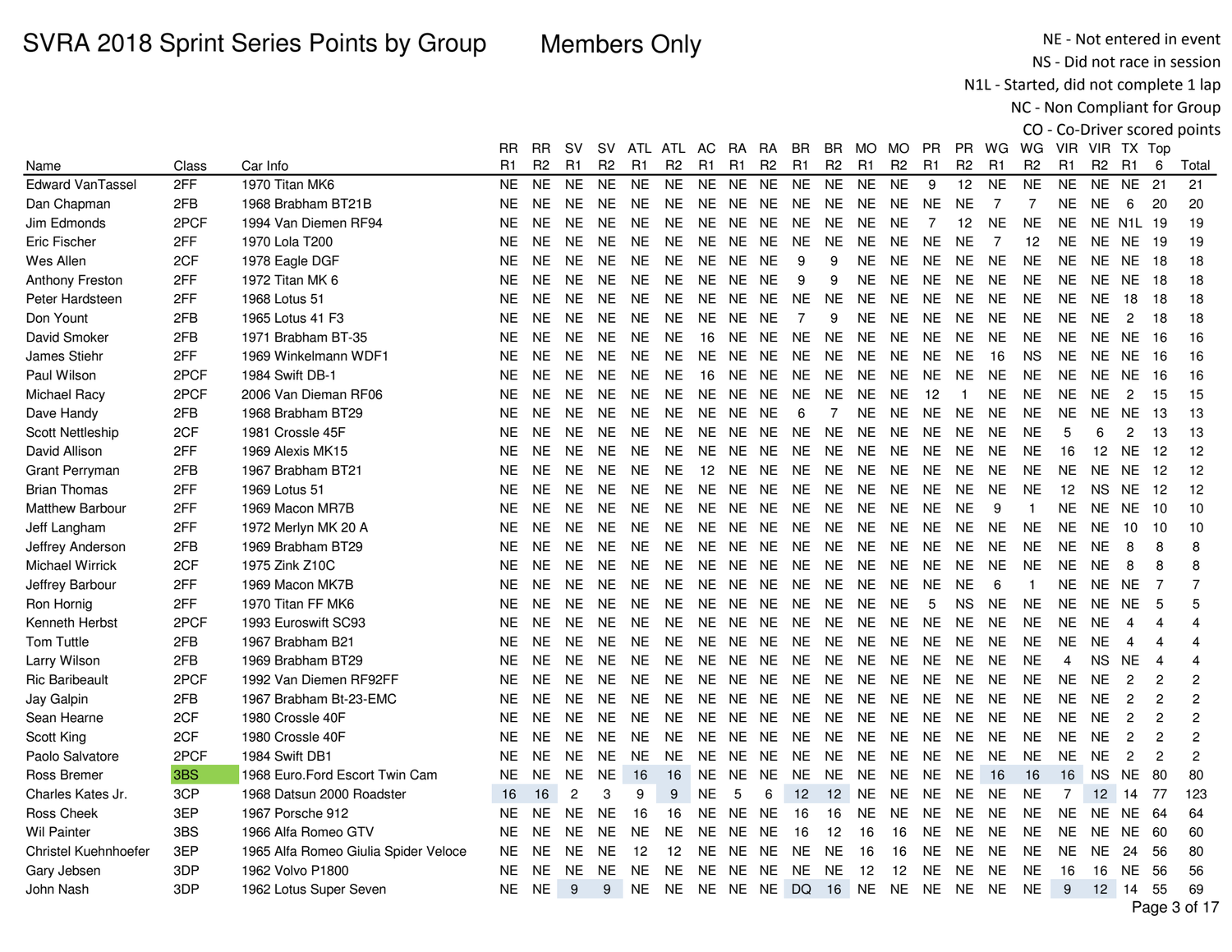# SVRA 2018 Sprint Series Points by Group

## Members Only

NE - Not entered in event
NS - Did not race in session
N1L - Started, did not complete 1 lap
NC - Non Compliant for Group
CO - Co-Driver scored points

| Name | Class | Car Info | RR R1 | RR R2 | SV R1 | SV R2 | ATL R1 | ATL R2 | AC R1 | RA R1 | RA R2 | BR R1 | BR R2 | MO R1 | MO R2 | PR R1 | PR R2 | WG R1 | WG R2 | VIR R1 | VIR R2 | TX R1 | Top 6 | Total |
|---|---|---|---|---|---|---|---|---|---|---|---|---|---|---|---|---|---|---|---|---|---|---|---|---|
| Edward VanTassel | 2FF | 1970 Titan MK6 | NE | NE | NE | NE | NE | NE | NE | NE | NE | NE | NE | NE | NE | 9 | 12 | NE | NE | NE | NE | NE | 21 | 21 |
| Dan Chapman | 2FB | 1968 Brabham BT21B | NE | NE | NE | NE | NE | NE | NE | NE | NE | NE | NE | NE | NE | NE | NE | 7 | 7 | NE | NE | 6 | 20 | 20 |
| Jim Edmonds | 2PCF | 1994 Van Diemen RF94 | NE | NE | NE | NE | NE | NE | NE | NE | NE | NE | NE | NE | NE | 7 | 12 | NE | NE | NE | NE | N1L | 19 | 19 |
| Eric Fischer | 2FF | 1970 Lola T200 | NE | NE | NE | NE | NE | NE | NE | NE | NE | NE | NE | NE | NE | NE | NE | 7 | 12 | NE | NE | NE | 19 | 19 |
| Wes Allen | 2CF | 1978 Eagle DGF | NE | NE | NE | NE | NE | NE | NE | NE | NE | 9 | 9 | NE | NE | NE | NE | NE | NE | NE | NE | NE | 18 | 18 |
| Anthony Freston | 2FF | 1972 Titan MK 6 | NE | NE | NE | NE | NE | NE | NE | NE | NE | 9 | 9 | NE | NE | NE | NE | NE | NE | NE | NE | NE | 18 | 18 |
| Peter Hardsteen | 2FF | 1968 Lotus 51 | NE | NE | NE | NE | NE | NE | NE | NE | NE | NE | NE | NE | NE | NE | NE | NE | NE | NE | NE | 18 | 18 | 18 |
| Don Yount | 2FB | 1965 Lotus 41 F3 | NE | NE | NE | NE | NE | NE | NE | NE | NE | 7 | 9 | NE | NE | NE | NE | NE | NE | NE | NE | 2 | 18 | 18 |
| David Smoker | 2FB | 1971 Brabham BT-35 | NE | NE | NE | NE | NE | NE | 16 | NE | NE | NE | NE | NE | NE | NE | NE | NE | NE | NE | NE | NE | 16 | 16 |
| James Stiehr | 2FF | 1969 Winkelmann WDF1 | NE | NE | NE | NE | NE | NE | NE | NE | NE | NE | NE | NE | NE | NE | NE | 16 | NS | NE | NE | NE | 16 | 16 |
| Paul Wilson | 2PCF | 1984 Swift DB-1 | NE | NE | NE | NE | NE | NE | 16 | NE | NE | NE | NE | NE | NE | NE | NE | NE | NE | NE | NE | NE | 16 | 16 |
| Michael Racy | 2PCF | 2006 Van Diemen RF06 | NE | NE | NE | NE | NE | NE | NE | NE | NE | NE | NE | NE | NE | 12 | 1 | NE | NE | NE | NE | 2 | 15 | 15 |
| Dave Handy | 2FB | 1968 Brabham BT29 | NE | NE | NE | NE | NE | NE | NE | NE | NE | 6 | 7 | NE | NE | NE | NE | NE | NE | NE | NE | NE | 13 | 13 |
| Scott Nettleship | 2CF | 1981 Crossle 45F | NE | NE | NE | NE | NE | NE | NE | NE | NE | NE | NE | NE | NE | NE | NE | NE | NE | 5 | 6 | 2 | 13 | 13 |
| David Allison | 2FF | 1969 Alexis MK15 | NE | NE | NE | NE | NE | NE | NE | NE | NE | NE | NE | NE | NE | NE | NE | NE | NE | 16 | 12 | NE | 12 | 12 |
| Grant Perryman | 2FB | 1967 Brabham BT21 | NE | NE | NE | NE | NE | NE | 12 | NE | NE | NE | NE | NE | NE | NE | NE | NE | NE | NE | NE | NE | 12 | 12 |
| Brian Thomas | 2FF | 1969 Lotus 51 | NE | NE | NE | NE | NE | NE | NE | NE | NE | NE | NE | NE | NE | NE | NE | NE | NE | 12 | NS | NE | 12 | 12 |
| Matthew Barbour | 2FF | 1969 Macon MR7B | NE | NE | NE | NE | NE | NE | NE | NE | NE | NE | NE | NE | NE | NE | NE | 9 | 1 | NE | NE | NE | 10 | 10 |
| Jeff Langham | 2FF | 1972 Merlyn MK 20 A | NE | NE | NE | NE | NE | NE | NE | NE | NE | NE | NE | NE | NE | NE | NE | NE | NE | NE | NE | 10 | 10 | 10 |
| Jeffrey Anderson | 2FB | 1969 Brabham BT29 | NE | NE | NE | NE | NE | NE | NE | NE | NE | NE | NE | NE | NE | NE | NE | NE | NE | NE | NE | 8 | 8 | 8 |
| Michael Wirrick | 2CF | 1975 Zink Z10C | NE | NE | NE | NE | NE | NE | NE | NE | NE | NE | NE | NE | NE | NE | NE | NE | NE | NE | NE | 8 | 8 | 8 |
| Jeffrey Barbour | 2FF | 1969 Macon MK7B | NE | NE | NE | NE | NE | NE | NE | NE | NE | NE | NE | NE | NE | NE | NE | 6 | 1 | NE | NE | NE | 7 | 7 |
| Ron Hornig | 2FF | 1970 Titan FF MK6 | NE | NE | NE | NE | NE | NE | NE | NE | NE | NE | NE | NE | NE | 5 | NS | NE | NE | NE | NE | NE | 5 | 5 |
| Kenneth Herbst | 2PCF | 1993 Euroswift SC93 | NE | NE | NE | NE | NE | NE | NE | NE | NE | NE | NE | NE | NE | NE | NE | NE | NE | NE | NE | 4 | 4 | 4 |
| Tom Tuttle | 2FB | 1967 Brabham B21 | NE | NE | NE | NE | NE | NE | NE | NE | NE | NE | NE | NE | NE | NE | NE | NE | NE | NE | NE | 4 | 4 | 4 |
| Larry Wilson | 2FB | 1969 Brabham BT29 | NE | NE | NE | NE | NE | NE | NE | NE | NE | NE | NE | NE | NE | NE | NE | NE | NE | 4 | NS | NE | 4 | 4 |
| Ric Baribeault | 2PCF | 1992 Van Diemen RF92FF | NE | NE | NE | NE | NE | NE | NE | NE | NE | NE | NE | NE | NE | NE | NE | NE | NE | NE | NE | 2 | 2 | 2 |
| Jay Galpin | 2FB | 1967 Brabham Bt-23-EMC | NE | NE | NE | NE | NE | NE | NE | NE | NE | NE | NE | NE | NE | NE | NE | NE | NE | NE | NE | 2 | 2 | 2 |
| Sean Hearne | 2CF | 1980 Crossle 40F | NE | NE | NE | NE | NE | NE | NE | NE | NE | NE | NE | NE | NE | NE | NE | NE | NE | NE | NE | 2 | 2 | 2 |
| Scott King | 2CF | 1980 Crossle 40F | NE | NE | NE | NE | NE | NE | NE | NE | NE | NE | NE | NE | NE | NE | NE | NE | NE | NE | NE | 2 | 2 | 2 |
| Paolo Salvatore | 2PCF | 1984 Swift DB1 | NE | NE | NE | NE | NE | NE | NE | NE | NE | NE | NE | NE | NE | NE | NE | NE | NE | NE | NE | 2 | 2 | 2 |
| Ross Bremer | 3BS | 1968 Euro.Ford Escort Twin Cam | NE | NE | NE | NE | 16 | 16 | NE | NE | NE | NE | NE | NE | NE | NE | NE | 16 | 16 | 16 | NS | NE | 80 | 80 |
| Charles Kates Jr. | 3CP | 1968 Datsun 2000 Roadster | 16 | 16 | 2 | 3 | 9 | 9 | NE | 5 | 6 | 12 | 12 | NE | NE | NE | NE | NE | NE | 7 | 12 | 14 | 77 | 123 |
| Ross Cheek | 3EP | 1967 Porsche 912 | NE | NE | NE | NE | 16 | 16 | NE | NE | NE | 16 | 16 | NE | NE | NE | NE | NE | NE | NE | NE | NE | 64 | 64 |
| Wil Painter | 3BS | 1966 Alfa Romeo GTV | NE | NE | NE | NE | NE | NE | NE | NE | NE | 16 | 12 | 16 | 16 | NE | NE | NE | NE | NE | NE | NE | 60 | 60 |
| Christel Kuehnhoefer | 3EP | 1965 Alfa Romeo Giulia Spider Veloce | NE | NE | NE | NE | 12 | 12 | NE | NE | NE | NE | NE | 16 | 16 | NE | NE | NE | NE | NE | NE | 24 | 56 | 80 |
| Gary Jebsen | 3DP | 1962 Volvo P1800 | NE | NE | NE | NE | NE | NE | NE | NE | NE | NE | NE | 12 | 12 | NE | NE | NE | NE | 16 | 16 | NE | 56 | 56 |
| John Nash | 3DP | 1962 Lotus Super Seven | NE | NE | 9 | 9 | NE | NE | NE | NE | NE | DQ | 16 | NE | NE | NE | NE | NE | NE | 9 | 12 | 14 | 55 | 69 |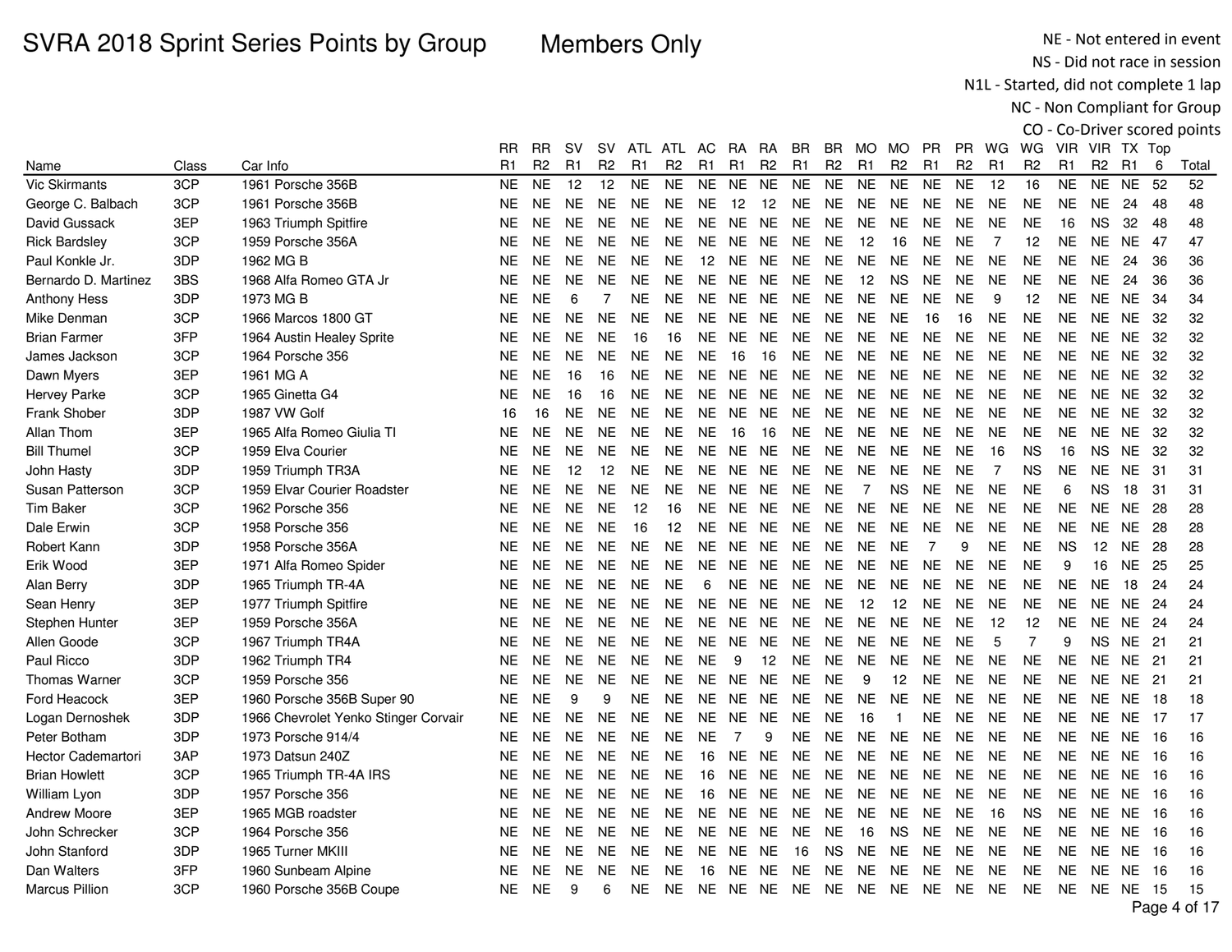# SVRA 2018 Sprint Series Points by Group

## Members Only

NE - Not entered in event
NS - Did not race in session
N1L - Started, did not complete 1 lap
NC - Non Compliant for Group
CO - Co-Driver scored points

| Name | Class | Car Info | RR R1 | RR R2 | SV R1 | SV R2 | ATL R1 | ATL R2 | AC R1 | RA R1 | RA R2 | BR R1 | BR R2 | MO R1 | MO R2 | PR R1 | PR R2 | WG R1 | WG R2 | VIR R1 | VIR R2 | TX R1 | Top 6 | Total |
|---|---|---|---|---|---|---|---|---|---|---|---|---|---|---|---|---|---|---|---|---|---|---|---|---|
| Vic Skirmants | 3CP | 1961 Porsche 356B | NE | NE | 12 | 12 | NE | NE | NE | NE | NE | NE | NE | NE | NE | NE | NE | 12 | 16 | NE | NE | NE | 52 | 52 |
| George C. Balbach | 3CP | 1961 Porsche 356B | NE | NE | NE | NE | NE | NE | NE | 12 | 12 | NE | NE | NE | NE | NE | NE | NE | NE | NE | NE | 24 | 48 | 48 |
| David Gussack | 3EP | 1963 Triumph Spitfire | NE | NE | NE | NE | NE | NE | NE | NE | NE | NE | NE | NE | NE | NE | NE | NE | NE | 16 | NS | 32 | 48 | 48 |
| Rick Bardsley | 3CP | 1959 Porsche 356A | NE | NE | NE | NE | NE | NE | NE | NE | NE | NE | NE | 12 | 16 | NE | NE | 7 | 12 | NE | NE | NE | 47 | 47 |
| Paul Konkle Jr. | 3DP | 1962 MG B | NE | NE | NE | NE | NE | NE | 12 | NE | NE | NE | NE | NE | NE | NE | NE | NE | NE | NE | NE | 24 | 36 | 36 |
| Bernardo D. Martinez | 3BS | 1968 Alfa Romeo GTA Jr | NE | NE | NE | NE | NE | NE | NE | NE | NE | NE | NE | 12 | NS | NE | NE | NE | NE | NE | NE | 24 | 36 | 36 |
| Anthony Hess | 3DP | 1973 MG B | NE | NE | 6 | 7 | NE | NE | NE | NE | NE | NE | NE | NE | NE | NE | NE | 9 | 12 | NE | NE | NE | 34 | 34 |
| Mike Denman | 3CP | 1966 Marcos 1800 GT | NE | NE | NE | NE | NE | NE | NE | NE | NE | NE | NE | NE | NE | 16 | 16 | NE | NE | NE | NE | NE | 32 | 32 |
| Brian Farmer | 3FP | 1964 Austin Healey Sprite | NE | NE | NE | NE | 16 | 16 | NE | NE | NE | NE | NE | NE | NE | NE | NE | NE | NE | NE | NE | NE | 32 | 32 |
| James Jackson | 3CP | 1964 Porsche 356 | NE | NE | NE | NE | NE | NE | NE | 16 | 16 | NE | NE | NE | NE | NE | NE | NE | NE | NE | NE | NE | 32 | 32 |
| Dawn Myers | 3EP | 1961 MG A | NE | NE | 16 | 16 | NE | NE | NE | NE | NE | NE | NE | NE | NE | NE | NE | NE | NE | NE | NE | NE | 32 | 32 |
| Hervey Parke | 3CP | 1965 Ginetta G4 | NE | NE | 16 | 16 | NE | NE | NE | NE | NE | NE | NE | NE | NE | NE | NE | NE | NE | NE | NE | NE | 32 | 32 |
| Frank Shober | 3DP | 1987 VW Golf | 16 | 16 | NE | NE | NE | NE | NE | NE | NE | NE | NE | NE | NE | NE | NE | NE | NE | NE | NE | NE | 32 | 32 |
| Allan Thom | 3EP | 1965 Alfa Romeo Giulia TI | NE | NE | NE | NE | NE | NE | NE | 16 | 16 | NE | NE | NE | NE | NE | NE | NE | NE | NE | NE | NE | 32 | 32 |
| Bill Thumel | 3CP | 1959 Elva Courier | NE | NE | NE | NE | NE | NE | NE | NE | NE | NE | NE | NE | NE | NE | NE | 16 | NS | 16 | NS | NE | 32 | 32 |
| John Hasty | 3DP | 1959 Triumph TR3A | NE | NE | 12 | 12 | NE | NE | NE | NE | NE | NE | NE | NE | NE | NE | NE | 7 | NS | NE | NE | NE | 31 | 31 |
| Susan Patterson | 3CP | 1959 Elvar Courier Roadster | NE | NE | NE | NE | NE | NE | NE | NE | NE | NE | NE | 7 | NS | NE | NE | NE | NE | 6 | NS | 18 | 31 | 31 |
| Tim Baker | 3CP | 1962 Porsche 356 | NE | NE | NE | NE | 12 | 16 | NE | NE | NE | NE | NE | NE | NE | NE | NE | NE | NE | NE | NE | NE | 28 | 28 |
| Dale Erwin | 3CP | 1958 Porsche 356 | NE | NE | NE | NE | 16 | 12 | NE | NE | NE | NE | NE | NE | NE | NE | NE | NE | NE | NE | NE | NE | 28 | 28 |
| Robert Kann | 3DP | 1958 Porsche 356A | NE | NE | NE | NE | NE | NE | NE | NE | NE | NE | NE | NE | NE | 7 | 9 | NE | NE | NS | 12 | NE | 28 | 28 |
| Erik Wood | 3EP | 1971 Alfa Romeo Spider | NE | NE | NE | NE | NE | NE | NE | NE | NE | NE | NE | NE | NE | NE | NE | NE | NE | 9 | 16 | NE | 25 | 25 |
| Alan Berry | 3DP | 1965 Triumph TR-4A | NE | NE | NE | NE | NE | NE | 6 | NE | NE | NE | NE | NE | NE | NE | NE | NE | NE | NE | NE | 18 | 24 | 24 |
| Sean Henry | 3EP | 1977 Triumph Spitfire | NE | NE | NE | NE | NE | NE | NE | NE | NE | NE | NE | 12 | 12 | NE | NE | NE | NE | NE | NE | NE | 24 | 24 |
| Stephen Hunter | 3EP | 1959 Porsche 356A | NE | NE | NE | NE | NE | NE | NE | NE | NE | NE | NE | NE | NE | NE | NE | 12 | 12 | NE | NE | NE | 24 | 24 |
| Allen Goode | 3CP | 1967 Triumph TR4A | NE | NE | NE | NE | NE | NE | NE | NE | NE | NE | NE | NE | NE | NE | NE | 5 | 7 | 9 | NS | NE | 21 | 21 |
| Paul Ricco | 3DP | 1962 Triumph TR4 | NE | NE | NE | NE | NE | NE | NE | 9 | 12 | NE | NE | NE | NE | NE | NE | NE | NE | NE | NE | NE | 21 | 21 |
| Thomas Warner | 3CP | 1959 Porsche 356 | NE | NE | NE | NE | NE | NE | NE | NE | NE | NE | NE | 9 | 12 | NE | NE | NE | NE | NE | NE | NE | 21 | 21 |
| Ford Heacock | 3EP | 1960 Porsche 356B Super 90 | NE | NE | 9 | 9 | NE | NE | NE | NE | NE | NE | NE | NE | NE | NE | NE | NE | NE | NE | NE | NE | 18 | 18 |
| Logan Dernoshek | 3DP | 1966 Chevrolet Yenko Stinger Corvair | NE | NE | NE | NE | NE | NE | NE | NE | NE | NE | NE | 16 | 1 | NE | NE | NE | NE | NE | NE | NE | 17 | 17 |
| Peter Botham | 3DP | 1973 Porsche 914/4 | NE | NE | NE | NE | NE | NE | NE | 7 | 9 | NE | NE | NE | NE | NE | NE | NE | NE | NE | NE | NE | 16 | 16 |
| Hector Cademartori | 3AP | 1973 Datsun 240Z | NE | NE | NE | NE | NE | NE | 16 | NE | NE | NE | NE | NE | NE | NE | NE | NE | NE | NE | NE | NE | 16 | 16 |
| Brian Howlett | 3CP | 1965 Triumph TR-4A IRS | NE | NE | NE | NE | NE | NE | 16 | NE | NE | NE | NE | NE | NE | NE | NE | NE | NE | NE | NE | NE | 16 | 16 |
| William Lyon | 3DP | 1957 Porsche 356 | NE | NE | NE | NE | NE | NE | 16 | NE | NE | NE | NE | NE | NE | NE | NE | NE | NE | NE | NE | NE | 16 | 16 |
| Andrew Moore | 3EP | 1965 MGB roadster | NE | NE | NE | NE | NE | NE | NE | NE | NE | NE | NE | NE | NE | NE | NE | 16 | NS | NE | NE | NE | 16 | 16 |
| John Schrecker | 3CP | 1964 Porsche 356 | NE | NE | NE | NE | NE | NE | NE | NE | NE | NE | NE | 16 | NS | NE | NE | NE | NE | NE | NE | NE | 16 | 16 |
| John Stanford | 3DP | 1965 Turner MKIII | NE | NE | NE | NE | NE | NE | NE | NE | NE | 16 | NS | NE | NE | NE | NE | NE | NE | NE | NE | NE | 16 | 16 |
| Dan Walters | 3FP | 1960 Sunbeam Alpine | NE | NE | NE | NE | NE | NE | 16 | NE | NE | NE | NE | NE | NE | NE | NE | NE | NE | NE | NE | NE | 16 | 16 |
| Marcus Pillion | 3CP | 1960 Porsche 356B Coupe | NE | NE | 9 | 6 | NE | NE | NE | NE | NE | NE | NE | NE | NE | NE | NE | NE | NE | NE | NE | NE | 15 | 15 |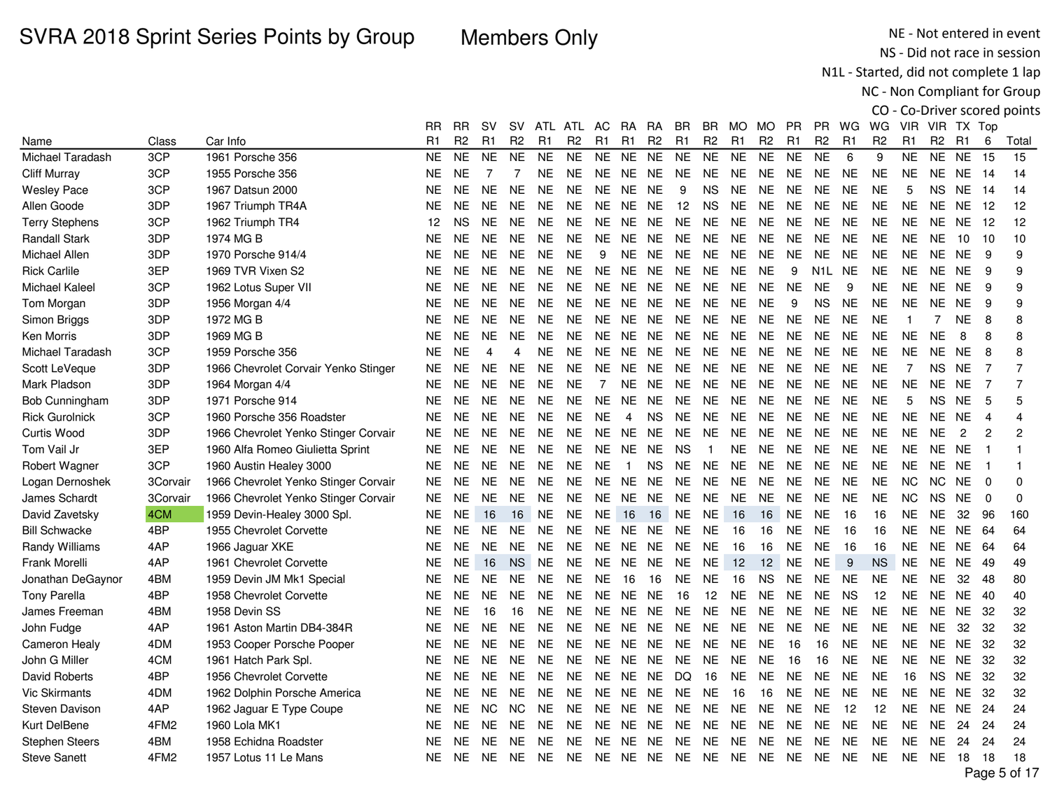# SVRA 2018 Sprint Series Points by Group

## Members Only

NE - Not entered in event
NS - Did not race in session
N1L - Started, did not complete 1 lap
NC - Non Compliant for Group
CO - Co-Driver scored points

| Name | Class | Car Info | RR R1 | RR R2 | SV R1 | SV R2 | ATL R1 | ATL R2 | AC R1 | RA R1 | RA R2 | BR R1 | BR R2 | MO R1 | MO R2 | PR R1 | PR R2 | WG R1 | WG R2 | VIR R1 | VIR R2 | TX R1 | Top 6 | Total |
|---|---|---|---|---|---|---|---|---|---|---|---|---|---|---|---|---|---|---|---|---|---|---|---|---|
| Michael Taradash | 3CP | 1961 Porsche 356 | NE | NE | NE | NE | NE | NE | NE | NE | NE | NE | NE | NE | NE | NE | NE | 6 | 9 | NE | NE | NE | 15 | 15 |
| Cliff Murray | 3CP | 1955 Porsche 356 | NE | NE | 7 | 7 | NE | NE | NE | NE | NE | NE | NE | NE | NE | NE | NE | NE | NE | NE | NE | NE | 14 | 14 |
| Wesley Pace | 3CP | 1967 Datsun 2000 | NE | NE | NE | NE | NE | NE | NE | NE | NE | 9 | NS | NE | NE | NE | NE | NE | NE | 5 | NS | NE | 14 | 14 |
| Allen Goode | 3DP | 1967 Triumph TR4A | NE | NE | NE | NE | NE | NE | NE | NE | NE | 12 | NS | NE | NE | NE | NE | NE | NE | NE | NE | NE | 12 | 12 |
| Terry Stephens | 3CP | 1962 Triumph TR4 | 12 | NS | NE | NE | NE | NE | NE | NE | NE | NE | NE | NE | NE | NE | NE | NE | NE | NE | NE | NE | 12 | 12 |
| Randall Stark | 3DP | 1974 MG B | NE | NE | NE | NE | NE | NE | NE | NE | NE | NE | NE | NE | NE | NE | NE | NE | NE | NE | NE | 10 | 10 | 10 |
| Michael Allen | 3DP | 1970 Porsche 914/4 | NE | NE | NE | NE | NE | NE | 9 | NE | NE | NE | NE | NE | NE | NE | NE | NE | NE | NE | NE | NE | 9 | 9 |
| Rick Carlile | 3EP | 1969 TVR Vixen S2 | NE | NE | NE | NE | NE | NE | NE | NE | NE | NE | NE | NE | NE | 9 | N1L | NE | NE | NE | NE | NE | 9 | 9 |
| Michael Kaleel | 3CP | 1962 Lotus Super VII | NE | NE | NE | NE | NE | NE | NE | NE | NE | NE | NE | NE | NE | NE | NE | 9 | NE | NE | NE | NE | 9 | 9 |
| Tom Morgan | 3DP | 1956 Morgan 4/4 | NE | NE | NE | NE | NE | NE | NE | NE | NE | NE | NE | NE | NE | 9 | NS | NE | NE | NE | NE | NE | 9 | 9 |
| Simon Briggs | 3DP | 1972 MG B | NE | NE | NE | NE | NE | NE | NE | NE | NE | NE | NE | NE | NE | NE | NE | NE | NE | 1 | 7 | NE | 8 | 8 |
| Ken Morris | 3DP | 1969 MG B | NE | NE | NE | NE | NE | NE | NE | NE | NE | NE | NE | NE | NE | NE | NE | NE | NE | NE | NE | 8 | 8 | 8 |
| Michael Taradash | 3CP | 1959 Porsche 356 | NE | NE | 4 | 4 | NE | NE | NE | NE | NE | NE | NE | NE | NE | NE | NE | NE | NE | NE | NE | NE | 8 | 8 |
| Scott LeVeque | 3DP | 1966 Chevrolet Corvair Yenko Stinger | NE | NE | NE | NE | NE | NE | NE | NE | NE | NE | NE | NE | NE | NE | NE | NE | NE | 7 | NS | NE | 7 | 7 |
| Mark Pladson | 3DP | 1964 Morgan 4/4 | NE | NE | NE | NE | NE | NE | 7 | NE | NE | NE | NE | NE | NE | NE | NE | NE | NE | NE | NE | NE | 7 | 7 |
| Bob Cunningham | 3DP | 1971 Porsche 914 | NE | NE | NE | NE | NE | NE | NE | NE | NE | NE | NE | NE | NE | NE | NE | NE | NE | 5 | NS | NE | 5 | 5 |
| Rick Gurolnick | 3CP | 1960 Porsche 356 Roadster | NE | NE | NE | NE | NE | NE | NE | 4 | NS | NE | NE | NE | NE | NE | NE | NE | NE | NE | NE | NE | 4 | 4 |
| Curtis Wood | 3DP | 1966 Chevrolet Yenko Stinger Corvair | NE | NE | NE | NE | NE | NE | NE | NE | NE | NE | NE | NE | NE | NE | NE | NE | NE | NE | NE | 2 | 2 | 2 |
| Tom Vail Jr | 3EP | 1960 Alfa Romeo Giulietta Sprint | NE | NE | NE | NE | NE | NE | NE | NE | NE | NS | 1 | NE | NE | NE | NE | NE | NE | NE | NE | NE | 1 | 1 |
| Robert Wagner | 3CP | 1960 Austin Healey 3000 | NE | NE | NE | NE | NE | NE | NE | 1 | NS | NE | NE | NE | NE | NE | NE | NE | NE | NE | NE | NE | 1 | 1 |
| Logan Dernoshek | 3Corvair | 1966 Chevrolet Yenko Stinger Corvair | NE | NE | NE | NE | NE | NE | NE | NE | NE | NE | NE | NE | NE | NE | NE | NE | NE | NC | NC | NE | 0 | 0 |
| James Schardt | 3Corvair | 1966 Chevrolet Yenko Stinger Corvair | NE | NE | NE | NE | NE | NE | NE | NE | NE | NE | NE | NE | NE | NE | NE | NE | NE | NC | NS | NE | 0 | 0 |
| David Zavetsky | 4CM | 1959 Devin-Healey 3000 Spl. | NE | NE | 16 | 16 | NE | NE | NE | 16 | 16 | NE | NE | 16 | 16 | NE | NE | 16 | 16 | NE | NE | 32 | 96 | 160 |
| Bill Schwacke | 4BP | 1955 Chevrolet Corvette | NE | NE | NE | NE | NE | NE | NE | NE | NE | NE | NE | 16 | 16 | NE | NE | 16 | 16 | NE | NE | NE | 64 | 64 |
| Randy Williams | 4AP | 1966 Jaguar XKE | NE | NE | NE | NE | NE | NE | NE | NE | NE | NE | NE | 16 | 16 | NE | NE | 16 | 16 | NE | NE | NE | 64 | 64 |
| Frank Morelli | 4AP | 1961 Chevrolet Corvette | NE | NE | 16 | NS | NE | NE | NE | NE | NE | NE | NE | 12 | 12 | NE | NE | 9 | NS | NE | NE | NE | 49 | 49 |
| Jonathan DeGaynor | 4BM | 1959 Devin JM Mk1 Special | NE | NE | NE | NE | NE | NE | NE | 16 | 16 | NE | NE | 16 | NS | NE | NE | NE | NE | NE | NE | 32 | 48 | 80 |
| Tony Parella | 4BP | 1958 Chevrolet Corvette | NE | NE | NE | NE | NE | NE | NE | NE | NE | 16 | 12 | NE | NE | NE | NE | NS | 12 | NE | NE | NE | 40 | 40 |
| James Freeman | 4BM | 1958 Devin SS | NE | NE | 16 | 16 | NE | NE | NE | NE | NE | NE | NE | NE | NE | NE | NE | NE | NE | NE | NE | NE | 32 | 32 |
| John Fudge | 4AP | 1961 Aston Martin DB4-384R | NE | NE | NE | NE | NE | NE | NE | NE | NE | NE | NE | NE | NE | NE | NE | NE | NE | NE | NE | 32 | 32 | 32 |
| Cameron Healy | 4DM | 1953 Cooper Porsche Pooper | NE | NE | NE | NE | NE | NE | NE | NE | NE | NE | NE | NE | NE | 16 | 16 | NE | NE | NE | NE | NE | 32 | 32 |
| John G Miller | 4CM | 1961 Hatch Park Spl. | NE | NE | NE | NE | NE | NE | NE | NE | NE | NE | NE | NE | NE | 16 | 16 | NE | NE | NE | NE | NE | 32 | 32 |
| David Roberts | 4BP | 1956 Chevrolet Corvette | NE | NE | NE | NE | NE | NE | NE | NE | NE | DQ | 16 | NE | NE | NE | NE | NE | NE | 16 | NS | NE | 32 | 32 |
| Vic Skirmants | 4DM | 1962 Dolphin Porsche America | NE | NE | NE | NE | NE | NE | NE | NE | NE | NE | NE | 16 | 16 | NE | NE | NE | NE | NE | NE | NE | 32 | 32 |
| Steven Davison | 4AP | 1962 Jaguar E Type Coupe | NE | NE | NC | NC | NE | NE | NE | NE | NE | NE | NE | NE | NE | NE | NE | 12 | 12 | NE | NE | NE | 24 | 24 |
| Kurt DelBene | 4FM2 | 1960 Lola MK1 | NE | NE | NE | NE | NE | NE | NE | NE | NE | NE | NE | NE | NE | NE | NE | NE | NE | NE | NE | 24 | 24 | 24 |
| Stephen Steers | 4BM | 1958 Echidna Roadster | NE | NE | NE | NE | NE | NE | NE | NE | NE | NE | NE | NE | NE | NE | NE | NE | NE | NE | NE | 24 | 24 | 24 |
| Steve Sanett | 4FM2 | 1957 Lotus 11 Le Mans | NE | NE | NE | NE | NE | NE | NE | NE | NE | NE | NE | NE | NE | NE | NE | NE | NE | NE | NE | 18 | 18 | 18 |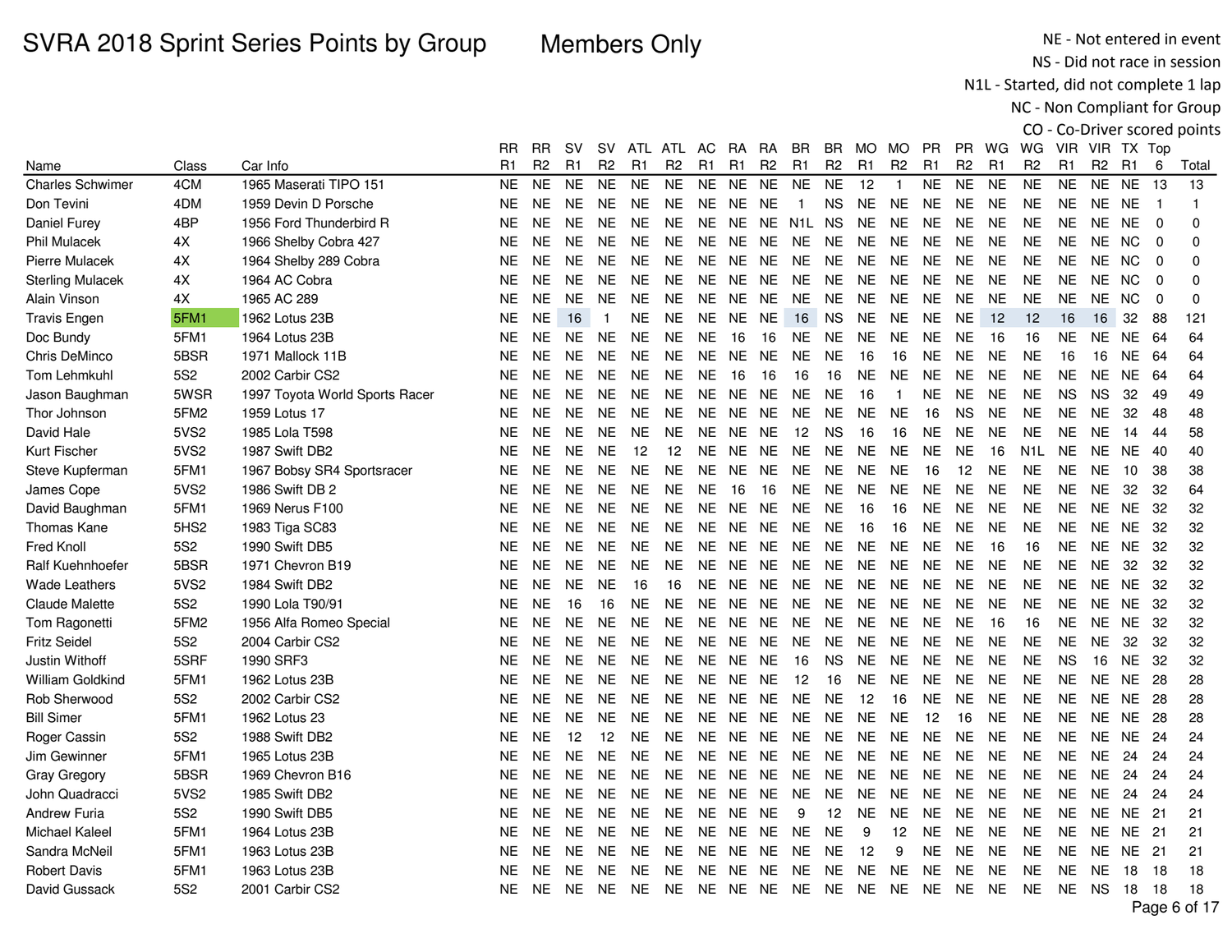# SVRA 2018 Sprint Series Points by Group

Members Only

NE - Not entered in event
NS - Did not race in session
N1L - Started, did not complete 1 lap
NC - Non Compliant for Group
CO - Co-Driver scored points

| Name | Class | Car Info | RR R1 | RR R2 | SV R1 | SV R2 | ATL R1 | ATL R2 | AC R1 | RA R1 | RA R2 | BR R1 | BR R2 | MO R1 | MO R2 | PR R1 | PR R2 | WG R1 | WG R2 | VIR R1 | VIR R2 | TX R1 | Top 6 | Total |
|---|---|---|---|---|---|---|---|---|---|---|---|---|---|---|---|---|---|---|---|---|---|---|---|---|
| Charles Schwimer | 4CM | 1965 Maserati TIPO 151 | NE | NE | NE | NE | NE | NE | NE | NE | NE | NE | NE | 12 | 1 | NE | NE | NE | NE | NE | NE | NE | 13 | 13 |
| Don Tevini | 4DM | 1959 Devin D Porsche | NE | NE | NE | NE | NE | NE | NE | NE | NE | 1 | NS | NE | NE | NE | NE | NE | NE | NE | NE | NE | 1 | 1 |
| Daniel Furey | 4BP | 1956 Ford Thunderbird R | NE | NE | NE | NE | NE | NE | NE | NE | NE | N1L | NS | NE | NE | NE | NE | NE | NE | NE | NE | NE | 0 | 0 |
| Phil Mulacek | 4X | 1966 Shelby Cobra 427 | NE | NE | NE | NE | NE | NE | NE | NE | NE | NE | NE | NE | NE | NE | NE | NE | NE | NE | NE | NC | 0 | 0 |
| Pierre Mulacek | 4X | 1964 Shelby 289 Cobra | NE | NE | NE | NE | NE | NE | NE | NE | NE | NE | NE | NE | NE | NE | NE | NE | NE | NE | NE | NC | 0 | 0 |
| Sterling Mulacek | 4X | 1964 AC Cobra | NE | NE | NE | NE | NE | NE | NE | NE | NE | NE | NE | NE | NE | NE | NE | NE | NE | NE | NE | NC | 0 | 0 |
| Alain Vinson | 4X | 1965 AC 289 | NE | NE | NE | NE | NE | NE | NE | NE | NE | NE | NE | NE | NE | NE | NE | NE | NE | NE | NE | NC | 0 | 0 |
| Travis Engen | 5FM1 | 1962 Lotus 23B | NE | NE | 16 | 1 | NE | NE | NE | NE | NE | 16 | NS | NE | NE | NE | NE | 12 | 12 | 16 | 16 | 32 | 88 | 121 |
| Doc Bundy | 5FM1 | 1964 Lotus 23B | NE | NE | NE | NE | NE | NE | NE | 16 | 16 | NE | NE | NE | NE | NE | NE | 16 | 16 | NE | NE | NE | 64 | 64 |
| Chris DeMinco | 5BSR | 1971 Mallock 11B | NE | NE | NE | NE | NE | NE | NE | NE | NE | NE | NE | 16 | 16 | NE | NE | NE | NE | 16 | 16 | NE | 64 | 64 |
| Tom Lehmkuhl | 5S2 | 2002 Carbir CS2 | NE | NE | NE | NE | NE | NE | NE | 16 | 16 | 16 | 16 | NE | NE | NE | NE | NE | NE | NE | NE | NE | 64 | 64 |
| Jason Baughman | 5WSR | 1997 Toyota World Sports Racer | NE | NE | NE | NE | NE | NE | NE | NE | NE | NE | NE | 16 | 1 | NE | NE | NE | NE | NS | NS | 32 | 49 | 49 |
| Thor Johnson | 5FM2 | 1959 Lotus 17 | NE | NE | NE | NE | NE | NE | NE | NE | NE | NE | NE | NE | NE | 16 | NS | NE | NE | NE | NE | 32 | 48 | 48 |
| David Hale | 5VS2 | 1985 Lola T598 | NE | NE | NE | NE | NE | NE | NE | NE | NE | 12 | NS | 16 | 16 | NE | NE | NE | NE | NE | NE | 14 | 44 | 58 |
| Kurt Fischer | 5VS2 | 1987 Swift DB2 | NE | NE | NE | NE | 12 | 12 | NE | NE | NE | NE | NE | NE | NE | NE | NE | 16 | N1L | NE | NE | NE | 40 | 40 |
| Steve Kupferman | 5FM1 | 1967 Bobsy SR4 Sportsracer | NE | NE | NE | NE | NE | NE | NE | NE | NE | NE | NE | NE | NE | 16 | 12 | NE | NE | NE | NE | 10 | 38 | 38 |
| James Cope | 5VS2 | 1986 Swift DB 2 | NE | NE | NE | NE | NE | NE | NE | 16 | 16 | NE | NE | NE | NE | NE | NE | NE | NE | NE | NE | 32 | 32 | 64 |
| David Baughman | 5FM1 | 1969 Nerus F100 | NE | NE | NE | NE | NE | NE | NE | NE | NE | NE | NE | 16 | 16 | NE | NE | NE | NE | NE | NE | NE | 32 | 32 |
| Thomas Kane | 5HS2 | 1983 Tiga SC83 | NE | NE | NE | NE | NE | NE | NE | NE | NE | NE | NE | 16 | 16 | NE | NE | NE | NE | NE | NE | NE | 32 | 32 |
| Fred Knoll | 5S2 | 1990 Swift DB5 | NE | NE | NE | NE | NE | NE | NE | NE | NE | NE | NE | NE | NE | NE | NE | 16 | 16 | NE | NE | NE | 32 | 32 |
| Ralf Kuehnhoefer | 5BSR | 1971 Chevron B19 | NE | NE | NE | NE | NE | NE | NE | NE | NE | NE | NE | NE | NE | NE | NE | NE | NE | NE | NE | 32 | 32 | 32 |
| Wade Leathers | 5VS2 | 1984 Swift DB2 | NE | NE | NE | NE | 16 | 16 | NE | NE | NE | NE | NE | NE | NE | NE | NE | NE | NE | NE | NE | NE | 32 | 32 |
| Claude Malette | 5S2 | 1990 Lola T90/91 | NE | NE | 16 | 16 | NE | NE | NE | NE | NE | NE | NE | NE | NE | NE | NE | NE | NE | NE | NE | NE | 32 | 32 |
| Tom Ragonetti | 5FM2 | 1956 Alfa Romeo Special | NE | NE | NE | NE | NE | NE | NE | NE | NE | NE | NE | NE | NE | NE | NE | 16 | 16 | NE | NE | NE | 32 | 32 |
| Fritz Seidel | 5S2 | 2004 Carbir CS2 | NE | NE | NE | NE | NE | NE | NE | NE | NE | NE | NE | NE | NE | NE | NE | NE | NE | NE | NE | 32 | 32 | 32 |
| Justin Withoff | 5SRF | 1990 SRF3 | NE | NE | NE | NE | NE | NE | NE | NE | NE | 16 | NS | NE | NE | NE | NE | NE | NE | NS | 16 | NE | 32 | 32 |
| William Goldkind | 5FM1 | 1962 Lotus 23B | NE | NE | NE | NE | NE | NE | NE | NE | NE | 12 | 16 | NE | NE | NE | NE | NE | NE | NE | NE | NE | 28 | 28 |
| Rob Sherwood | 5S2 | 2002 Carbir CS2 | NE | NE | NE | NE | NE | NE | NE | NE | NE | NE | NE | 12 | 16 | NE | NE | NE | NE | NE | NE | NE | 28 | 28 |
| Bill Simer | 5FM1 | 1962 Lotus 23 | NE | NE | NE | NE | NE | NE | NE | NE | NE | NE | NE | NE | NE | 12 | 16 | NE | NE | NE | NE | NE | 28 | 28 |
| Roger Cassin | 5S2 | 1988 Swift DB2 | NE | NE | 12 | 12 | NE | NE | NE | NE | NE | NE | NE | NE | NE | NE | NE | NE | NE | NE | NE | NE | 24 | 24 |
| Jim Gewinner | 5FM1 | 1965 Lotus 23B | NE | NE | NE | NE | NE | NE | NE | NE | NE | NE | NE | NE | NE | NE | NE | NE | NE | NE | NE | 24 | 24 | 24 |
| Gray Gregory | 5BSR | 1969 Chevron B16 | NE | NE | NE | NE | NE | NE | NE | NE | NE | NE | NE | NE | NE | NE | NE | NE | NE | NE | NE | 24 | 24 | 24 |
| John Quadracci | 5VS2 | 1985 Swift DB2 | NE | NE | NE | NE | NE | NE | NE | NE | NE | NE | NE | NE | NE | NE | NE | NE | NE | NE | NE | 24 | 24 | 24 |
| Andrew Furia | 5S2 | 1990 Swift DB5 | NE | NE | NE | NE | NE | NE | NE | NE | NE | 9 | 12 | NE | NE | NE | NE | NE | NE | NE | NE | NE | 21 | 21 |
| Michael Kaleel | 5FM1 | 1964 Lotus 23B | NE | NE | NE | NE | NE | NE | NE | NE | NE | NE | NE | 9 | 12 | NE | NE | NE | NE | NE | NE | NE | 21 | 21 |
| Sandra McNeil | 5FM1 | 1963 Lotus 23B | NE | NE | NE | NE | NE | NE | NE | NE | NE | NE | NE | 12 | 9 | NE | NE | NE | NE | NE | NE | NE | 21 | 21 |
| Robert Davis | 5FM1 | 1963 Lotus 23B | NE | NE | NE | NE | NE | NE | NE | NE | NE | NE | NE | NE | NE | NE | NE | NE | NE | NE | NE | 18 | 18 | 18 |
| David Gussack | 5S2 | 2001 Carbir CS2 | NE | NE | NE | NE | NE | NE | NE | NE | NE | NE | NE | NE | NE | NE | NE | NE | NE | NE | NS | 18 | 18 | 18 |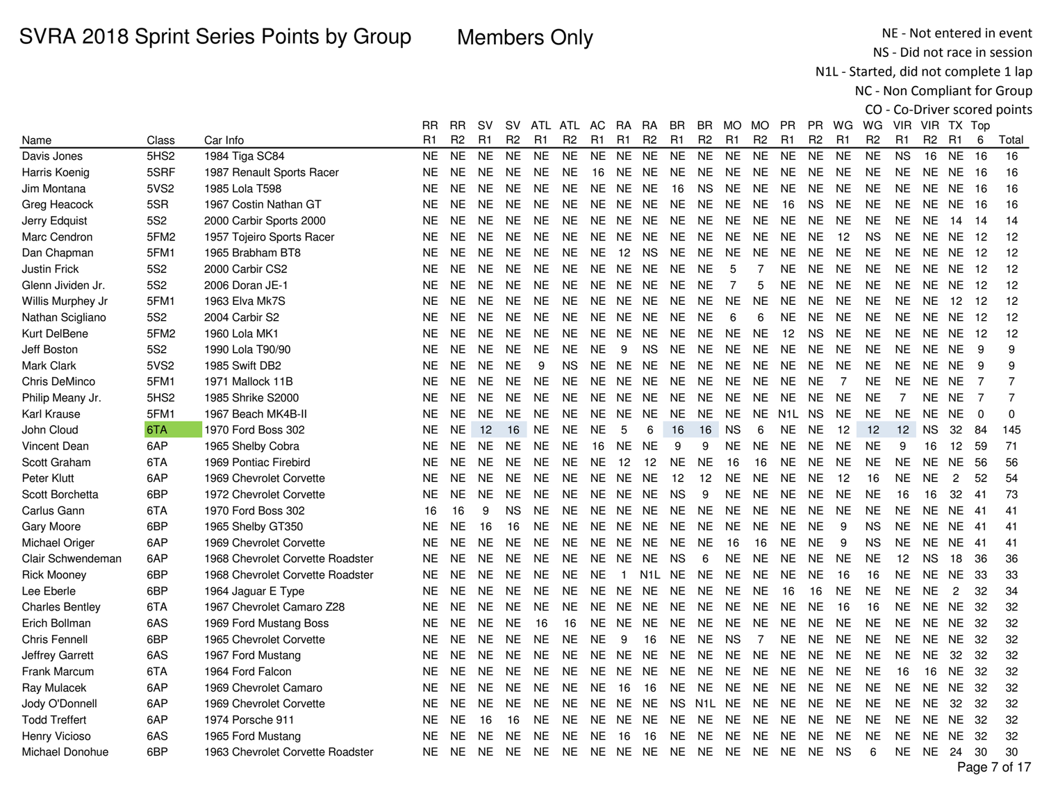# SVRA 2018 Sprint Series Points by Group

## Members Only

NE - Not entered in event
NS - Did not race in session
N1L - Started, did not complete 1 lap
NC - Non Compliant for Group
CO - Co-Driver scored points

| Name | Class | Car Info | RR R1 | RR R2 | SV R1 | SV R2 | ATL R1 | ATL R2 | AC R1 | RA R1 | RA R2 | BR R1 | BR R2 | MO R1 | MO R2 | PR R1 | PR R2 | WG R1 | WG R2 | VIR R1 | VIR R2 | TX R1 | Top 6 | Total |
|---|---|---|---|---|---|---|---|---|---|---|---|---|---|---|---|---|---|---|---|---|---|---|---|---|
| Davis Jones | 5HS2 | 1984 Tiga SC84 | NE | NE | NE | NE | NE | NE | NE | NE | NE | NE | NE | NE | NE | NE | NE | NE | NE | NS | 16 | NE | 16 | 16 |
| Harris Koenig | 5SRF | 1987 Renault Sports Racer | NE | NE | NE | NE | NE | NE | 16 | NE | NE | NE | NE | NE | NE | NE | NE | NE | NE | NE | NE | NE | 16 | 16 |
| Jim Montana | 5VS2 | 1985 Lola T598 | NE | NE | NE | NE | NE | NE | NE | NE | NE | 16 | NS | NE | NE | NE | NE | NE | NE | NE | NE | NE | 16 | 16 |
| Greg Heacock | 5SR | 1967 Costin Nathan GT | NE | NE | NE | NE | NE | NE | NE | NE | NE | NE | NE | NE | NE | 16 | NS | NE | NE | NE | NE | NE | 16 | 16 |
| Jerry Edquist | 5S2 | 2000 Carbir Sports 2000 | NE | NE | NE | NE | NE | NE | NE | NE | NE | NE | NE | NE | NE | NE | NE | NE | NE | NE | NE | 14 | 14 | 14 |
| Marc Cendron | 5FM2 | 1957 Tojeiro Sports Racer | NE | NE | NE | NE | NE | NE | NE | NE | NE | NE | NE | NE | NE | NE | NE | 12 | NS | NE | NE | NE | 12 | 12 |
| Dan Chapman | 5FM1 | 1965 Brabham BT8 | NE | NE | NE | NE | NE | NE | NE | 12 | NS | NE | NE | NE | NE | NE | NE | NE | NE | NE | NE | NE | 12 | 12 |
| Justin Frick | 5S2 | 2000 Carbir CS2 | NE | NE | NE | NE | NE | NE | NE | NE | NE | NE | NE | 5 | 7 | NE | NE | NE | NE | NE | NE | NE | 12 | 12 |
| Glenn Jividen Jr. | 5S2 | 2006 Doran JE-1 | NE | NE | NE | NE | NE | NE | NE | NE | NE | NE | NE | 7 | 5 | NE | NE | NE | NE | NE | NE | NE | 12 | 12 |
| Willis Murphey Jr | 5FM1 | 1963 Elva Mk7S | NE | NE | NE | NE | NE | NE | NE | NE | NE | NE | NE | NE | NE | NE | NE | NE | NE | NE | NE | 12 | 12 | 12 |
| Nathan Scigliano | 5S2 | 2004 Carbir S2 | NE | NE | NE | NE | NE | NE | NE | NE | NE | NE | NE | 6 | 6 | NE | NE | NE | NE | NE | NE | NE | 12 | 12 |
| Kurt DelBene | 5FM2 | 1960 Lola MK1 | NE | NE | NE | NE | NE | NE | NE | NE | NE | NE | NE | NE | NE | 12 | NS | NE | NE | NE | NE | NE | 12 | 12 |
| Jeff Boston | 5S2 | 1990 Lola T90/90 | NE | NE | NE | NE | NE | NE | NE | 9 | NS | NE | NE | NE | NE | NE | NE | NE | NE | NE | NE | NE | 9 | 9 |
| Mark Clark | 5VS2 | 1985 Swift DB2 | NE | NE | NE | NE | 9 | NS | NE | NE | NE | NE | NE | NE | NE | NE | NE | NE | NE | NE | NE | NE | 9 | 9 |
| Chris DeMinco | 5FM1 | 1971 Mallock 11B | NE | NE | NE | NE | NE | NE | NE | NE | NE | NE | NE | NE | NE | NE | NE | 7 | NE | NE | NE | NE | 7 | 7 |
| Philip Meany Jr. | 5HS2 | 1985 Shrike S2000 | NE | NE | NE | NE | NE | NE | NE | NE | NE | NE | NE | NE | NE | NE | NE | NE | NE | 7 | NE | NE | 7 | 7 |
| Karl Krause | 5FM1 | 1967 Beach MK4B-II | NE | NE | NE | NE | NE | NE | NE | NE | NE | NE | NE | NE | NE | N1L | NS | NE | NE | NE | NE | NE | 0 | 0 |
| John Cloud | 6TA | 1970 Ford Boss 302 | NE | NE | 12 | 16 | NE | NE | NE | 5 | 6 | 16 | 16 | NS | 6 | NE | NE | 12 | 12 | 12 | NS | 32 | 84 | 145 |
| Vincent Dean | 6AP | 1965 Shelby Cobra | NE | NE | NE | NE | NE | NE | 16 | NE | NE | 9 | 9 | NE | NE | NE | NE | NE | NE | 9 | 16 | 12 | 59 | 71 |
| Scott Graham | 6TA | 1969 Pontiac Firebird | NE | NE | NE | NE | NE | NE | NE | 12 | 12 | NE | NE | 16 | 16 | NE | NE | NE | NE | NE | NE | NE | 56 | 56 |
| Peter Klutt | 6AP | 1969 Chevrolet Corvette | NE | NE | NE | NE | NE | NE | NE | NE | NE | 12 | 12 | NE | NE | NE | NE | 12 | 16 | NE | NE | 2 | 52 | 54 |
| Scott Borchetta | 6BP | 1972 Chevrolet Corvette | NE | NE | NE | NE | NE | NE | NE | NE | NE | NS | 9 | NE | NE | NE | NE | NE | NE | 16 | 16 | 32 | 41 | 73 |
| Carlus Gann | 6TA | 1970 Ford Boss 302 | 16 | 16 | 9 | NS | NE | NE | NE | NE | NE | NE | NE | NE | NE | NE | NE | NE | NE | NE | NE | NE | 41 | 41 |
| Gary Moore | 6BP | 1965 Shelby GT350 | NE | NE | 16 | 16 | NE | NE | NE | NE | NE | NE | NE | NE | NE | NE | NE | 9 | NS | NE | NE | NE | 41 | 41 |
| Michael Origer | 6AP | 1969 Chevrolet Corvette | NE | NE | NE | NE | NE | NE | NE | NE | NE | NE | NE | 16 | 16 | NE | NE | 9 | NS | NE | NE | NE | 41 | 41 |
| Clair Schwendeman | 6AP | 1968 Chevrolet Corvette Roadster | NE | NE | NE | NE | NE | NE | NE | NE | NE | NS | 6 | NE | NE | NE | NE | NE | NE | 12 | NS | 18 | 36 | 36 |
| Rick Mooney | 6BP | 1968 Chevrolet Corvette Roadster | NE | NE | NE | NE | NE | NE | NE | 1 | N1L | NE | NE | NE | NE | NE | NE | 16 | 16 | NE | NE | NE | 33 | 33 |
| Lee Eberle | 6BP | 1964 Jaguar E Type | NE | NE | NE | NE | NE | NE | NE | NE | NE | NE | NE | NE | NE | 16 | 16 | NE | NE | NE | NE | 2 | 32 | 34 |
| Charles Bentley | 6TA | 1967 Chevrolet Camaro Z28 | NE | NE | NE | NE | NE | NE | NE | NE | NE | NE | NE | NE | NE | NE | NE | 16 | 16 | NE | NE | NE | 32 | 32 |
| Erich Bollman | 6AS | 1969 Ford Mustang Boss | NE | NE | NE | NE | 16 | 16 | NE | NE | NE | NE | NE | NE | NE | NE | NE | NE | NE | NE | NE | NE | 32 | 32 |
| Chris Fennell | 6BP | 1965 Chevrolet Corvette | NE | NE | NE | NE | NE | NE | NE | 9 | 16 | NE | NE | NS | 7 | NE | NE | NE | NE | NE | NE | NE | 32 | 32 |
| Jeffrey Garrett | 6AS | 1967 Ford Mustang | NE | NE | NE | NE | NE | NE | NE | NE | NE | NE | NE | NE | NE | NE | NE | NE | NE | NE | NE | 32 | 32 | 32 |
| Frank Marcum | 6TA | 1964 Ford Falcon | NE | NE | NE | NE | NE | NE | NE | NE | NE | NE | NE | NE | NE | NE | NE | NE | NE | 16 | 16 | NE | 32 | 32 |
| Ray Mulacek | 6AP | 1969 Chevrolet Camaro | NE | NE | NE | NE | NE | NE | NE | 16 | 16 | NE | NE | NE | NE | NE | NE | NE | NE | NE | NE | NE | 32 | 32 |
| Jody O'Donnell | 6AP | 1969 Chevrolet Corvette | NE | NE | NE | NE | NE | NE | NE | NE | NE | NS | N1L | NE | NE | NE | NE | NE | NE | NE | NE | 32 | 32 | 32 |
| Todd Treffert | 6AP | 1974 Porsche 911 | NE | NE | 16 | 16 | NE | NE | NE | NE | NE | NE | NE | NE | NE | NE | NE | NE | NE | NE | NE | NE | 32 | 32 |
| Henry Vicioso | 6AS | 1965 Ford Mustang | NE | NE | NE | NE | NE | NE | NE | 16 | 16 | NE | NE | NE | NE | NE | NE | NE | NE | NE | NE | NE | 32 | 32 |
| Michael Donohue | 6BP | 1963 Chevrolet Corvette Roadster | NE | NE | NE | NE | NE | NE | NE | NE | NE | NE | NE | NE | NE | NE | NE | NS | 6 | NE | NE | 24 | 30 | 30 |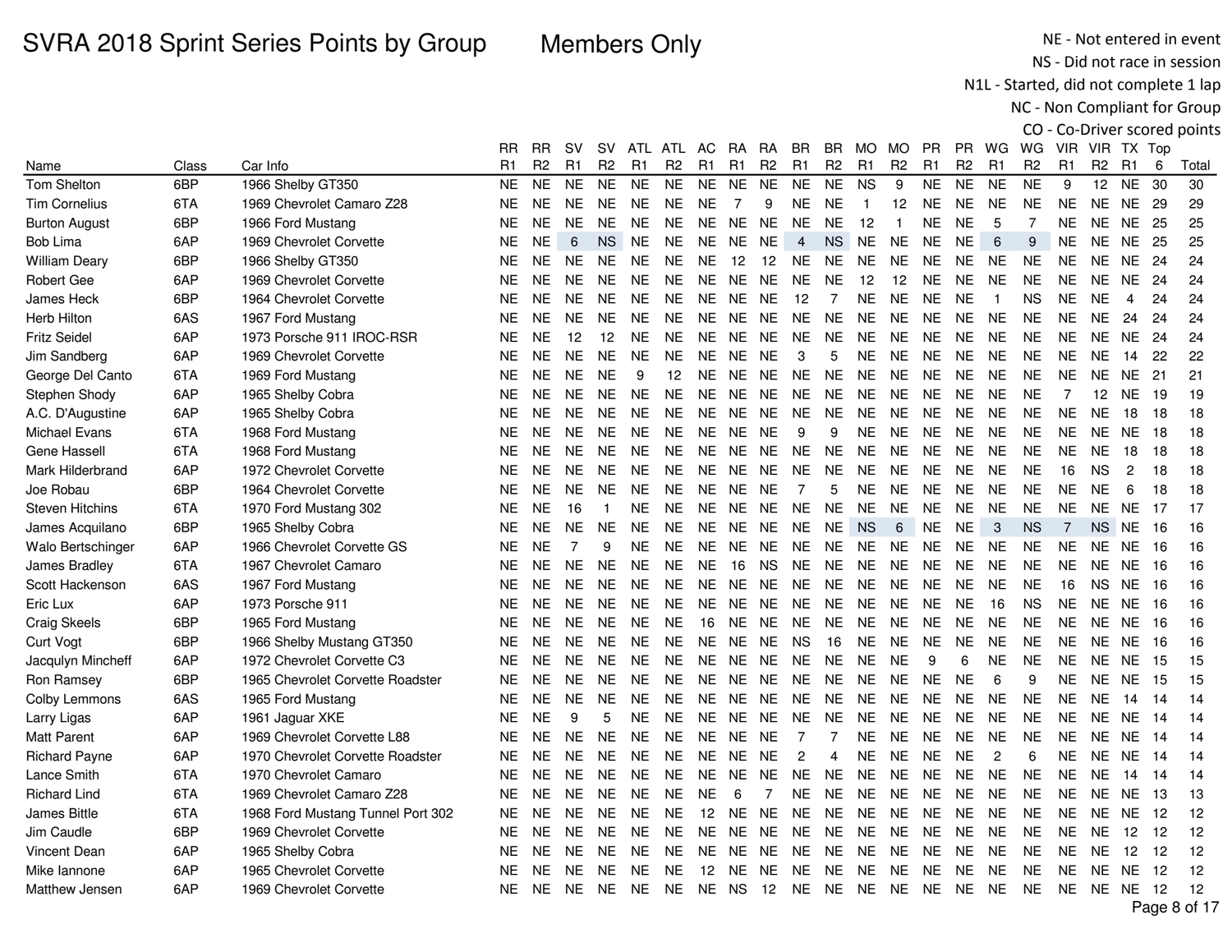# SVRA 2018 Sprint Series Points by Group

## Members Only

NE - Not entered in event
NS - Did not race in session
N1L - Started, did not complete 1 lap
NC - Non Compliant for Group
CO - Co-Driver scored points

| Name | Class | Car Info | RR R1 | RR R2 | SV R1 | SV R2 | ATL R1 | ATL R2 | AC R1 | RA R1 | RA R2 | BR R1 | BR R2 | MO R1 | MO R2 | PR R1 | PR R2 | WG R1 | WG R2 | VIR R1 | VIR R2 | TX R1 | Top 6 | Total |
|---|---|---|---|---|---|---|---|---|---|---|---|---|---|---|---|---|---|---|---|---|---|---|---|---|
| Tom Shelton | 6BP | 1966 Shelby GT350 | NE | NE | NE | NE | NE | NE | NE | NE | NE | NE | NE | NS | 9 | NE | NE | NE | NE | 9 | 12 | NE | 30 | 30 |
| Tim Cornelius | 6TA | 1969 Chevrolet Camaro Z28 | NE | NE | NE | NE | NE | NE | NE | 7 | 9 | NE | NE | 1 | 12 | NE | NE | NE | NE | NE | NE | NE | 29 | 29 |
| Burton August | 6BP | 1966 Ford Mustang | NE | NE | NE | NE | NE | NE | NE | NE | NE | NE | NE | 12 | 1 | NE | NE | 5 | 7 | NE | NE | NE | 25 | 25 |
| Bob Lima | 6AP | 1969 Chevrolet Corvette | NE | NE | 6 | NS | NE | NE | NE | NE | NE | 4 | NS | NE | NE | NE | NE | 6 | 9 | NE | NE | NE | 25 | 25 |
| William Deary | 6BP | 1966 Shelby GT350 | NE | NE | NE | NE | NE | NE | NE | 12 | 12 | NE | NE | NE | NE | NE | NE | NE | NE | NE | NE | NE | 24 | 24 |
| Robert Gee | 6AP | 1969 Chevrolet Corvette | NE | NE | NE | NE | NE | NE | NE | NE | NE | NE | NE | 12 | 12 | NE | NE | NE | NE | NE | NE | NE | 24 | 24 |
| James Heck | 6BP | 1964 Chevrolet Corvette | NE | NE | NE | NE | NE | NE | NE | NE | NE | 12 | 7 | NE | NE | NE | NE | 1 | NS | NE | NE | 4 | 24 | 24 |
| Herb Hilton | 6AS | 1967 Ford Mustang | NE | NE | NE | NE | NE | NE | NE | NE | NE | NE | NE | NE | NE | NE | NE | NE | NE | NE | NE | 24 | 24 | 24 |
| Fritz Seidel | 6AP | 1973 Porsche 911 IROC-RSR | NE | NE | 12 | 12 | NE | NE | NE | NE | NE | NE | NE | NE | NE | NE | NE | NE | NE | NE | NE | NE | 24 | 24 |
| Jim Sandberg | 6AP | 1969 Chevrolet Corvette | NE | NE | NE | NE | NE | NE | NE | NE | NE | 3 | 5 | NE | NE | NE | NE | NE | NE | NE | NE | 14 | 22 | 22 |
| George Del Canto | 6TA | 1969 Ford Mustang | NE | NE | NE | NE | 9 | 12 | NE | NE | NE | NE | NE | NE | NE | NE | NE | NE | NE | NE | NE | NE | 21 | 21 |
| Stephen Shody | 6AP | 1965 Shelby Cobra | NE | NE | NE | NE | NE | NE | NE | NE | NE | NE | NE | NE | NE | NE | NE | NE | NE | 7 | 12 | NE | 19 | 19 |
| A.C. D'Augustine | 6AP | 1965 Shelby Cobra | NE | NE | NE | NE | NE | NE | NE | NE | NE | NE | NE | NE | NE | NE | NE | NE | NE | NE | NE | 18 | 18 | 18 |
| Michael Evans | 6TA | 1968 Ford Mustang | NE | NE | NE | NE | NE | NE | NE | NE | NE | 9 | 9 | NE | NE | NE | NE | NE | NE | NE | NE | NE | 18 | 18 |
| Gene Hassell | 6TA | 1968 Ford Mustang | NE | NE | NE | NE | NE | NE | NE | NE | NE | NE | NE | NE | NE | NE | NE | NE | NE | NE | NE | 18 | 18 | 18 |
| Mark Hilderbrand | 6AP | 1972 Chevrolet Corvette | NE | NE | NE | NE | NE | NE | NE | NE | NE | NE | NE | NE | NE | NE | NE | NE | NE | 16 | NS | 2 | 18 | 18 |
| Joe Robau | 6BP | 1964 Chevrolet Corvette | NE | NE | NE | NE | NE | NE | NE | NE | NE | 7 | 5 | NE | NE | NE | NE | NE | NE | NE | NE | 6 | 18 | 18 |
| Steven Hitchins | 6TA | 1970 Ford Mustang 302 | NE | NE | 16 | 1 | NE | NE | NE | NE | NE | NE | NE | NE | NE | NE | NE | NE | NE | NE | NE | NE | 17 | 17 |
| James Acquilano | 6BP | 1965 Shelby Cobra | NE | NE | NE | NE | NE | NE | NE | NE | NE | NE | NE | NS | 6 | NE | NE | 3 | NS | 7 | NS | NE | 16 | 16 |
| Walo Bertschinger | 6AP | 1966 Chevrolet Corvette GS | NE | NE | 7 | 9 | NE | NE | NE | NE | NE | NE | NE | NE | NE | NE | NE | NE | NE | NE | NE | NE | 16 | 16 |
| James Bradley | 6TA | 1967 Chevrolet Camaro | NE | NE | NE | NE | NE | NE | NE | 16 | NS | NE | NE | NE | NE | NE | NE | NE | NE | NE | NE | NE | 16 | 16 |
| Scott Hackenson | 6AS | 1967 Ford Mustang | NE | NE | NE | NE | NE | NE | NE | NE | NE | NE | NE | NE | NE | NE | NE | NE | NE | 16 | NS | NE | 16 | 16 |
| Eric Lux | 6AP | 1973 Porsche 911 | NE | NE | NE | NE | NE | NE | NE | NE | NE | NE | NE | NE | NE | NE | NE | 16 | NS | NE | NE | NE | 16 | 16 |
| Craig Skeels | 6BP | 1965 Ford Mustang | NE | NE | NE | NE | NE | NE | 16 | NE | NE | NE | NE | NE | NE | NE | NE | NE | NE | NE | NE | NE | 16 | 16 |
| Curt Vogt | 6BP | 1966 Shelby Mustang GT350 | NE | NE | NE | NE | NE | NE | NE | NE | NE | NS | 16 | NE | NE | NE | NE | NE | NE | NE | NE | NE | 16 | 16 |
| Jacqulyn Mincheff | 6AP | 1972 Chevrolet Corvette C3 | NE | NE | NE | NE | NE | NE | NE | NE | NE | NE | NE | NE | NE | 9 | 6 | NE | NE | NE | NE | NE | 15 | 15 |
| Ron Ramsey | 6BP | 1965 Chevrolet Corvette Roadster | NE | NE | NE | NE | NE | NE | NE | NE | NE | NE | NE | NE | NE | NE | NE | 6 | 9 | NE | NE | NE | 15 | 15 |
| Colby Lemmons | 6AS | 1965 Ford Mustang | NE | NE | NE | NE | NE | NE | NE | NE | NE | NE | NE | NE | NE | NE | NE | NE | NE | NE | NE | 14 | 14 | 14 |
| Larry Ligas | 6AP | 1961 Jaguar XKE | NE | NE | 9 | 5 | NE | NE | NE | NE | NE | NE | NE | NE | NE | NE | NE | NE | NE | NE | NE | NE | 14 | 14 |
| Matt Parent | 6AP | 1969 Chevrolet Corvette L88 | NE | NE | NE | NE | NE | NE | NE | NE | NE | 7 | 7 | NE | NE | NE | NE | NE | NE | NE | NE | NE | 14 | 14 |
| Richard Payne | 6AP | 1970 Chevrolet Corvette Roadster | NE | NE | NE | NE | NE | NE | NE | NE | NE | 2 | 4 | NE | NE | NE | NE | 2 | 6 | NE | NE | NE | 14 | 14 |
| Lance Smith | 6TA | 1970 Chevrolet Camaro | NE | NE | NE | NE | NE | NE | NE | NE | NE | NE | NE | NE | NE | NE | NE | NE | NE | NE | NE | 14 | 14 | 14 |
| Richard Lind | 6TA | 1969 Chevrolet Camaro Z28 | NE | NE | NE | NE | NE | NE | NE | 6 | 7 | NE | NE | NE | NE | NE | NE | NE | NE | NE | NE | NE | 13 | 13 |
| James Bittle | 6TA | 1968 Ford Mustang Tunnel Port 302 | NE | NE | NE | NE | NE | NE | 12 | NE | NE | NE | NE | NE | NE | NE | NE | NE | NE | NE | NE | NE | 12 | 12 |
| Jim Caudle | 6BP | 1969 Chevrolet Corvette | NE | NE | NE | NE | NE | NE | NE | NE | NE | NE | NE | NE | NE | NE | NE | NE | NE | NE | NE | 12 | 12 | 12 |
| Vincent Dean | 6AP | 1965 Shelby Cobra | NE | NE | NE | NE | NE | NE | NE | NE | NE | NE | NE | NE | NE | NE | NE | NE | NE | NE | NE | 12 | 12 | 12 |
| Mike Iannone | 6AP | 1965 Chevrolet Corvette | NE | NE | NE | NE | NE | NE | 12 | NE | NE | NE | NE | NE | NE | NE | NE | NE | NE | NE | NE | NE | 12 | 12 |
| Matthew Jensen | 6AP | 1969 Chevrolet Corvette | NE | NE | NE | NE | NE | NE | NE | NS | 12 | NE | NE | NE | NE | NE | NE | NE | NE | NE | NE | NE | 12 | 12 |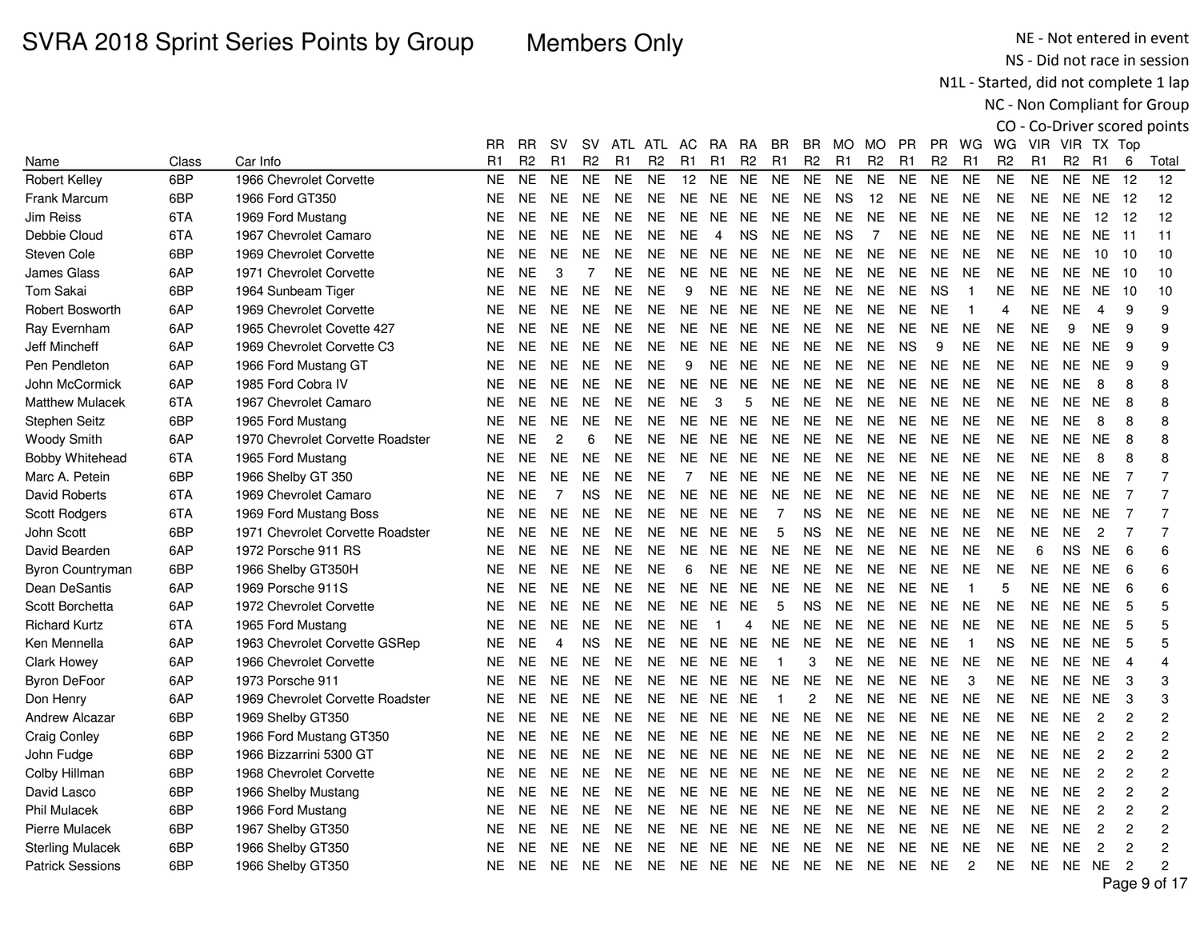# SVRA 2018 Sprint Series Points by Group    Members Only

NE - Not entered in event
NS - Did not race in session
N1L - Started, did not complete 1 lap
NC - Non Compliant for Group
CO - Co-Driver scored points

| Name | Class | Car Info | RR R1 | RR R2 | SV R1 | SV R2 | ATL R1 | ATL R2 | AC R1 | RA R1 | RA R2 | BR R1 | BR R2 | MO R1 | MO R2 | PR R1 | PR R2 | WG R1 | WG R2 | VIR R1 | VIR R2 | TX R1 | Top 6 | Total |
|---|---|---|---|---|---|---|---|---|---|---|---|---|---|---|---|---|---|---|---|---|---|---|---|---|
| Robert Kelley | 6BP | 1966 Chevrolet Corvette | NE | NE | NE | NE | NE | NE | 12 | NE | NE | NE | NE | NE | NE | NE | NE | NE | NE | NE | NE | NE | 12 | 12 |
| Frank Marcum | 6BP | 1966 Ford GT350 | NE | NE | NE | NE | NE | NE | NE | NE | NE | NE | NE | NS | 12 | NE | NE | NE | NE | NE | NE | NE | 12 | 12 |
| Jim Reiss | 6TA | 1969 Ford Mustang | NE | NE | NE | NE | NE | NE | NE | NE | NE | NE | NE | NE | NE | NE | NE | NE | NE | NE | NE | 12 | 12 | 12 |
| Debbie Cloud | 6TA | 1967 Chevrolet Camaro | NE | NE | NE | NE | NE | NE | NE | 4 | NS | NE | NE | NS | 7 | NE | NE | NE | NE | NE | NE | NE | 11 | 11 |
| Steven Cole | 6BP | 1969 Chevrolet Corvette | NE | NE | NE | NE | NE | NE | NE | NE | NE | NE | NE | NE | NE | NE | NE | NE | NE | NE | NE | 10 | 10 | 10 |
| James Glass | 6AP | 1971 Chevrolet Corvette | NE | NE | 3 | 7 | NE | NE | NE | NE | NE | NE | NE | NE | NE | NE | NE | NE | NE | NE | NE | NE | 10 | 10 |
| Tom Sakai | 6BP | 1964 Sunbeam Tiger | NE | NE | NE | NE | NE | NE | 9 | NE | NE | NE | NE | NE | NE | NE | NS | 1 | NE | NE | NE | NE | 10 | 10 |
| Robert Bosworth | 6AP | 1969 Chevrolet Corvette | NE | NE | NE | NE | NE | NE | NE | NE | NE | NE | NE | NE | NE | NE | NE | 1 | 4 | NE | NE | 4 | 9 | 9 |
| Ray Evernham | 6AP | 1965 Chevrolet Covette 427 | NE | NE | NE | NE | NE | NE | NE | NE | NE | NE | NE | NE | NE | NE | NE | NE | NE | NE | 9 | NE | 9 | 9 |
| Jeff Mincheff | 6AP | 1969 Chevrolet Corvette C3 | NE | NE | NE | NE | NE | NE | NE | NE | NE | NE | NE | NE | NE | NS | 9 | NE | NE | NE | NE | NE | 9 | 9 |
| Pen Pendleton | 6AP | 1966 Ford Mustang GT | NE | NE | NE | NE | NE | NE | 9 | NE | NE | NE | NE | NE | NE | NE | NE | NE | NE | NE | NE | NE | 9 | 9 |
| John McCormick | 6AP | 1985 Ford Cobra IV | NE | NE | NE | NE | NE | NE | NE | NE | NE | NE | NE | NE | NE | NE | NE | NE | NE | NE | NE | 8 | 8 | 8 |
| Matthew Mulacek | 6TA | 1967 Chevrolet Camaro | NE | NE | NE | NE | NE | NE | NE | 3 | 5 | NE | NE | NE | NE | NE | NE | NE | NE | NE | NE | NE | 8 | 8 |
| Stephen Seitz | 6BP | 1965 Ford Mustang | NE | NE | NE | NE | NE | NE | NE | NE | NE | NE | NE | NE | NE | NE | NE | NE | NE | NE | NE | 8 | 8 | 8 |
| Woody Smith | 6AP | 1970 Chevrolet Corvette Roadster | NE | NE | 2 | 6 | NE | NE | NE | NE | NE | NE | NE | NE | NE | NE | NE | NE | NE | NE | NE | NE | 8 | 8 |
| Bobby Whitehead | 6TA | 1965 Ford Mustang | NE | NE | NE | NE | NE | NE | NE | NE | NE | NE | NE | NE | NE | NE | NE | NE | NE | NE | NE | 8 | 8 | 8 |
| Marc A. Petein | 6BP | 1966 Shelby GT 350 | NE | NE | NE | NE | NE | NE | 7 | NE | NE | NE | NE | NE | NE | NE | NE | NE | NE | NE | NE | NE | 7 | 7 |
| David Roberts | 6TA | 1969 Chevrolet Camaro | NE | NE | 7 | NS | NE | NE | NE | NE | NE | NE | NE | NE | NE | NE | NE | NE | NE | NE | NE | NE | 7 | 7 |
| Scott Rodgers | 6TA | 1969 Ford Mustang Boss | NE | NE | NE | NE | NE | NE | NE | NE | NE | 7 | NS | NE | NE | NE | NE | NE | NE | NE | NE | NE | 7 | 7 |
| John Scott | 6BP | 1971 Chevrolet Corvette Roadster | NE | NE | NE | NE | NE | NE | NE | NE | NE | 5 | NS | NE | NE | NE | NE | NE | NE | NE | NE | 2 | 7 | 7 |
| David Bearden | 6AP | 1972 Porsche 911 RS | NE | NE | NE | NE | NE | NE | NE | NE | NE | NE | NE | NE | NE | NE | NE | NE | NE | 6 | NS | NE | 6 | 6 |
| Byron Countryman | 6BP | 1966 Shelby GT350H | NE | NE | NE | NE | NE | NE | 6 | NE | NE | NE | NE | NE | NE | NE | NE | NE | NE | NE | NE | NE | 6 | 6 |
| Dean DeSantis | 6AP | 1969 Porsche 911S | NE | NE | NE | NE | NE | NE | NE | NE | NE | NE | NE | NE | NE | NE | NE | 1 | 5 | NE | NE | NE | 6 | 6 |
| Scott Borchetta | 6AP | 1972 Chevrolet Corvette | NE | NE | NE | NE | NE | NE | NE | NE | NE | 5 | NS | NE | NE | NE | NE | NE | NE | NE | NE | NE | 5 | 5 |
| Richard Kurtz | 6TA | 1965 Ford Mustang | NE | NE | NE | NE | NE | NE | NE | 1 | 4 | NE | NE | NE | NE | NE | NE | NE | NE | NE | NE | NE | 5 | 5 |
| Ken Mennella | 6AP | 1963 Chevrolet Corvette GSRep | NE | NE | 4 | NS | NE | NE | NE | NE | NE | NE | NE | NE | NE | NE | NE | 1 | NS | NE | NE | NE | 5 | 5 |
| Clark Howey | 6AP | 1966 Chevrolet Corvette | NE | NE | NE | NE | NE | NE | NE | NE | NE | 1 | 3 | NE | NE | NE | NE | NE | NE | NE | NE | NE | 4 | 4 |
| Byron DeFoor | 6AP | 1973 Porsche 911 | NE | NE | NE | NE | NE | NE | NE | NE | NE | NE | NE | NE | NE | NE | NE | 3 | NE | NE | NE | NE | 3 | 3 |
| Don Henry | 6AP | 1969 Chevrolet Corvette Roadster | NE | NE | NE | NE | NE | NE | NE | NE | NE | 1 | 2 | NE | NE | NE | NE | NE | NE | NE | NE | NE | 3 | 3 |
| Andrew Alcazar | 6BP | 1969 Shelby GT350 | NE | NE | NE | NE | NE | NE | NE | NE | NE | NE | NE | NE | NE | NE | NE | NE | NE | NE | NE | 2 | 2 | 2 |
| Craig Conley | 6BP | 1966 Ford Mustang GT350 | NE | NE | NE | NE | NE | NE | NE | NE | NE | NE | NE | NE | NE | NE | NE | NE | NE | NE | NE | 2 | 2 | 2 |
| John Fudge | 6BP | 1966 Bizzarrini 5300 GT | NE | NE | NE | NE | NE | NE | NE | NE | NE | NE | NE | NE | NE | NE | NE | NE | NE | NE | NE | 2 | 2 | 2 |
| Colby Hillman | 6BP | 1968 Chevrolet Corvette | NE | NE | NE | NE | NE | NE | NE | NE | NE | NE | NE | NE | NE | NE | NE | NE | NE | NE | NE | 2 | 2 | 2 |
| David Lasco | 6BP | 1966 Shelby Mustang | NE | NE | NE | NE | NE | NE | NE | NE | NE | NE | NE | NE | NE | NE | NE | NE | NE | NE | NE | 2 | 2 | 2 |
| Phil Mulacek | 6BP | 1966 Ford Mustang | NE | NE | NE | NE | NE | NE | NE | NE | NE | NE | NE | NE | NE | NE | NE | NE | NE | NE | NE | 2 | 2 | 2 |
| Pierre Mulacek | 6BP | 1967 Shelby GT350 | NE | NE | NE | NE | NE | NE | NE | NE | NE | NE | NE | NE | NE | NE | NE | NE | NE | NE | NE | 2 | 2 | 2 |
| Sterling Mulacek | 6BP | 1966 Shelby GT350 | NE | NE | NE | NE | NE | NE | NE | NE | NE | NE | NE | NE | NE | NE | NE | NE | NE | NE | NE | 2 | 2 | 2 |
| Patrick Sessions | 6BP | 1966 Shelby GT350 | NE | NE | NE | NE | NE | NE | NE | NE | NE | NE | NE | NE | NE | NE | NE | 2 | NE | NE | NE | NE | 2 | 2 |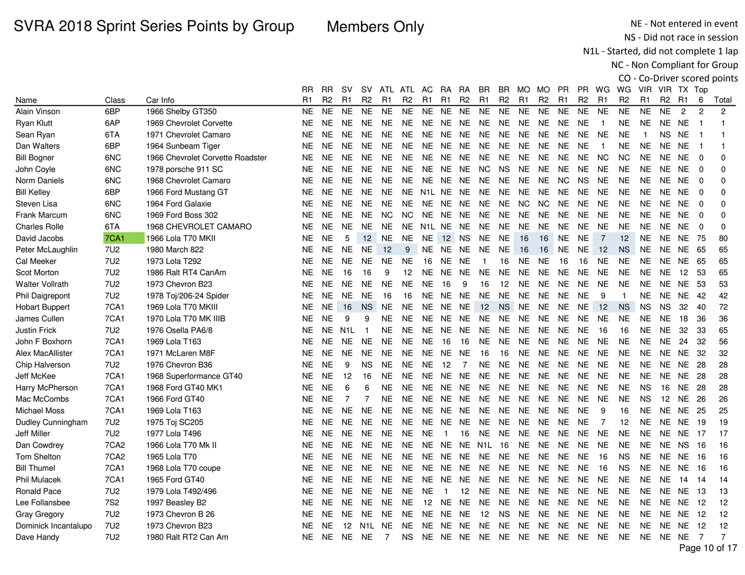# SVRA 2018 Sprint Series Points by Group

Members Only

NE - Not entered in event
NS - Did not race in session
N1L - Started, did not complete 1 lap
NC - Non Compliant for Group
CO - Co-Driver scored points

| Name | Class | Car Info | RR R1 | RR R2 | SV R1 | SV R2 | ATL R1 | ATL R2 | AC R1 | RA R1 | RA R2 | BR R1 | BR R2 | MO R1 | MO R2 | PR R1 | PR R2 | WG R1 | WG R2 | VIR R1 | VIR R2 | TX R1 | Top 6 | Total |
|---|---|---|---|---|---|---|---|---|---|---|---|---|---|---|---|---|---|---|---|---|---|---|---|---|
| Alain Vinson | 6BP | 1966 Shelby GT350 | NE | NE | NE | NE | NE | NE | NE | NE | NE | NE | NE | NE | NE | NE | NE | NE | NE | NE | NE | 2 | 2 | 2 |
| Ryan Klutt | 6AP | 1969 Chevrolet Corvette | NE | NE | NE | NE | NE | NE | NE | NE | NE | NE | NE | NE | NE | NE | NE | 1 | NE | NE | NE | NE | 1 | 1 |
| Sean Ryan | 6TA | 1971 Chevrolet Camaro | NE | NE | NE | NE | NE | NE | NE | NE | NE | NE | NE | NE | NE | NE | NE | NE | NE | 1 | NS | NE | 1 | 1 |
| Dan Walters | 6BP | 1964 Sunbeam Tiger | NE | NE | NE | NE | NE | NE | NE | NE | NE | NE | NE | NE | NE | NE | NE | 1 | NE | NE | NE | NE | 1 | 1 |
| Bill Bogner | 6NC | 1966 Chevrolet Corvette Roadster | NE | NE | NE | NE | NE | NE | NE | NE | NE | NE | NE | NE | NE | NE | NE | NC | NC | NE | NE | NE | 0 | 0 |
| John Coyle | 6NC | 1978 porsche 911 SC | NE | NE | NE | NE | NE | NE | NE | NE | NE | NC | NS | NE | NE | NE | NE | NE | NE | NE | NE | NE | 0 | 0 |
| Norm Daniels | 6NC | 1968 Chevrolet Camaro | NE | NE | NE | NE | NE | NE | NE | NE | NE | NE | NE | NE | NE | NC | NS | NE | NE | NE | NE | NE | 0 | 0 |
| Bill Kelley | 6BP | 1966 Ford Mustang GT | NE | NE | NE | NE | NE | NE | N1L | NE | NE | NE | NE | NE | NE | NE | NE | NE | NE | NE | NE | NE | 0 | 0 |
| Steven Lisa | 6NC | 1964 Ford Galaxie | NE | NE | NE | NE | NE | NE | NE | NE | NE | NE | NE | NC | NC | NE | NE | NE | NE | NE | NE | NE | 0 | 0 |
| Frank Marcum | 6NC | 1969 Ford Boss 302 | NE | NE | NE | NE | NC | NC | NE | NE | NE | NE | NE | NE | NE | NE | NE | NE | NE | NE | NE | NE | 0 | 0 |
| Charles Rolle | 6TA | 1968 CHEVROLET CAMARO | NE | NE | NE | NE | NE | NE | N1L | NE | NE | NE | NE | NE | NE | NE | NE | NE | NE | NE | NE | NE | 0 | 0 |
| David Jacobs | 7CA1 | 1966 Lola T70 MKII | NE | NE | 5 | 12 | NE | NE | NE | 12 | NS | NE | NE | 16 | 16 | NE | NE | 7 | 12 | NE | NE | NE | 75 | 80 |
| Peter McLaughlin | 7U2 | 1980 March 822 | NE | NE | NE | NE | 12 | 9 | NE | NE | NE | NE | NE | 16 | 16 | NE | NE | 12 | NS | NE | NE | NE | 65 | 65 |
| Cal Meeker | 7U2 | 1973 Lola T292 | NE | NE | NE | NE | NE | NE | 16 | NE | NE | 1 | 16 | NE | NE | 16 | 16 | NE | NE | NE | NE | NE | 65 | 65 |
| Scot Morton | 7U2 | 1986 Ralt RT4 CanAm | NE | NE | 16 | 16 | 9 | 12 | NE | NE | NE | NE | NE | NE | NE | NE | NE | NE | NE | NE | NE | 12 | 53 | 65 |
| Walter Vollrath | 7U2 | 1973 Chevron B23 | NE | NE | NE | NE | NE | NE | NE | 16 | 9 | 16 | 12 | NE | NE | NE | NE | NE | NE | NE | NE | NE | 53 | 53 |
| Phil Daigrepont | 7U2 | 1978 Toj/206-24 Spider | NE | NE | NE | NE | 16 | 16 | NE | NE | NE | NE | NE | NE | NE | NE | NE | 9 | 1 | NE | NE | NE | 42 | 42 |
| Hobart Buppert | 7CA1 | 1969 Lola T70 MKIII | NE | NE | 16 | NS | NE | NE | NE | NE | NE | 12 | NS | NE | NE | NE | NE | 12 | NS | NS | NS | 32 | 40 | 72 |
| James Cullen | 7CA1 | 1970 Lola T70 MK IIIB | NE | NE | 9 | 9 | NE | NE | NE | NE | NE | NE | NE | NE | NE | NE | NE | NE | NE | NE | NE | 18 | 36 | 36 |
| Justin Frick | 7U2 | 1976 Osella PA6/8 | NE | NE | N1L | 1 | NE | NE | NE | NE | NE | NE | NE | NE | NE | NE | NE | 16 | 16 | NE | NE | 32 | 33 | 65 |
| John F Boxhorn | 7CA1 | 1969 Lola T163 | NE | NE | NE | NE | NE | NE | NE | 16 | 16 | NE | NE | NE | NE | NE | NE | NE | NE | NE | NE | 24 | 32 | 56 |
| Alex MacAllister | 7CA1 | 1971 McLaren M8F | NE | NE | NE | NE | NE | NE | NE | NE | NE | 16 | 16 | NE | NE | NE | NE | NE | NE | NE | NE | NE | 32 | 32 |
| Chip Halverson | 7U2 | 1976 Chevron B36 | NE | NE | 9 | NS | NE | NE | NE | 12 | 7 | NE | NE | NE | NE | NE | NE | NE | NE | NE | NE | NE | 28 | 28 |
| Jeff McKee | 7CA1 | 1968 Superformance GT40 | NE | NE | 12 | 16 | NE | NE | NE | NE | NE | NE | NE | NE | NE | NE | NE | NE | NE | NE | NE | NE | 28 | 28 |
| Harry McPherson | 7CA1 | 1968 Ford GT40 MK1 | NE | NE | 6 | 6 | NE | NE | NE | NE | NE | NE | NE | NE | NE | NE | NE | NE | NE | NS | 16 | NE | 28 | 28 |
| Mac McCombs | 7CA1 | 1966 Ford GT40 | NE | NE | 7 | 7 | NE | NE | NE | NE | NE | NE | NE | NE | NE | NE | NE | NE | NE | NS | 12 | NE | 26 | 26 |
| Michael Moss | 7CA1 | 1969 Lola T163 | NE | NE | NE | NE | NE | NE | NE | NE | NE | NE | NE | NE | NE | NE | NE | 9 | 16 | NE | NE | NE | 25 | 25 |
| Dudley Cunningham | 7U2 | 1975 Toj SC205 | NE | NE | NE | NE | NE | NE | NE | NE | NE | NE | NE | NE | NE | NE | NE | 7 | 12 | NE | NE | NE | 19 | 19 |
| Jeff Miller | 7U2 | 1977 Lola T496 | NE | NE | NE | NE | NE | NE | NE | 1 | 16 | NE | NE | NE | NE | NE | NE | NE | NE | NE | NE | NE | 17 | 17 |
| Dan Cowdrey | 7CA2 | 1966 Lola T70 Mk II | NE | NE | NE | NE | NE | NE | NE | NE | NE | N1L | 16 | NE | NE | NE | NE | NE | NE | NE | NE | NS | 16 | 16 |
| Tom Shelton | 7CA2 | 1965 Lola T70 | NE | NE | NE | NE | NE | NE | NE | NE | NE | NE | NE | NE | NE | NE | NE | 16 | NS | NE | NE | NE | 16 | 16 |
| Bill Thumel | 7CA1 | 1968 Lola T70 coupe | NE | NE | NE | NE | NE | NE | NE | NE | NE | NE | NE | NE | NE | NE | NE | 16 | NS | NE | NE | NE | 16 | 16 |
| Phil Mulacek | 7CA1 | 1965 Ford GT40 | NE | NE | NE | NE | NE | NE | NE | NE | NE | NE | NE | NE | NE | NE | NE | NE | NE | NE | NE | 14 | 14 | 14 |
| Ronald Pace | 7U2 | 1979 Lola T492/496 | NE | NE | NE | NE | NE | NE | NE | 1 | 12 | NE | NE | NE | NE | NE | NE | NE | NE | NE | NE | NE | 13 | 13 |
| Lee Follansbee | 7S2 | 1997 Beasley B2 | NE | NE | NE | NE | NE | NE | 12 | NE | NE | NE | NE | NE | NE | NE | NE | NE | NE | NE | NE | NE | 12 | 12 |
| Gray Gregory | 7U2 | 1973 Chevron B 26 | NE | NE | NE | NE | NE | NE | NE | NE | NE | 12 | NS | NE | NE | NE | NE | NE | NE | NE | NE | NE | 12 | 12 |
| Dominick Incantalupo | 7U2 | 1973 Chevron B23 | NE | NE | 12 | N1L | NE | NE | NE | NE | NE | NE | NE | NE | NE | NE | NE | NE | NE | NE | NE | NE | 12 | 12 |
| Dave Handy | 7U2 | 1980 Ralt RT2 Can Am | NE | NE | NE | NE | 7 | NS | NE | NE | NE | NE | NE | NE | NE | NE | NE | NE | NE | NE | NE | NE | 7 | 7 |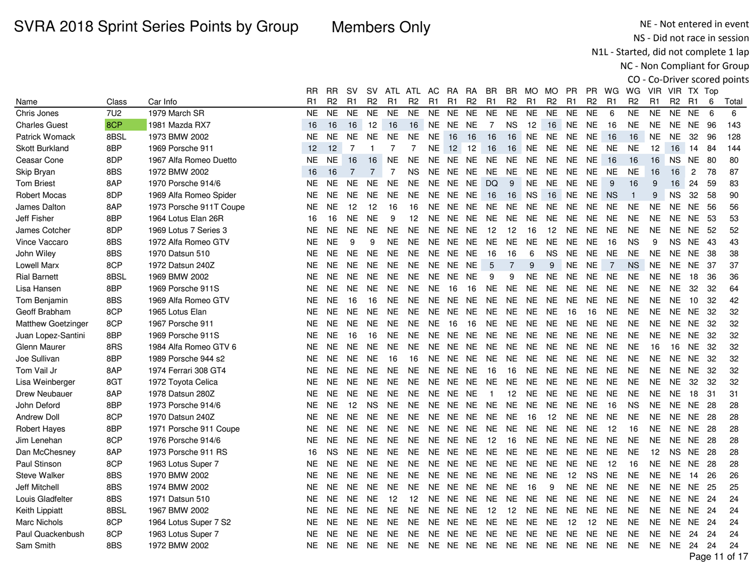# SVRA 2018 Sprint Series Points by Group

## Members Only

NE - Not entered in event
NS - Did not race in session
N1L - Started, did not complete 1 lap
NC - Non Compliant for Group
CO - Co-Driver scored points

| Name | Class | Car Info | RR R1 | RR R2 | SV R1 | SV R2 | ATL R1 | ATL R2 | AC R1 | RA R1 | RA R2 | BR R1 | BR R2 | MO R1 | MO R2 | PR R1 | PR R2 | WG R1 | WG R2 | VIR R1 | VIR R2 | TX R1 | Top 6 | Total |
|---|---|---|---|---|---|---|---|---|---|---|---|---|---|---|---|---|---|---|---|---|---|---|---|---|
| Chris Jones | 7U2 | 1979 March SR | NE | NE | NE | NE | NE | NE | NE | NE | NE | NE | NE | NE | NE | NE | NE | 6 | NE | NE | NE | NE | 6 | 6 |
| Charles Guest | 8CP | 1981 Mazda RX7 | 16 | 16 | 16 | 12 | 16 | 16 | NE | NE | NE | 7 | NS | 12 | 16 | NE | NE | 16 | NE | NE | NE | NE | 96 | 143 |
| Patrick Womack | 8BSL | 1973 BMW 2002 | NE | NE | NE | NE | NE | NE | NE | 16 | 16 | 16 | 16 | NE | NE | NE | NE | 16 | 16 | NE | NE | 32 | 96 | 128 |
| Skott Burkland | 8BP | 1969 Porsche 911 | 12 | 12 | 7 | 1 | 7 | 7 | NE | 12 | 12 | 16 | 16 | NE | NE | NE | NE | NE | NE | 12 | 16 | 14 | 84 | 144 |
| Ceasar Cone | 8DP | 1967 Alfa Romeo Duetto | NE | NE | 16 | 16 | NE | NE | NE | NE | NE | NE | NE | NE | NE | NE | NE | 16 | 16 | 16 | NS | NE | 80 | 80 |
| Skip Bryan | 8BS | 1972 BMW 2002 | 16 | 16 | 7 | 7 | 7 | NS | NE | NE | NE | NE | NE | NE | NE | NE | NE | NE | NE | 16 | 16 | 2 | 78 | 87 |
| Tom Briest | 8AP | 1970 Porsche 914/6 | NE | NE | NE | NE | NE | NE | NE | NE | NE | DQ | 9 | NE | NE | NE | NE | 9 | 16 | 9 | 16 | 24 | 59 | 83 |
| Robert Mocas | 8DP | 1969 Alfa Romeo Spider | NE | NE | NE | NE | NE | NE | NE | NE | NE | 16 | 16 | NS | 16 | NE | NE | NS | 1 | 9 | NS | 32 | 58 | 90 |
| James Dalton | 8AP | 1973 Porsche 911T Coupe | NE | NE | 12 | 12 | 16 | 16 | NE | NE | NE | NE | NE | NE | NE | NE | NE | NE | NE | NE | NE | NE | 56 | 56 |
| Jeff Fisher | 8BP | 1964 Lotus Elan 26R | 16 | 16 | NE | NE | 9 | 12 | NE | NE | NE | NE | NE | NE | NE | NE | NE | NE | NE | NE | NE | NE | 53 | 53 |
| James Cotcher | 8DP | 1969 Lotus 7 Series 3 | NE | NE | NE | NE | NE | NE | NE | NE | NE | 12 | 12 | 16 | 12 | NE | NE | NE | NE | NE | NE | NE | 52 | 52 |
| Vince Vaccaro | 8BS | 1972 Alfa Romeo GTV | NE | NE | 9 | 9 | NE | NE | NE | NE | NE | NE | NE | NE | NE | NE | NE | 16 | NS | 9 | NS | NE | 43 | 43 |
| John Wiley | 8BS | 1970 Datsun 510 | NE | NE | NE | NE | NE | NE | NE | NE | NE | 16 | 16 | 6 | NS | NE | NE | NE | NE | NE | NE | NE | 38 | 38 |
| Lowell Marx | 8CP | 1972 Datsun 240Z | NE | NE | NE | NE | NE | NE | NE | NE | NE | 5 | 7 | 9 | 9 | NE | NE | 7 | NS | NE | NE | NE | 37 | 37 |
| Rial Barnett | 8BSL | 1969 BMW 2002 | NE | NE | NE | NE | NE | NE | NE | NE | NE | 9 | 9 | NE | NE | NE | NE | NE | NE | NE | NE | 18 | 36 | 36 |
| Lisa Hansen | 8BP | 1969 Porsche 911S | NE | NE | NE | NE | NE | NE | NE | 16 | 16 | NE | NE | NE | NE | NE | NE | NE | NE | NE | NE | 32 | 32 | 64 |
| Tom Benjamin | 8BS | 1969 Alfa Romeo GTV | NE | NE | 16 | 16 | NE | NE | NE | NE | NE | NE | NE | NE | NE | NE | NE | NE | NE | NE | NE | 10 | 32 | 42 |
| Geoff Brabham | 8CP | 1965 Lotus Elan | NE | NE | NE | NE | NE | NE | NE | NE | NE | NE | NE | NE | NE | 16 | 16 | NE | NE | NE | NE | NE | 32 | 32 |
| Matthew Goetzinger | 8CP | 1967 Porsche 911 | NE | NE | NE | NE | NE | NE | NE | 16 | 16 | NE | NE | NE | NE | NE | NE | NE | NE | NE | NE | NE | 32 | 32 |
| Juan Lopez-Santini | 8BP | 1969 Porsche 911S | NE | NE | 16 | 16 | NE | NE | NE | NE | NE | NE | NE | NE | NE | NE | NE | NE | NE | NE | NE | NE | 32 | 32 |
| Glenn Maurer | 8RS | 1984 Alfa Romeo GTV 6 | NE | NE | NE | NE | NE | NE | NE | NE | NE | NE | NE | NE | NE | NE | NE | NE | NE | 16 | 16 | NE | 32 | 32 |
| Joe Sullivan | 8BP | 1989 Porsche 944 s2 | NE | NE | NE | NE | 16 | 16 | NE | NE | NE | NE | NE | NE | NE | NE | NE | NE | NE | NE | NE | NE | 32 | 32 |
| Tom Vail Jr | 8AP | 1974 Ferrari 308 GT4 | NE | NE | NE | NE | NE | NE | NE | NE | NE | 16 | 16 | NE | NE | NE | NE | NE | NE | NE | NE | NE | 32 | 32 |
| Lisa Weinberger | 8GT | 1972 Toyota Celica | NE | NE | NE | NE | NE | NE | NE | NE | NE | NE | NE | NE | NE | NE | NE | NE | NE | NE | NE | 32 | 32 | 32 |
| Drew Neubauer | 8AP | 1978 Datsun 280Z | NE | NE | NE | NE | NE | NE | NE | NE | NE | 1 | 12 | NE | NE | NE | NE | NE | NE | NE | NE | 18 | 31 | 31 |
| John Deford | 8BP | 1973 Porsche 914/6 | NE | NE | 12 | NS | NE | NE | NE | NE | NE | NE | NE | NE | NE | NE | NE | 16 | NS | NE | NE | NE | 28 | 28 |
| Andrew Doll | 8CP | 1970 Datsun 240Z | NE | NE | NE | NE | NE | NE | NE | NE | NE | NE | NE | 16 | 12 | NE | NE | NE | NE | NE | NE | NE | 28 | 28 |
| Robert Hayes | 8BP | 1971 Porsche 911 Coupe | NE | NE | NE | NE | NE | NE | NE | NE | NE | NE | NE | NE | NE | NE | NE | 12 | 16 | NE | NE | NE | 28 | 28 |
| Jim Lenehan | 8CP | 1976 Porsche 914/6 | NE | NE | NE | NE | NE | NE | NE | NE | NE | 12 | 16 | NE | NE | NE | NE | NE | NE | NE | NE | NE | 28 | 28 |
| Dan McChesney | 8AP | 1973 Porsche 911 RS | 16 | NS | NE | NE | NE | NE | NE | NE | NE | NE | NE | NE | NE | NE | NE | NE | NE | 12 | NS | NE | 28 | 28 |
| Paul Stinson | 8CP | 1963 Lotus Super 7 | NE | NE | NE | NE | NE | NE | NE | NE | NE | NE | NE | NE | NE | NE | NE | 12 | 16 | NE | NE | NE | 28 | 28 |
| Steve Walker | 8BS | 1970 BMW 2002 | NE | NE | NE | NE | NE | NE | NE | NE | NE | NE | NE | NE | NE | 12 | NS | NE | NE | NE | NE | 14 | 26 | 26 |
| Jeff Mitchell | 8BS | 1974 BMW 2002 | NE | NE | NE | NE | NE | NE | NE | NE | NE | NE | NE | 16 | 9 | NE | NE | NE | NE | NE | NE | NE | 25 | 25 |
| Louis Gladfelter | 8BS | 1971 Datsun 510 | NE | NE | NE | NE | 12 | 12 | NE | NE | NE | NE | NE | NE | NE | NE | NE | NE | NE | NE | NE | NE | 24 | 24 |
| Keith Lippiatt | 8BSL | 1967 BMW 2002 | NE | NE | NE | NE | NE | NE | NE | NE | NE | 12 | 12 | NE | NE | NE | NE | NE | NE | NE | NE | NE | 24 | 24 |
| Marc Nichols | 8CP | 1964 Lotus Super 7 S2 | NE | NE | NE | NE | NE | NE | NE | NE | NE | NE | NE | NE | NE | 12 | 12 | NE | NE | NE | NE | NE | 24 | 24 |
| Paul Quackenbush | 8CP | 1963 Lotus Super 7 | NE | NE | NE | NE | NE | NE | NE | NE | NE | NE | NE | NE | NE | NE | NE | NE | NE | NE | NE | 24 | 24 | 24 |
| Sam Smith | 8BS | 1972 BMW 2002 | NE | NE | NE | NE | NE | NE | NE | NE | NE | NE | NE | NE | NE | NE | NE | NE | NE | NE | NE | 24 | 24 | 24 |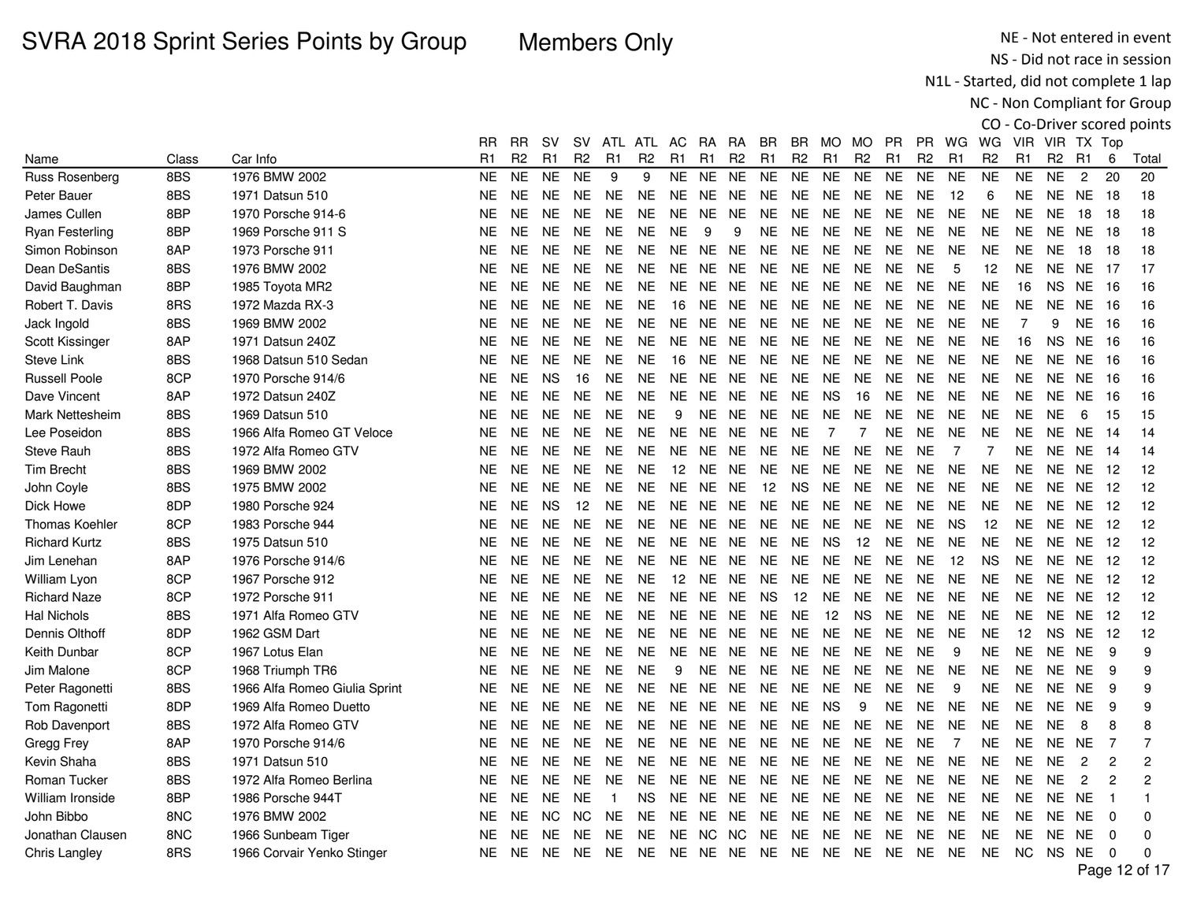# SVRA 2018 Sprint Series Points by Group

## Members Only

NE - Not entered in event
NS - Did not race in session
N1L - Started, did not complete 1 lap
NC - Non Compliant for Group
CO - Co-Driver scored points

| Name | Class | Car Info | RR R1 | RR R2 | SV R1 | SV R2 | ATL R1 | ATL R2 | AC R1 | RA R1 | RA R2 | BR R1 | BR R2 | MO R1 | MO R2 | PR R1 | PR R2 | WG R1 | WG R2 | VIR R1 | VIR R2 | TX R1 | Top 6 | Total |
|---|---|---|---|---|---|---|---|---|---|---|---|---|---|---|---|---|---|---|---|---|---|---|---|---|
| Russ Rosenberg | 8BS | 1976 BMW 2002 | NE | NE | NE | NE | 9 | 9 | NE | NE | NE | NE | NE | NE | NE | NE | NE | NE | NE | NE | NE | 2 | 20 | 20 |
| Peter Bauer | 8BS | 1971 Datsun 510 | NE | NE | NE | NE | NE | NE | NE | NE | NE | NE | NE | NE | NE | NE | NE | 12 | 6 | NE | NE | NE | 18 | 18 |
| James Cullen | 8BP | 1970 Porsche 914-6 | NE | NE | NE | NE | NE | NE | NE | NE | NE | NE | NE | NE | NE | NE | NE | NE | NE | NE | NE | 18 | 18 | 18 |
| Ryan Festerling | 8BP | 1969 Porsche 911 S | NE | NE | NE | NE | NE | NE | NE | 9 | 9 | NE | NE | NE | NE | NE | NE | NE | NE | NE | NE | NE | 18 | 18 |
| Simon Robinson | 8AP | 1973 Porsche 911 | NE | NE | NE | NE | NE | NE | NE | NE | NE | NE | NE | NE | NE | NE | NE | NE | NE | NE | NE | 18 | 18 | 18 |
| Dean DeSantis | 8BS | 1976 BMW 2002 | NE | NE | NE | NE | NE | NE | NE | NE | NE | NE | NE | NE | NE | NE | NE | 5 | 12 | NE | NE | NE | 17 | 17 |
| David Baughman | 8BP | 1985 Toyota MR2 | NE | NE | NE | NE | NE | NE | NE | NE | NE | NE | NE | NE | NE | NE | NE | NE | NE | 16 | NS | NE | 16 | 16 |
| Robert T. Davis | 8RS | 1972 Mazda RX-3 | NE | NE | NE | NE | NE | NE | 16 | NE | NE | NE | NE | NE | NE | NE | NE | NE | NE | NE | NE | NE | 16 | 16 |
| Jack Ingold | 8BS | 1969 BMW 2002 | NE | NE | NE | NE | NE | NE | NE | NE | NE | NE | NE | NE | NE | NE | NE | NE | NE | 7 | 9 | NE | 16 | 16 |
| Scott Kissinger | 8AP | 1971 Datsun 240Z | NE | NE | NE | NE | NE | NE | NE | NE | NE | NE | NE | NE | NE | NE | NE | NE | NE | 16 | NS | NE | 16 | 16 |
| Steve Link | 8BS | 1968 Datsun 510 Sedan | NE | NE | NE | NE | NE | NE | 16 | NE | NE | NE | NE | NE | NE | NE | NE | NE | NE | NE | NE | NE | 16 | 16 |
| Russell Poole | 8CP | 1970 Porsche 914/6 | NE | NE | NS | 16 | NE | NE | NE | NE | NE | NE | NE | NE | NE | NE | NE | NE | NE | NE | NE | NE | 16 | 16 |
| Dave Vincent | 8AP | 1972 Datsun 240Z | NE | NE | NE | NE | NE | NE | NE | NE | NE | NE | NE | NS | 16 | NE | NE | NE | NE | NE | NE | NE | 16 | 16 |
| Mark Nettesheim | 8BS | 1969 Datsun 510 | NE | NE | NE | NE | NE | NE | 9 | NE | NE | NE | NE | NE | NE | NE | NE | NE | NE | NE | NE | 6 | 15 | 15 |
| Lee Poseidon | 8BS | 1966 Alfa Romeo GT Veloce | NE | NE | NE | NE | NE | NE | NE | NE | NE | NE | NE | 7 | 7 | NE | NE | NE | NE | NE | NE | NE | 14 | 14 |
| Steve Rauh | 8BS | 1972 Alfa Romeo GTV | NE | NE | NE | NE | NE | NE | NE | NE | NE | NE | NE | NE | NE | NE | NE | 7 | 7 | NE | NE | NE | 14 | 14 |
| Tim Brecht | 8BS | 1969 BMW 2002 | NE | NE | NE | NE | NE | NE | 12 | NE | NE | NE | NE | NE | NE | NE | NE | NE | NE | NE | NE | NE | 12 | 12 |
| John Coyle | 8BS | 1975 BMW 2002 | NE | NE | NE | NE | NE | NE | NE | NE | NE | 12 | NS | NE | NE | NE | NE | NE | NE | NE | NE | NE | 12 | 12 |
| Dick Howe | 8DP | 1980 Porsche 924 | NE | NE | NS | 12 | NE | NE | NE | NE | NE | NE | NE | NE | NE | NE | NE | NE | NE | NE | NE | NE | 12 | 12 |
| Thomas Koehler | 8CP | 1983 Porsche 944 | NE | NE | NE | NE | NE | NE | NE | NE | NE | NE | NE | NE | NE | NE | NE | NS | 12 | NE | NE | NE | 12 | 12 |
| Richard Kurtz | 8BS | 1975 Datsun 510 | NE | NE | NE | NE | NE | NE | NE | NE | NE | NE | NE | NS | 12 | NE | NE | NE | NE | NE | NE | NE | 12 | 12 |
| Jim Lenehan | 8AP | 1976 Porsche 914/6 | NE | NE | NE | NE | NE | NE | NE | NE | NE | NE | NE | NE | NE | NE | NE | 12 | NS | NE | NE | NE | 12 | 12 |
| William Lyon | 8CP | 1967 Porsche 912 | NE | NE | NE | NE | NE | NE | 12 | NE | NE | NE | NE | NE | NE | NE | NE | NE | NE | NE | NE | NE | 12 | 12 |
| Richard Naze | 8CP | 1972 Porsche 911 | NE | NE | NE | NE | NE | NE | NE | NE | NE | NS | 12 | NE | NE | NE | NE | NE | NE | NE | NE | NE | 12 | 12 |
| Hal Nichols | 8BS | 1971 Alfa Romeo GTV | NE | NE | NE | NE | NE | NE | NE | NE | NE | NE | NE | 12 | NS | NE | NE | NE | NE | NE | NE | NE | 12 | 12 |
| Dennis Olthoff | 8DP | 1962 GSM Dart | NE | NE | NE | NE | NE | NE | NE | NE | NE | NE | NE | NE | NE | NE | NE | NE | NE | 12 | NS | NE | 12 | 12 |
| Keith Dunbar | 8CP | 1967 Lotus Elan | NE | NE | NE | NE | NE | NE | NE | NE | NE | NE | NE | NE | NE | NE | NE | 9 | NE | NE | NE | NE | 9 | 9 |
| Jim Malone | 8CP | 1968 Triumph TR6 | NE | NE | NE | NE | NE | NE | 9 | NE | NE | NE | NE | NE | NE | NE | NE | NE | NE | NE | NE | NE | 9 | 9 |
| Peter Ragonetti | 8BS | 1966 Alfa Romeo Giulia Sprint | NE | NE | NE | NE | NE | NE | NE | NE | NE | NE | NE | NE | NE | NE | NE | 9 | NE | NE | NE | NE | 9 | 9 |
| Tom Ragonetti | 8DP | 1969 Alfa Romeo Duetto | NE | NE | NE | NE | NE | NE | NE | NE | NE | NE | NE | NS | 9 | NE | NE | NE | NE | NE | NE | NE | 9 | 9 |
| Rob Davenport | 8BS | 1972 Alfa Romeo GTV | NE | NE | NE | NE | NE | NE | NE | NE | NE | NE | NE | NE | NE | NE | NE | NE | NE | NE | NE | 8 | 8 | 8 |
| Gregg Frey | 8AP | 1970 Porsche 914/6 | NE | NE | NE | NE | NE | NE | NE | NE | NE | NE | NE | NE | NE | NE | NE | 7 | NE | NE | NE | NE | 7 | 7 |
| Kevin Shaha | 8BS | 1971 Datsun 510 | NE | NE | NE | NE | NE | NE | NE | NE | NE | NE | NE | NE | NE | NE | NE | NE | NE | NE | NE | 2 | 2 | 2 |
| Roman Tucker | 8BS | 1972 Alfa Romeo Berlina | NE | NE | NE | NE | NE | NE | NE | NE | NE | NE | NE | NE | NE | NE | NE | NE | NE | NE | NE | 2 | 2 | 2 |
| William Ironside | 8BP | 1986 Porsche 944T | NE | NE | NE | NE | 1 | NS | NE | NE | NE | NE | NE | NE | NE | NE | NE | NE | NE | NE | NE | NE | 1 | 1 |
| John Bibbo | 8NC | 1976 BMW 2002 | NE | NE | NC | NC | NE | NE | NE | NE | NE | NE | NE | NE | NE | NE | NE | NE | NE | NE | NE | NE | 0 | 0 |
| Jonathan Clausen | 8NC | 1966 Sunbeam Tiger | NE | NE | NE | NE | NE | NE | NE | NC | NC | NE | NE | NE | NE | NE | NE | NE | NE | NE | NE | NE | 0 | 0 |
| Chris Langley | 8RS | 1966 Corvair Yenko Stinger | NE | NE | NE | NE | NE | NE | NE | NE | NE | NE | NE | NE | NE | NE | NE | NE | NE | NC | NS | NE | 0 | 0 |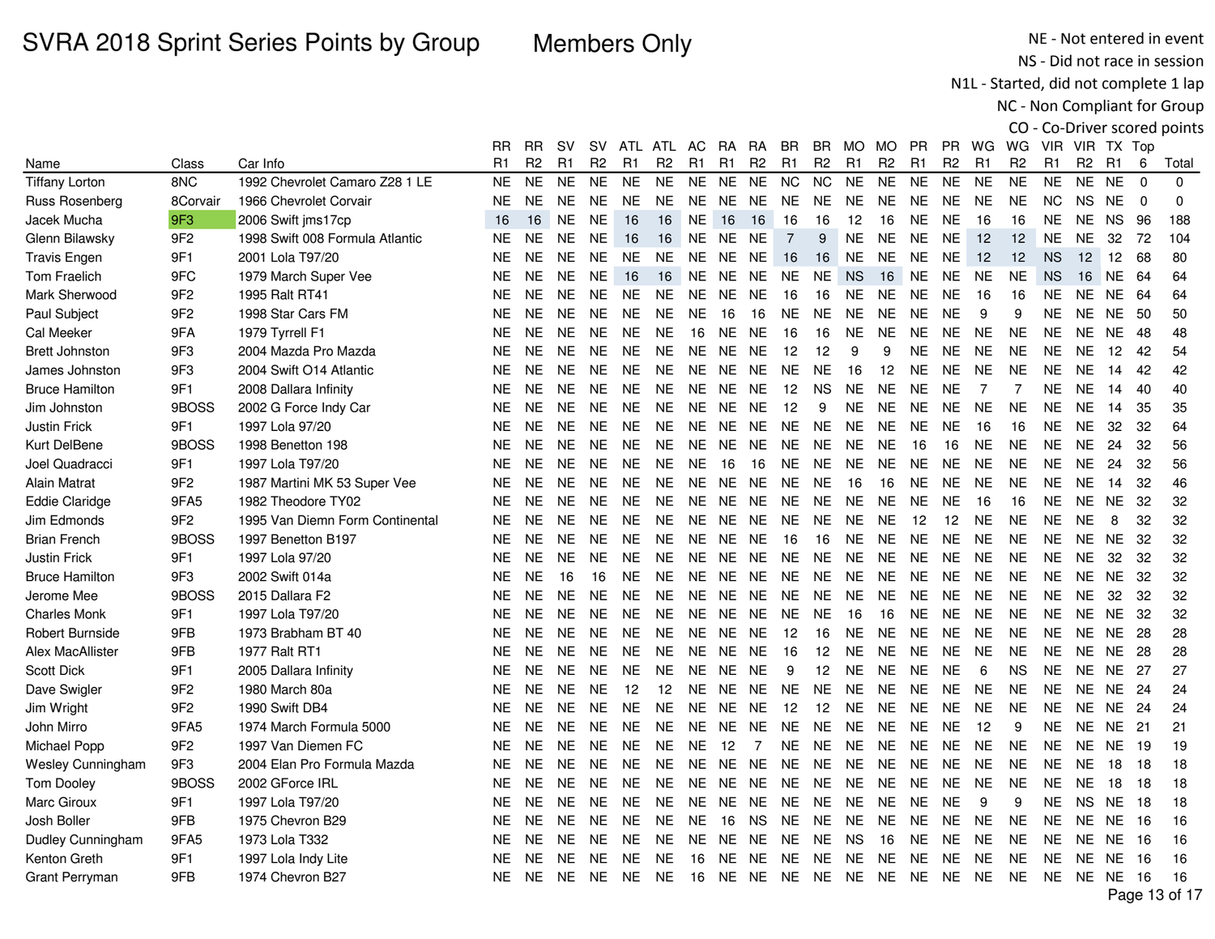# SVRA 2018 Sprint Series Points by Group

Members Only

NE - Not entered in event
NS - Did not race in session
N1L - Started, did not complete 1 lap
NC - Non Compliant for Group
CO - Co-Driver scored points

| Name | Class | Car Info | RR R1 | RR R2 | SV R1 | SV R2 | ATL R1 | ATL R2 | AC R1 | RA R1 | RA R2 | BR R1 | BR R2 | MO R1 | MO R2 | PR R1 | PR R2 | WG R1 | WG R2 | VIR R1 | VIR R2 | TX R1 | Top 6 | Total |
|---|---|---|---|---|---|---|---|---|---|---|---|---|---|---|---|---|---|---|---|---|---|---|---|---|
| Tiffany Lorton | 8NC | 1992 Chevrolet Camaro Z28 1 LE | NE | NE | NE | NE | NE | NE | NE | NE | NE | NC | NC | NE | NE | NE | NE | NE | NE | NE | NE | NE | 0 | 0 |
| Russ Rosenberg | 8Corvair | 1966 Chevrolet Corvair | NE | NE | NE | NE | NE | NE | NE | NE | NE | NE | NE | NE | NE | NE | NE | NE | NE | NC | NS | NE | 0 | 0 |
| Jacek Mucha | 9F3 | 2006 Swift jms17cp | 16 | 16 | NE | NE | 16 | 16 | NE | 16 | 16 | 16 | 16 | 12 | 16 | NE | NE | 16 | 16 | NE | NE | NS | 96 | 188 |
| Glenn Bilawsky | 9F2 | 1998 Swift 008 Formula Atlantic | NE | NE | NE | NE | 16 | 16 | NE | NE | NE | 7 | 9 | NE | NE | NE | NE | 12 | 12 | NE | NE | 32 | 72 | 104 |
| Travis Engen | 9F1 | 2001 Lola T97/20 | NE | NE | NE | NE | NE | NE | NE | NE | NE | 16 | 16 | NE | NE | NE | NE | 12 | 12 | NS | 12 | 12 | 68 | 80 |
| Tom Fraelich | 9FC | 1979 March Super Vee | NE | NE | NE | NE | 16 | 16 | NE | NE | NE | NE | NE | NS | 16 | NE | NE | NE | NE | NS | 16 | NE | 64 | 64 |
| Mark Sherwood | 9F2 | 1995 Ralt RT41 | NE | NE | NE | NE | NE | NE | NE | NE | NE | 16 | 16 | NE | NE | NE | NE | 16 | 16 | NE | NE | NE | 64 | 64 |
| Paul Subject | 9F2 | 1998 Star Cars FM | NE | NE | NE | NE | NE | NE | NE | 16 | 16 | NE | NE | NE | NE | NE | NE | 9 | 9 | NE | NE | NE | 50 | 50 |
| Cal Meeker | 9FA | 1979 Tyrrell F1 | NE | NE | NE | NE | NE | NE | 16 | NE | NE | 16 | 16 | NE | NE | NE | NE | NE | NE | NE | NE | NE | 48 | 48 |
| Brett Johnston | 9F3 | 2004 Mazda Pro Mazda | NE | NE | NE | NE | NE | NE | NE | NE | NE | 12 | 12 | 9 | 9 | NE | NE | NE | NE | NE | NE | 12 | 42 | 54 |
| James Johnston | 9F3 | 2004 Swift O14 Atlantic | NE | NE | NE | NE | NE | NE | NE | NE | NE | NE | NE | 16 | 12 | NE | NE | NE | NE | NE | NE | 14 | 42 | 42 |
| Bruce Hamilton | 9F1 | 2008 Dallara Infinity | NE | NE | NE | NE | NE | NE | NE | NE | NE | 12 | NS | NE | NE | NE | NE | 7 | 7 | NE | NE | 14 | 40 | 40 |
| Jim Johnston | 9BOSS | 2002 G Force Indy Car | NE | NE | NE | NE | NE | NE | NE | NE | NE | 12 | 9 | NE | NE | NE | NE | NE | NE | NE | NE | 14 | 35 | 35 |
| Justin Frick | 9F1 | 1997 Lola 97/20 | NE | NE | NE | NE | NE | NE | NE | NE | NE | NE | NE | NE | NE | NE | NE | 16 | 16 | NE | NE | 32 | 32 | 64 |
| Kurt DelBene | 9BOSS | 1998 Benetton 198 | NE | NE | NE | NE | NE | NE | NE | NE | NE | NE | NE | NE | NE | 16 | 16 | NE | NE | NE | NE | 24 | 32 | 56 |
| Joel Quadracci | 9F1 | 1997 Lola T97/20 | NE | NE | NE | NE | NE | NE | NE | 16 | 16 | NE | NE | NE | NE | NE | NE | NE | NE | NE | NE | 24 | 32 | 56 |
| Alain Matrat | 9F2 | 1987 Martini MK 53 Super Vee | NE | NE | NE | NE | NE | NE | NE | NE | NE | NE | NE | 16 | 16 | NE | NE | NE | NE | NE | NE | 14 | 32 | 46 |
| Eddie Claridge | 9FA5 | 1982 Theodore TY02 | NE | NE | NE | NE | NE | NE | NE | NE | NE | NE | NE | NE | NE | NE | NE | 16 | 16 | NE | NE | NE | 32 | 32 |
| Jim Edmonds | 9F2 | 1995 Van Diemn Form Continental | NE | NE | NE | NE | NE | NE | NE | NE | NE | NE | NE | NE | NE | 12 | 12 | NE | NE | NE | NE | 8 | 32 | 32 |
| Brian French | 9BOSS | 1997 Benetton B197 | NE | NE | NE | NE | NE | NE | NE | NE | NE | 16 | 16 | NE | NE | NE | NE | NE | NE | NE | NE | NE | 32 | 32 |
| Justin Frick | 9F1 | 1997 Lola 97/20 | NE | NE | NE | NE | NE | NE | NE | NE | NE | NE | NE | NE | NE | NE | NE | NE | NE | NE | NE | 32 | 32 | 32 |
| Bruce Hamilton | 9F3 | 2002 Swift 014a | NE | NE | 16 | 16 | NE | NE | NE | NE | NE | NE | NE | NE | NE | NE | NE | NE | NE | NE | NE | NE | 32 | 32 |
| Jerome Mee | 9BOSS | 2015 Dallara F2 | NE | NE | NE | NE | NE | NE | NE | NE | NE | NE | NE | NE | NE | NE | NE | NE | NE | NE | NE | 32 | 32 | 32 |
| Charles Monk | 9F1 | 1997 Lola T97/20 | NE | NE | NE | NE | NE | NE | NE | NE | NE | NE | NE | 16 | 16 | NE | NE | NE | NE | NE | NE | NE | 32 | 32 |
| Robert Burnside | 9FB | 1973 Brabham BT 40 | NE | NE | NE | NE | NE | NE | NE | NE | NE | 12 | 16 | NE | NE | NE | NE | NE | NE | NE | NE | NE | 28 | 28 |
| Alex MacAllister | 9FB | 1977 Ralt RT1 | NE | NE | NE | NE | NE | NE | NE | NE | NE | 16 | 12 | NE | NE | NE | NE | NE | NE | NE | NE | NE | 28 | 28 |
| Scott Dick | 9F1 | 2005 Dallara Infinity | NE | NE | NE | NE | NE | NE | NE | NE | NE | 9 | 12 | NE | NE | NE | NE | 6 | NS | NE | NE | NE | 27 | 27 |
| Dave Swigler | 9F2 | 1980 March 80a | NE | NE | NE | NE | 12 | 12 | NE | NE | NE | NE | NE | NE | NE | NE | NE | NE | NE | NE | NE | NE | 24 | 24 |
| Jim Wright | 9F2 | 1990 Swift DB4 | NE | NE | NE | NE | NE | NE | NE | NE | NE | 12 | 12 | NE | NE | NE | NE | NE | NE | NE | NE | NE | 24 | 24 |
| John Mirro | 9FA5 | 1974 March Formula 5000 | NE | NE | NE | NE | NE | NE | NE | NE | NE | NE | NE | NE | NE | NE | NE | 12 | 9 | NE | NE | NE | 21 | 21 |
| Michael Popp | 9F2 | 1997 Van Diemen FC | NE | NE | NE | NE | NE | NE | NE | 12 | 7 | NE | NE | NE | NE | NE | NE | NE | NE | NE | NE | NE | 19 | 19 |
| Wesley Cunningham | 9F3 | 2004 Elan Pro Formula Mazda | NE | NE | NE | NE | NE | NE | NE | NE | NE | NE | NE | NE | NE | NE | NE | NE | NE | NE | NE | 18 | 18 | 18 |
| Tom Dooley | 9BOSS | 2002 GForce IRL | NE | NE | NE | NE | NE | NE | NE | NE | NE | NE | NE | NE | NE | NE | NE | NE | NE | NE | NE | 18 | 18 | 18 |
| Marc Giroux | 9F1 | 1997 Lola T97/20 | NE | NE | NE | NE | NE | NE | NE | NE | NE | NE | NE | NE | NE | NE | NE | 9 | 9 | NE | NS | NE | 18 | 18 |
| Josh Boller | 9FB | 1975 Chevron B29 | NE | NE | NE | NE | NE | NE | NE | 16 | NS | NE | NE | NE | NE | NE | NE | NE | NE | NE | NE | NE | 16 | 16 |
| Dudley Cunningham | 9FA5 | 1973 Lola T332 | NE | NE | NE | NE | NE | NE | NE | NE | NE | NE | NE | NS | 16 | NE | NE | NE | NE | NE | NE | NE | 16 | 16 |
| Kenton Greth | 9F1 | 1997 Lola Indy Lite | NE | NE | NE | NE | NE | NE | 16 | NE | NE | NE | NE | NE | NE | NE | NE | NE | NE | NE | NE | NE | 16 | 16 |
| Grant Perryman | 9FB | 1974 Chevron B27 | NE | NE | NE | NE | NE | NE | 16 | NE | NE | NE | NE | NE | NE | NE | NE | NE | NE | NE | NE | NE | 16 | 16 |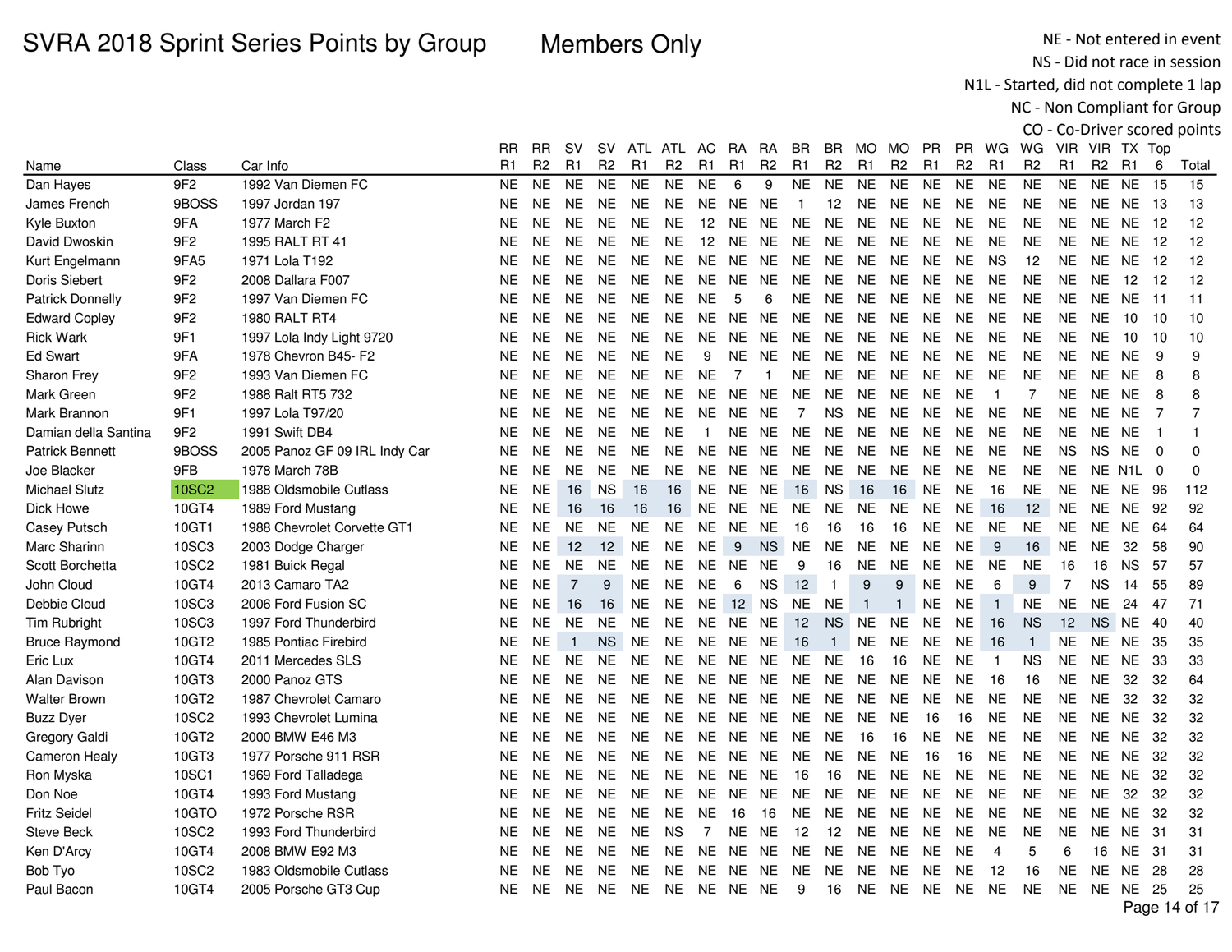# SVRA 2018 Sprint Series Points by Group

**Members Only**

NE - Not entered in event
NS - Did not race in session
N1L - Started, did not complete 1 lap
NC - Non Compliant for Group
CO - Co-Driver scored points

| Name | Class | Car Info | RR R1 | RR R2 | SV R1 | SV R2 | ATL R1 | ATL R2 | AC R1 | RA R1 | RA R2 | BR R1 | BR R2 | MO R1 | MO R2 | PR R1 | PR R2 | WG R1 | WG R2 | VIR R1 | VIR R2 | TX R1 | Top 6 | Total |
|---|---|---|---|---|---|---|---|---|---|---|---|---|---|---|---|---|---|---|---|---|---|---|---|---|
| Dan Hayes | 9F2 | 1992 Van Diemen FC | NE | NE | NE | NE | NE | NE | NE | 6 | 9 | NE | NE | NE | NE | NE | NE | NE | NE | NE | NE | NE | 15 | 15 |
| James French | 9BOSS | 1997 Jordan 197 | NE | NE | NE | NE | NE | NE | NE | NE | NE | 1 | 12 | NE | NE | NE | NE | NE | NE | NE | NE | NE | 13 | 13 |
| Kyle Buxton | 9FA | 1977 March F2 | NE | NE | NE | NE | NE | NE | 12 | NE | NE | NE | NE | NE | NE | NE | NE | NE | NE | NE | NE | NE | 12 | 12 |
| David Dwoskin | 9F2 | 1995 RALT RT 41 | NE | NE | NE | NE | NE | NE | 12 | NE | NE | NE | NE | NE | NE | NE | NE | NE | NE | NE | NE | NE | 12 | 12 |
| Kurt Engelmann | 9FA5 | 1971 Lola T192 | NE | NE | NE | NE | NE | NE | NE | NE | NE | NE | NE | NE | NE | NE | NE | NS | 12 | NE | NE | NE | 12 | 12 |
| Doris Siebert | 9F2 | 2008 Dallara F007 | NE | NE | NE | NE | NE | NE | NE | NE | NE | NE | NE | NE | NE | NE | NE | NE | NE | NE | NE | 12 | 12 | 12 |
| Patrick Donnelly | 9F2 | 1997 Van Diemen FC | NE | NE | NE | NE | NE | NE | NE | 5 | 6 | NE | NE | NE | NE | NE | NE | NE | NE | NE | NE | NE | 11 | 11 |
| Edward Copley | 9F2 | 1980 RALT RT4 | NE | NE | NE | NE | NE | NE | NE | NE | NE | NE | NE | NE | NE | NE | NE | NE | NE | NE | NE | 10 | 10 | 10 |
| Rick Wark | 9F1 | 1997 Lola Indy Light 9720 | NE | NE | NE | NE | NE | NE | NE | NE | NE | NE | NE | NE | NE | NE | NE | NE | NE | NE | NE | 10 | 10 | 10 |
| Ed Swart | 9FA | 1978 Chevron B45- F2 | NE | NE | NE | NE | NE | NE | 9 | NE | NE | NE | NE | NE | NE | NE | NE | NE | NE | NE | NE | NE | 9 | 9 |
| Sharon Frey | 9F2 | 1993 Van Diemen FC | NE | NE | NE | NE | NE | NE | NE | 7 | 1 | NE | NE | NE | NE | NE | NE | NE | NE | NE | NE | NE | 8 | 8 |
| Mark Green | 9F2 | 1988 Ralt RT5 732 | NE | NE | NE | NE | NE | NE | NE | NE | NE | NE | NE | NE | NE | NE | NE | 1 | 7 | NE | NE | NE | 8 | 8 |
| Mark Brannon | 9F1 | 1997 Lola T97/20 | NE | NE | NE | NE | NE | NE | NE | NE | NE | 7 | NS | NE | NE | NE | NE | NE | NE | NE | NE | NE | 7 | 7 |
| Damian della Santina | 9F2 | 1991 Swift DB4 | NE | NE | NE | NE | NE | NE | 1 | NE | NE | NE | NE | NE | NE | NE | NE | NE | NE | NE | NE | NE | 1 | 1 |
| Patrick Bennett | 9BOSS | 2005 Panoz GF 09 IRL Indy Car | NE | NE | NE | NE | NE | NE | NE | NE | NE | NE | NE | NE | NE | NE | NE | NE | NE | NS | NS | NE | 0 | 0 |
| Joe Blacker | 9FB | 1978 March 78B | NE | NE | NE | NE | NE | NE | NE | NE | NE | NE | NE | NE | NE | NE | NE | NE | NE | NE | NE | N1L | 0 | 0 |
| Michael Slutz | 10SC2 | 1988 Oldsmobile Cutlass | NE | NE | 16 | NS | 16 | 16 | NE | NE | NE | 16 | NS | 16 | 16 | NE | NE | 16 | NE | NE | NE | NE | 96 | 112 |
| Dick Howe | 10GT4 | 1989 Ford Mustang | NE | NE | 16 | 16 | 16 | 16 | NE | NE | NE | NE | NE | NE | NE | NE | NE | 16 | 12 | NE | NE | NE | 92 | 92 |
| Casey Putsch | 10GT1 | 1988 Chevrolet Corvette GT1 | NE | NE | NE | NE | NE | NE | NE | NE | NE | 16 | 16 | 16 | 16 | NE | NE | NE | NE | NE | NE | NE | 64 | 64 |
| Marc Sharinn | 10SC3 | 2003 Dodge Charger | NE | NE | 12 | 12 | NE | NE | NE | 9 | NS | NE | NE | NE | NE | NE | NE | 9 | 16 | NE | NE | 32 | 58 | 90 |
| Scott Borchetta | 10SC2 | 1981 Buick Regal | NE | NE | NE | NE | NE | NE | NE | NE | NE | 9 | 16 | NE | NE | NE | NE | NE | NE | 16 | 16 | NS | 57 | 57 |
| John Cloud | 10GT4 | 2013 Camaro TA2 | NE | NE | 7 | 9 | NE | NE | NE | 6 | NS | 12 | 1 | 9 | 9 | NE | NE | 6 | 9 | 7 | NS | 14 | 55 | 89 |
| Debbie Cloud | 10SC3 | 2006 Ford Fusion SC | NE | NE | 16 | 16 | NE | NE | NE | 12 | NS | NE | NE | 1 | 1 | NE | NE | 1 | NE | NE | NE | 24 | 47 | 71 |
| Tim Rubright | 10SC3 | 1997 Ford Thunderbird | NE | NE | NE | NE | NE | NE | NE | NE | NE | 12 | NS | NE | NE | NE | NE | 16 | NS | 12 | NS | NE | 40 | 40 |
| Bruce Raymond | 10GT2 | 1985 Pontiac Firebird | NE | NE | 1 | NS | NE | NE | NE | NE | NE | 16 | 1 | NE | NE | NE | NE | 16 | 1 | NE | NE | NE | 35 | 35 |
| Eric Lux | 10GT4 | 2011 Mercedes SLS | NE | NE | NE | NE | NE | NE | NE | NE | NE | NE | NE | 16 | 16 | NE | NE | 1 | NS | NE | NE | NE | 33 | 33 |
| Alan Davison | 10GT3 | 2000 Panoz GTS | NE | NE | NE | NE | NE | NE | NE | NE | NE | NE | NE | NE | NE | NE | NE | 16 | 16 | NE | NE | 32 | 32 | 64 |
| Walter Brown | 10GT2 | 1987 Chevrolet Camaro | NE | NE | NE | NE | NE | NE | NE | NE | NE | NE | NE | NE | NE | NE | NE | NE | NE | NE | NE | 32 | 32 | 32 |
| Buzz Dyer | 10SC2 | 1993 Chevrolet Lumina | NE | NE | NE | NE | NE | NE | NE | NE | NE | NE | NE | NE | NE | 16 | 16 | NE | NE | NE | NE | NE | 32 | 32 |
| Gregory Galdi | 10GT2 | 2000 BMW E46 M3 | NE | NE | NE | NE | NE | NE | NE | NE | NE | NE | NE | 16 | 16 | NE | NE | NE | NE | NE | NE | NE | 32 | 32 |
| Cameron Healy | 10GT3 | 1977 Porsche 911 RSR | NE | NE | NE | NE | NE | NE | NE | NE | NE | NE | NE | NE | NE | 16 | 16 | NE | NE | NE | NE | NE | 32 | 32 |
| Ron Myska | 10SC1 | 1969 Ford Talladega | NE | NE | NE | NE | NE | NE | NE | NE | NE | 16 | 16 | NE | NE | NE | NE | NE | NE | NE | NE | NE | 32 | 32 |
| Don Noe | 10GT4 | 1993 Ford Mustang | NE | NE | NE | NE | NE | NE | NE | NE | NE | NE | NE | NE | NE | NE | NE | NE | NE | NE | NE | 32 | 32 | 32 |
| Fritz Seidel | 10GTO | 1972 Porsche RSR | NE | NE | NE | NE | NE | NE | NE | 16 | 16 | NE | NE | NE | NE | NE | NE | NE | NE | NE | NE | NE | 32 | 32 |
| Steve Beck | 10SC2 | 1993 Ford Thunderbird | NE | NE | NE | NE | NE | NS | 7 | NE | NE | 12 | 12 | NE | NE | NE | NE | NE | NE | NE | NE | NE | 31 | 31 |
| Ken D'Arcy | 10GT4 | 2008 BMW E92 M3 | NE | NE | NE | NE | NE | NE | NE | NE | NE | NE | NE | NE | NE | NE | NE | 4 | 5 | 6 | 16 | NE | 31 | 31 |
| Bob Tyo | 10SC2 | 1983 Oldsmobile Cutlass | NE | NE | NE | NE | NE | NE | NE | NE | NE | NE | NE | NE | NE | NE | NE | 12 | 16 | NE | NE | NE | 28 | 28 |
| Paul Bacon | 10GT4 | 2005 Porsche GT3 Cup | NE | NE | NE | NE | NE | NE | NE | NE | NE | 9 | 16 | NE | NE | NE | NE | NE | NE | NE | NE | NE | 25 | 25 |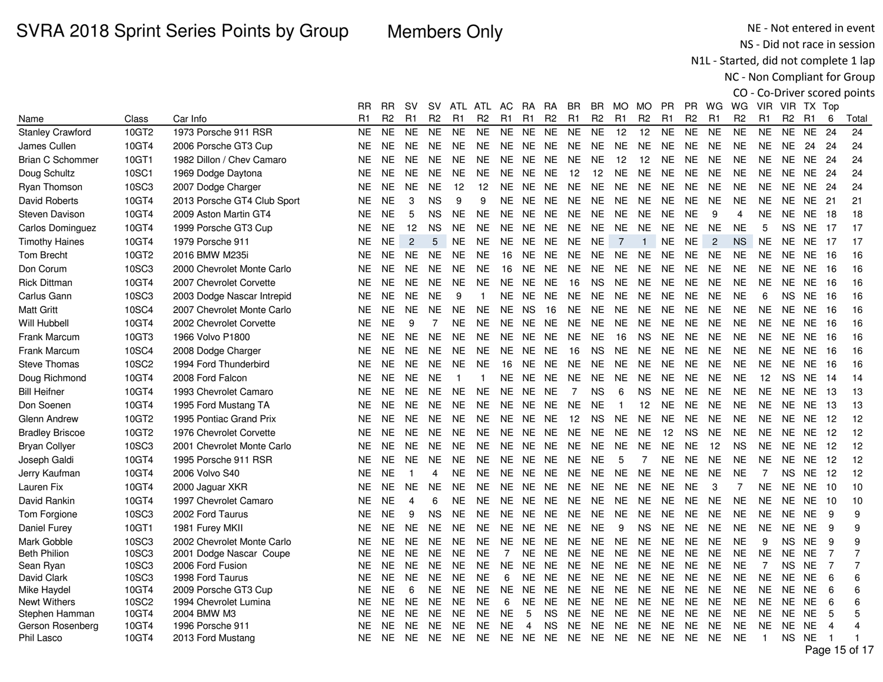# SVRA 2018 Sprint Series Points by Group    Members Only

NE - Not entered in event
NS - Did not race in session
N1L - Started, did not complete 1 lap
NC - Non Compliant for Group
CO - Co-Driver scored points

| Name | Class | Car Info | RR R1 | RR R2 | SV R1 | SV R2 | ATL R1 | ATL R2 | AC R1 | RA R1 | RA R2 | BR R1 | BR R2 | MO R1 | MO R2 | PR R1 | PR R2 | WG R1 | WG R2 | VIR R1 | VIR R2 | TX R1 | Top 6 | Total |
|---|---|---|---|---|---|---|---|---|---|---|---|---|---|---|---|---|---|---|---|---|---|---|---|---|
| Stanley Crawford | 10GT2 | 1973 Porsche 911 RSR | NE | NE | NE | NE | NE | NE | NE | NE | NE | NE | NE | 12 | 12 | NE | NE | NE | NE | NE | NE | NE | 24 | 24 |
| James Cullen | 10GT4 | 2006 Porsche GT3 Cup | NE | NE | NE | NE | NE | NE | NE | NE | NE | NE | NE | NE | NE | NE | NE | NE | NE | NE | NE | 24 | 24 | 24 |
| Brian C Schommer | 10GT1 | 1982 Dillon / Chev Camaro | NE | NE | NE | NE | NE | NE | NE | NE | NE | NE | NE | 12 | 12 | NE | NE | NE | NE | NE | NE | NE | 24 | 24 |
| Doug Schultz | 10SC1 | 1969 Dodge Daytona | NE | NE | NE | NE | NE | NE | NE | NE | NE | 12 | 12 | NE | NE | NE | NE | NE | NE | NE | NE | NE | 24 | 24 |
| Ryan Thomson | 10SC3 | 2007 Dodge Charger | NE | NE | NE | NE | 12 | 12 | NE | NE | NE | NE | NE | NE | NE | NE | NE | NE | NE | NE | NE | NE | 24 | 24 |
| David Roberts | 10GT4 | 2013 Porsche GT4 Club Sport | NE | NE | 3 | NS | 9 | 9 | NE | NE | NE | NE | NE | NE | NE | NE | NE | NE | NE | NE | NE | NE | 21 | 21 |
| Steven Davison | 10GT4 | 2009 Aston Martin GT4 | NE | NE | 5 | NS | NE | NE | NE | NE | NE | NE | NE | NE | NE | NE | NE | 9 | 4 | NE | NE | NE | 18 | 18 |
| Carlos Dominguez | 10GT4 | 1999 Porsche GT3 Cup | NE | NE | 12 | NS | NE | NE | NE | NE | NE | NE | NE | NE | NE | NE | NE | NE | NE | 5 | NS | NE | 17 | 17 |
| Timothy Haines | 10GT4 | 1979 Porsche 911 | NE | NE | 2 | 5 | NE | NE | NE | NE | NE | NE | NE | 7 | 1 | NE | NE | 2 | NS | NE | NE | NE | 17 | 17 |
| Tom Brecht | 10GT2 | 2016 BMW M235i | NE | NE | NE | NE | NE | NE | 16 | NE | NE | NE | NE | NE | NE | NE | NE | NE | NE | NE | NE | NE | 16 | 16 |
| Don Corum | 10SC3 | 2000 Chevrolet Monte Carlo | NE | NE | NE | NE | NE | NE | 16 | NE | NE | NE | NE | NE | NE | NE | NE | NE | NE | NE | NE | NE | 16 | 16 |
| Rick Dittman | 10GT4 | 2007 Chevrolet Corvette | NE | NE | NE | NE | NE | NE | NE | NE | NE | 16 | NS | NE | NE | NE | NE | NE | NE | NE | NE | NE | 16 | 16 |
| Carlus Gann | 10SC3 | 2003 Dodge Nascar Intrepid | NE | NE | NE | NE | 9 | 1 | NE | NE | NE | NE | NE | NE | NE | NE | NE | NE | NE | 6 | NS | NE | 16 | 16 |
| Matt Gritt | 10SC4 | 2007 Chevrolet Monte Carlo | NE | NE | NE | NE | NE | NE | NE | NS | 16 | NE | NE | NE | NE | NE | NE | NE | NE | NE | NE | NE | 16 | 16 |
| Will Hubbell | 10GT4 | 2002 Chevrolet Corvette | NE | NE | 9 | 7 | NE | NE | NE | NE | NE | NE | NE | NE | NE | NE | NE | NE | NE | NE | NE | NE | 16 | 16 |
| Frank Marcum | 10GT3 | 1966 Volvo P1800 | NE | NE | NE | NE | NE | NE | NE | NE | NE | NE | NE | 16 | NS | NE | NE | NE | NE | NE | NE | NE | 16 | 16 |
| Frank Marcum | 10SC4 | 2008 Dodge Charger | NE | NE | NE | NE | NE | NE | NE | NE | NE | 16 | NS | NE | NE | NE | NE | NE | NE | NE | NE | NE | 16 | 16 |
| Steve Thomas | 10SC2 | 1994 Ford Thunderbird | NE | NE | NE | NE | NE | NE | 16 | NE | NE | NE | NE | NE | NE | NE | NE | NE | NE | NE | NE | NE | 16 | 16 |
| Doug Richmond | 10GT4 | 2008 Ford Falcon | NE | NE | NE | NE | 1 | 1 | NE | NE | NE | NE | NE | NE | NE | NE | NE | NE | NE | 12 | NS | NE | 14 | 14 |
| Bill Heifner | 10GT4 | 1993 Chevrolet Camaro | NE | NE | NE | NE | NE | NE | NE | NE | NE | 7 | NS | 6 | NS | NE | NE | NE | NE | NE | NE | NE | 13 | 13 |
| Don Soenen | 10GT4 | 1995 Ford Mustang TA | NE | NE | NE | NE | NE | NE | NE | NE | NE | NE | NE | 1 | 12 | NE | NE | NE | NE | NE | NE | NE | 13 | 13 |
| Glenn Andrew | 10GT2 | 1995 Pontiac Grand Prix | NE | NE | NE | NE | NE | NE | NE | NE | NE | 12 | NS | NE | NE | NE | NE | NE | NE | NE | NE | NE | 12 | 12 |
| Bradley Briscoe | 10GT2 | 1976 Chevrolet Corvette | NE | NE | NE | NE | NE | NE | NE | NE | NE | NE | NE | NE | NE | 12 | NS | NE | NE | NE | NE | NE | 12 | 12 |
| Bryan Collyer | 10SC3 | 2001 Chevrolet Monte Carlo | NE | NE | NE | NE | NE | NE | NE | NE | NE | NE | NE | NE | NE | NE | NE | 12 | NS | NE | NE | NE | 12 | 12 |
| Joseph Galdi | 10GT4 | 1995 Porsche 911 RSR | NE | NE | NE | NE | NE | NE | NE | NE | NE | NE | NE | 5 | 7 | NE | NE | NE | NE | NE | NE | NE | 12 | 12 |
| Jerry Kaufman | 10GT4 | 2006 Volvo S40 | NE | NE | 1 | 4 | NE | NE | NE | NE | NE | NE | NE | NE | NE | NE | NE | NE | NE | 7 | NS | NE | 12 | 12 |
| Lauren Fix | 10GT4 | 2000 Jaguar XKR | NE | NE | NE | NE | NE | NE | NE | NE | NE | NE | NE | NE | NE | NE | NE | 3 | 7 | NE | NE | NE | 10 | 10 |
| David Rankin | 10GT4 | 1997 Chevrolet Camaro | NE | NE | 4 | 6 | NE | NE | NE | NE | NE | NE | NE | NE | NE | NE | NE | NE | NE | NE | NE | NE | 10 | 10 |
| Tom Forgione | 10SC3 | 2002 Ford Taurus | NE | NE | 9 | NS | NE | NE | NE | NE | NE | NE | NE | NE | NE | NE | NE | NE | NE | NE | NE | NE | 9 | 9 |
| Daniel Furey | 10GT1 | 1981 Furey MKII | NE | NE | NE | NE | NE | NE | NE | NE | NE | NE | NE | 9 | NS | NE | NE | NE | NE | NE | NE | NE | 9 | 9 |
| Mark Gobble | 10SC3 | 2002 Chevrolet Monte Carlo | NE | NE | NE | NE | NE | NE | NE | NE | NE | NE | NE | NE | NE | NE | NE | NE | NE | 9 | NS | NE | 9 | 9 |
| Beth Philion | 10SC3 | 2001 Dodge Nascar  Coupe | NE | NE | NE | NE | NE | NE | 7 | NE | NE | NE | NE | NE | NE | NE | NE | NE | NE | NE | NE | NE | 7 | 7 |
| Sean Ryan | 10SC3 | 2006 Ford Fusion | NE | NE | NE | NE | NE | NE | NE | NE | NE | NE | NE | NE | NE | NE | NE | NE | NE | 7 | NS | NE | 7 | 7 |
| David Clark | 10SC3 | 1998 Ford Taurus | NE | NE | NE | NE | NE | NE | 6 | NE | NE | NE | NE | NE | NE | NE | NE | NE | NE | NE | NE | NE | 6 | 6 |
| Mike Haydel | 10GT4 | 2009 Porsche GT3 Cup | NE | NE | 6 | NE | NE | NE | NE | NE | NE | NE | NE | NE | NE | NE | NE | NE | NE | NE | NE | NE | 6 | 6 |
| Newt Withers | 10SC2 | 1994 Chevrolet Lumina | NE | NE | NE | NE | NE | NE | 6 | NE | NE | NE | NE | NE | NE | NE | NE | NE | NE | NE | NE | NE | 6 | 6 |
| Stephen Hamman | 10GT4 | 2004 BMW M3 | NE | NE | NE | NE | NE | NE | NE | 5 | NS | NE | NE | NE | NE | NE | NE | NE | NE | NE | NE | NE | 5 | 5 |
| Gerson Rosenberg | 10GT4 | 1996 Porsche 911 | NE | NE | NE | NE | NE | NE | NE | 4 | NS | NE | NE | NE | NE | NE | NE | NE | NE | NE | NE | NE | 4 | 4 |
| Phil Lasco | 10GT4 | 2013 Ford Mustang | NE | NE | NE | NE | NE | NE | NE | NE | NE | NE | NE | NE | NE | NE | NE | NE | NE | 1 | NS | NE | 1 | 1 |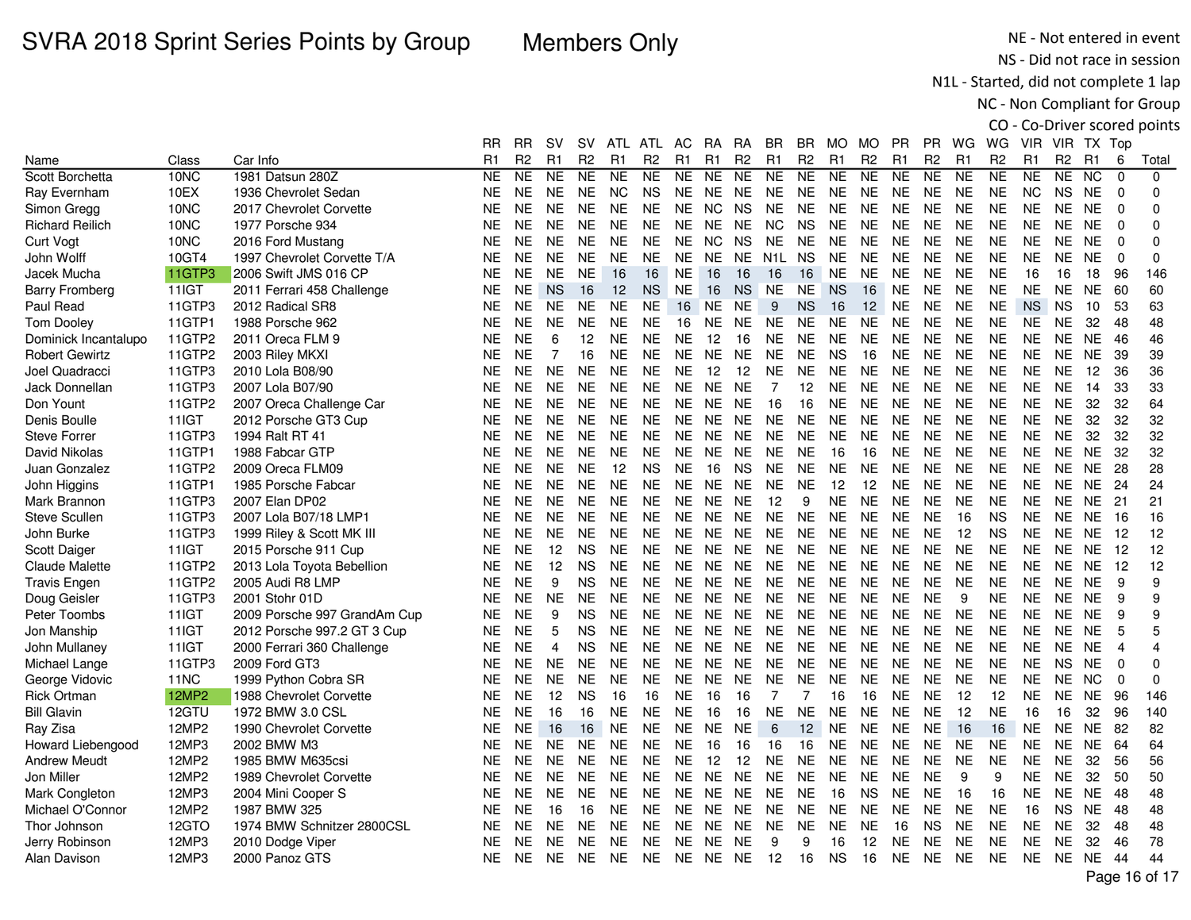# SVRA 2018 Sprint Series Points by Group

## Members Only

NE - Not entered in event
NS - Did not race in session
N1L - Started, did not complete 1 lap
NC - Non Compliant for Group
CO - Co-Driver scored points

| Name | Class | Car Info | RR R1 | RR R2 | SV R1 | SV R2 | ATL R1 | ATL R2 | AC R1 | RA R1 | RA R2 | BR R1 | BR R2 | MO R1 | MO R2 | PR R1 | PR R2 | WG R1 | WG R2 | VIR R1 | VIR R2 | TX R1 | Top 6 | Total |
|---|---|---|---|---|---|---|---|---|---|---|---|---|---|---|---|---|---|---|---|---|---|---|---|---|
| Scott Borchetta | 10NC | 1981 Datsun 280Z | NE | NE | NE | NE | NE | NE | NE | NE | NE | NE | NE | NE | NE | NE | NE | NE | NE | NE | NE | NC | 0 | 0 |
| Ray Evernham | 10EX | 1936 Chevrolet Sedan | NE | NE | NE | NE | NC | NS | NE | NE | NE | NE | NE | NE | NE | NE | NE | NE | NE | NC | NS | NE | 0 | 0 |
| Simon Gregg | 10NC | 2017 Chevrolet Corvette | NE | NE | NE | NE | NE | NE | NE | NC | NS | NE | NE | NE | NE | NE | NE | NE | NE | NE | NE | NE | 0 | 0 |
| Richard Reilich | 10NC | 1977 Porsche 934 | NE | NE | NE | NE | NE | NE | NE | NE | NE | NC | NS | NE | NE | NE | NE | NE | NE | NE | NE | NE | 0 | 0 |
| Curt Vogt | 10NC | 2016 Ford Mustang | NE | NE | NE | NE | NE | NE | NE | NC | NS | NE | NE | NE | NE | NE | NE | NE | NE | NE | NE | NE | 0 | 0 |
| John Wolff | 10GT4 | 1997 Chevrolet Corvette T/A | NE | NE | NE | NE | NE | NE | NE | NE | NE | N1L | NS | NE | NE | NE | NE | NE | NE | NE | NE | NE | 0 | 0 |
| Jacek Mucha | 11GTP3 | 2006 Swift JMS 016 CP | NE | NE | NE | NE | 16 | 16 | NE | 16 | 16 | 16 | 16 | NE | NE | NE | NE | NE | NE | 16 | 16 | 18 | 96 | 146 |
| Barry Fromberg | 11IGT | 2011 Ferrari 458 Challenge | NE | NE | NS | 16 | 12 | NS | NE | 16 | NS | NE | NE | NS | 16 | NE | NE | NE | NE | NE | NE | NE | 60 | 60 |
| Paul Read | 11GTP3 | 2012 Radical SR8 | NE | NE | NE | NE | NE | NE | 16 | NE | NE | 9 | NS | 16 | 12 | NE | NE | NE | NE | NS | NS | 10 | 53 | 63 |
| Tom Dooley | 11GTP1 | 1988 Porsche 962 | NE | NE | NE | NE | NE | NE | 16 | NE | NE | NE | NE | NE | NE | NE | NE | NE | NE | NE | NE | 32 | 48 | 48 |
| Dominick Incantalupo | 11GTP2 | 2011 Oreca FLM 9 | NE | NE | 6 | 12 | NE | NE | NE | 12 | 16 | NE | NE | NE | NE | NE | NE | NE | NE | NE | NE | NE | 46 | 46 |
| Robert Gewirtz | 11GTP2 | 2003 Riley MKXI | NE | NE | 7 | 16 | NE | NE | NE | NE | NE | NE | NE | NS | 16 | NE | NE | NE | NE | NE | NE | NE | 39 | 39 |
| Joel Quadracci | 11GTP3 | 2010 Lola B08/90 | NE | NE | NE | NE | NE | NE | NE | 12 | 12 | NE | NE | NE | NE | NE | NE | NE | NE | NE | NE | 12 | 36 | 36 |
| Jack Donnellan | 11GTP3 | 2007 Lola B07/90 | NE | NE | NE | NE | NE | NE | NE | NE | NE | 7 | 12 | NE | NE | NE | NE | NE | NE | NE | NE | 14 | 33 | 33 |
| Don Yount | 11GTP2 | 2007 Oreca Challenge Car | NE | NE | NE | NE | NE | NE | NE | NE | NE | 16 | 16 | NE | NE | NE | NE | NE | NE | NE | NE | 32 | 32 | 64 |
| Denis Boulle | 11IGT | 2012 Porsche GT3 Cup | NE | NE | NE | NE | NE | NE | NE | NE | NE | NE | NE | NE | NE | NE | NE | NE | NE | NE | NE | 32 | 32 | 32 |
| Steve Forrer | 11GTP3 | 1994 Ralt RT 41 | NE | NE | NE | NE | NE | NE | NE | NE | NE | NE | NE | NE | NE | NE | NE | NE | NE | NE | NE | 32 | 32 | 32 |
| David Nikolas | 11GTP1 | 1988 Fabcar GTP | NE | NE | NE | NE | NE | NE | NE | NE | NE | NE | NE | 16 | 16 | NE | NE | NE | NE | NE | NE | NE | 32 | 32 |
| Juan Gonzalez | 11GTP2 | 2009 Oreca FLM09 | NE | NE | NE | NE | 12 | NS | NE | 16 | NS | NE | NE | NE | NE | NE | NE | NE | NE | NE | NE | NE | 28 | 28 |
| John Higgins | 11GTP1 | 1985 Porsche Fabcar | NE | NE | NE | NE | NE | NE | NE | NE | NE | NE | NE | 12 | 12 | NE | NE | NE | NE | NE | NE | NE | 24 | 24 |
| Mark Brannon | 11GTP3 | 2007 Elan DP02 | NE | NE | NE | NE | NE | NE | NE | NE | NE | 12 | 9 | NE | NE | NE | NE | NE | NE | NE | NE | NE | 21 | 21 |
| Steve Scullen | 11GTP3 | 2007 Lola B07/18 LMP1 | NE | NE | NE | NE | NE | NE | NE | NE | NE | NE | NE | NE | NE | NE | NE | 16 | NS | NE | NE | NE | 16 | 16 |
| John Burke | 11GTP3 | 1999 Riley & Scott MK III | NE | NE | NE | NE | NE | NE | NE | NE | NE | NE | NE | NE | NE | NE | NE | 12 | NS | NE | NE | NE | 12 | 12 |
| Scott Daiger | 11IGT | 2015 Porsche 911 Cup | NE | NE | 12 | NS | NE | NE | NE | NE | NE | NE | NE | NE | NE | NE | NE | NE | NE | NE | NE | NE | 12 | 12 |
| Claude Malette | 11GTP2 | 2013 Lola Toyota Bebellion | NE | NE | 12 | NS | NE | NE | NE | NE | NE | NE | NE | NE | NE | NE | NE | NE | NE | NE | NE | NE | 12 | 12 |
| Travis Engen | 11GTP2 | 2005 Audi R8 LMP | NE | NE | 9 | NS | NE | NE | NE | NE | NE | NE | NE | NE | NE | NE | NE | NE | NE | NE | NE | NE | 9 | 9 |
| Doug Geisler | 11GTP3 | 2001 Stohr 01D | NE | NE | NE | NE | NE | NE | NE | NE | NE | NE | NE | NE | NE | NE | NE | 9 | NE | NE | NE | NE | 9 | 9 |
| Peter Toombs | 11IGT | 2009 Porsche 997 GrandAm Cup | NE | NE | 9 | NS | NE | NE | NE | NE | NE | NE | NE | NE | NE | NE | NE | NE | NE | NE | NE | NE | 9 | 9 |
| Jon Manship | 11IGT | 2012 Porsche 997.2 GT 3 Cup | NE | NE | 5 | NS | NE | NE | NE | NE | NE | NE | NE | NE | NE | NE | NE | NE | NE | NE | NE | NE | 5 | 5 |
| John Mullaney | 11IGT | 2000 Ferrari 360 Challenge | NE | NE | 4 | NS | NE | NE | NE | NE | NE | NE | NE | NE | NE | NE | NE | NE | NE | NE | NE | NE | 4 | 4 |
| Michael Lange | 11GTP3 | 2009 Ford GT3 | NE | NE | NE | NE | NE | NE | NE | NE | NE | NE | NE | NE | NE | NE | NE | NE | NE | NE | NS | NE | 0 | 0 |
| George Vidovic | 11NC | 1999 Python Cobra SR | NE | NE | NE | NE | NE | NE | NE | NE | NE | NE | NE | NE | NE | NE | NE | NE | NE | NE | NE | NC | 0 | 0 |
| Rick Ortman | 12MP2 | 1988 Chevrolet Corvette | NE | NE | 12 | NS | 16 | 16 | NE | 16 | 16 | 7 | 7 | 16 | 16 | NE | NE | 12 | 12 | NE | NE | NE | 96 | 146 |
| Bill Glavin | 12GTU | 1972 BMW 3.0 CSL | NE | NE | 16 | 16 | NE | NE | NE | 16 | 16 | NE | NE | NE | NE | NE | NE | 12 | NE | 16 | 16 | 32 | 96 | 140 |
| Ray Zisa | 12MP2 | 1990 Chevrolet Corvette | NE | NE | 16 | 16 | NE | NE | NE | NE | NE | 6 | 12 | NE | NE | NE | NE | 16 | 16 | NE | NE | NE | 82 | 82 |
| Howard Liebengood | 12MP3 | 2002 BMW M3 | NE | NE | NE | NE | NE | NE | NE | 16 | 16 | 16 | 16 | NE | NE | NE | NE | NE | NE | NE | NE | NE | 64 | 64 |
| Andrew Meudt | 12MP2 | 1985 BMW M635csi | NE | NE | NE | NE | NE | NE | NE | 12 | 12 | NE | NE | NE | NE | NE | NE | NE | NE | NE | NE | 32 | 56 | 56 |
| Jon Miller | 12MP2 | 1989 Chevrolet Corvette | NE | NE | NE | NE | NE | NE | NE | NE | NE | NE | NE | NE | NE | NE | NE | 9 | 9 | NE | NE | 32 | 50 | 50 |
| Mark Congleton | 12MP3 | 2004 Mini Cooper S | NE | NE | NE | NE | NE | NE | NE | NE | NE | NE | NE | 16 | NS | NE | NE | 16 | 16 | NE | NE | NE | 48 | 48 |
| Michael O'Connor | 12MP2 | 1987 BMW 325 | NE | NE | 16 | 16 | NE | NE | NE | NE | NE | NE | NE | NE | NE | NE | NE | NE | NE | 16 | NS | NE | 48 | 48 |
| Thor Johnson | 12GTO | 1974 BMW Schnitzer 2800CSL | NE | NE | NE | NE | NE | NE | NE | NE | NE | NE | NE | NE | NE | 16 | NS | NE | NE | NE | NE | 32 | 48 | 48 |
| Jerry Robinson | 12MP3 | 2010 Dodge Viper | NE | NE | NE | NE | NE | NE | NE | NE | NE | 9 | 9 | 16 | 12 | NE | NE | NE | NE | NE | NE | 32 | 46 | 78 |
| Alan Davison | 12MP3 | 2000 Panoz GTS | NE | NE | NE | NE | NE | NE | NE | NE | NE | 12 | 16 | NS | 16 | NE | NE | NE | NE | NE | NE | NE | 44 | 44 |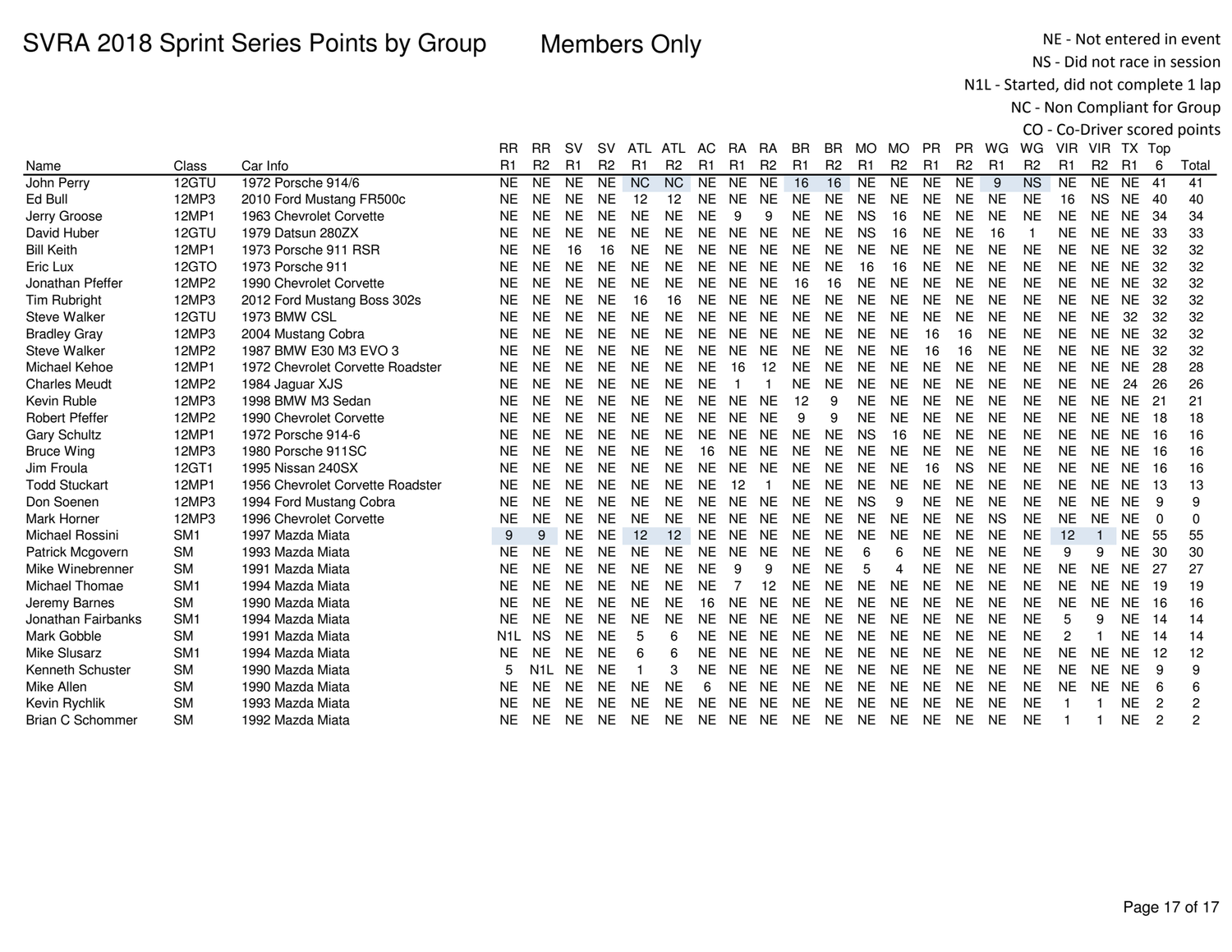# SVRA 2018 Sprint Series Points by Group

Members Only

NE - Not entered in event
NS - Did not race in session
N1L - Started, did not complete 1 lap
NC - Non Compliant for Group
CO - Co-Driver scored points

| Name | Class | Car Info | RR R1 | RR R2 | SV R1 | SV R2 | ATL R1 | ATL R2 | AC R1 | RA R1 | RA R2 | BR R1 | BR R2 | MO R1 | MO R2 | PR R1 | PR R2 | WG R1 | WG R2 | VIR R1 | VIR R2 | TX R1 | Top 6 | Total |
|---|---|---|---|---|---|---|---|---|---|---|---|---|---|---|---|---|---|---|---|---|---|---|---|---|
| John Perry | 12GTU | 1972 Porsche 914/6 | NE | NE | NE | NE | NC | NC | NE | NE | NE | 16 | 16 | NE | NE | NE | NE | 9 | NS | NE | NE | NE | 41 | 41 |
| Ed Bull | 12MP3 | 2010 Ford Mustang FR500c | NE | NE | NE | NE | 12 | 12 | NE | NE | NE | NE | NE | NE | NE | NE | NE | NE | NE | 16 | NS | NE | 40 | 40 |
| Jerry Groose | 12MP1 | 1963 Chevrolet Corvette | NE | NE | NE | NE | NE | NE | NE | 9 | 9 | NE | NE | NS | 16 | NE | NE | NE | NE | NE | NE | NE | 34 | 34 |
| David Huber | 12GTU | 1979 Datsun 280ZX | NE | NE | NE | NE | NE | NE | NE | NE | NE | NE | NE | NS | 16 | NE | NE | 16 | 1 | NE | NE | NE | 33 | 33 |
| Bill Keith | 12MP1 | 1973 Porsche 911 RSR | NE | NE | 16 | 16 | NE | NE | NE | NE | NE | NE | NE | NE | NE | NE | NE | NE | NE | NE | NE | NE | 32 | 32 |
| Eric Lux | 12GTO | 1973 Porsche 911 | NE | NE | NE | NE | NE | NE | NE | NE | NE | NE | NE | 16 | 16 | NE | NE | NE | NE | NE | NE | NE | 32 | 32 |
| Jonathan Pfeffer | 12MP2 | 1990 Chevrolet Corvette | NE | NE | NE | NE | NE | NE | NE | NE | NE | 16 | 16 | NE | NE | NE | NE | NE | NE | NE | NE | NE | 32 | 32 |
| Tim Rubright | 12MP3 | 2012 Ford Mustang Boss 302s | NE | NE | NE | NE | 16 | 16 | NE | NE | NE | NE | NE | NE | NE | NE | NE | NE | NE | NE | NE | NE | 32 | 32 |
| Steve Walker | 12GTU | 1973 BMW CSL | NE | NE | NE | NE | NE | NE | NE | NE | NE | NE | NE | NE | NE | NE | NE | NE | NE | NE | NE | 32 | 32 | 32 |
| Bradley Gray | 12MP3 | 2004 Mustang Cobra | NE | NE | NE | NE | NE | NE | NE | NE | NE | NE | NE | NE | NE | 16 | 16 | NE | NE | NE | NE | NE | 32 | 32 |
| Steve Walker | 12MP2 | 1987 BMW E30 M3 EVO 3 | NE | NE | NE | NE | NE | NE | NE | NE | NE | NE | NE | NE | NE | 16 | 16 | NE | NE | NE | NE | NE | 32 | 32 |
| Michael Kehoe | 12MP1 | 1972 Chevrolet Corvette Roadster | NE | NE | NE | NE | NE | NE | NE | 16 | 12 | NE | NE | NE | NE | NE | NE | NE | NE | NE | NE | NE | 28 | 28 |
| Charles Meudt | 12MP2 | 1984 Jaguar XJS | NE | NE | NE | NE | NE | NE | NE | 1 | 1 | NE | NE | NE | NE | NE | NE | NE | NE | NE | NE | 24 | 26 | 26 |
| Kevin Ruble | 12MP3 | 1998 BMW M3 Sedan | NE | NE | NE | NE | NE | NE | NE | NE | NE | 12 | 9 | NE | NE | NE | NE | NE | NE | NE | NE | NE | 21 | 21 |
| Robert Pfeffer | 12MP2 | 1990 Chevrolet Corvette | NE | NE | NE | NE | NE | NE | NE | NE | NE | 9 | 9 | NE | NE | NE | NE | NE | NE | NE | NE | NE | 18 | 18 |
| Gary Schultz | 12MP1 | 1972 Porsche 914-6 | NE | NE | NE | NE | NE | NE | NE | NE | NE | NE | NE | NS | 16 | NE | NE | NE | NE | NE | NE | NE | 16 | 16 |
| Bruce Wing | 12MP3 | 1980 Porsche 911SC | NE | NE | NE | NE | NE | NE | 16 | NE | NE | NE | NE | NE | NE | NE | NE | NE | NE | NE | NE | NE | 16 | 16 |
| Jim Froula | 12GT1 | 1995 Nissan 240SX | NE | NE | NE | NE | NE | NE | NE | NE | NE | NE | NE | NE | NE | 16 | NS | NE | NE | NE | NE | NE | 16 | 16 |
| Todd Stuckart | 12MP1 | 1956 Chevrolet Corvette Roadster | NE | NE | NE | NE | NE | NE | NE | 12 | 1 | NE | NE | NE | NE | NE | NE | NE | NE | NE | NE | NE | 13 | 13 |
| Don Soenen | 12MP3 | 1994 Ford Mustang Cobra | NE | NE | NE | NE | NE | NE | NE | NE | NE | NE | NE | NS | 9 | NE | NE | NE | NE | NE | NE | NE | 9 | 9 |
| Mark Horner | 12MP3 | 1996 Chevrolet Corvette | NE | NE | NE | NE | NE | NE | NE | NE | NE | NE | NE | NE | NE | NE | NE | NS | NE | NE | NE | NE | 0 | 0 |
| Michael Rossini | SM1 | 1997 Mazda Miata | 9 | 9 | NE | NE | 12 | 12 | NE | NE | NE | NE | NE | NE | NE | NE | NE | NE | NE | 12 | 1 | NE | 55 | 55 |
| Patrick Mcgovern | SM | 1993 Mazda Miata | NE | NE | NE | NE | NE | NE | NE | NE | NE | NE | NE | 6 | 6 | NE | NE | NE | NE | 9 | 9 | NE | 30 | 30 |
| Mike Winebrenner | SM | 1991 Mazda Miata | NE | NE | NE | NE | NE | NE | NE | 9 | 9 | NE | NE | 5 | 4 | NE | NE | NE | NE | NE | NE | NE | 27 | 27 |
| Michael Thomae | SM1 | 1994 Mazda Miata | NE | NE | NE | NE | NE | NE | NE | 7 | 12 | NE | NE | NE | NE | NE | NE | NE | NE | NE | NE | NE | 19 | 19 |
| Jeremy Barnes | SM | 1990 Mazda Miata | NE | NE | NE | NE | NE | NE | 16 | NE | NE | NE | NE | NE | NE | NE | NE | NE | NE | NE | NE | NE | 16 | 16 |
| Jonathan Fairbanks | SM1 | 1994 Mazda Miata | NE | NE | NE | NE | NE | NE | NE | NE | NE | NE | NE | NE | NE | NE | NE | NE | NE | 5 | 9 | NE | 14 | 14 |
| Mark Gobble | SM | 1991 Mazda Miata | N1L | NS | NE | NE | 5 | 6 | NE | NE | NE | NE | NE | NE | NE | NE | NE | NE | NE | 2 | 1 | NE | 14 | 14 |
| Mike Slusarz | SM1 | 1994 Mazda Miata | NE | NE | NE | NE | 6 | 6 | NE | NE | NE | NE | NE | NE | NE | NE | NE | NE | NE | NE | NE | NE | 12 | 12 |
| Kenneth Schuster | SM | 1990 Mazda Miata | 5 | N1L | NE | NE | 1 | 3 | NE | NE | NE | NE | NE | NE | NE | NE | NE | NE | NE | NE | NE | NE | 9 | 9 |
| Mike Allen | SM | 1990 Mazda Miata | NE | NE | NE | NE | NE | NE | 6 | NE | NE | NE | NE | NE | NE | NE | NE | NE | NE | NE | NE | NE | 6 | 6 |
| Kevin Rychlik | SM | 1993 Mazda Miata | NE | NE | NE | NE | NE | NE | NE | NE | NE | NE | NE | NE | NE | NE | NE | NE | NE | 1 | 1 | NE | 2 | 2 |
| Brian C Schommer | SM | 1992 Mazda Miata | NE | NE | NE | NE | NE | NE | NE | NE | NE | NE | NE | NE | NE | NE | NE | NE | NE | 1 | 1 | NE | 2 | 2 |